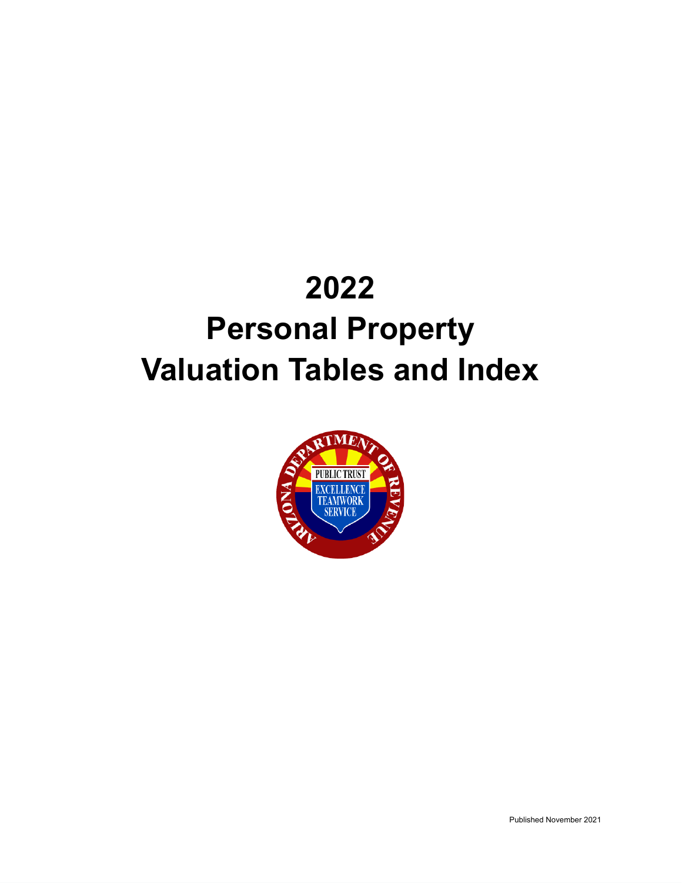# 2022

# Personal Property Valuation Tables and Index

Published November 2021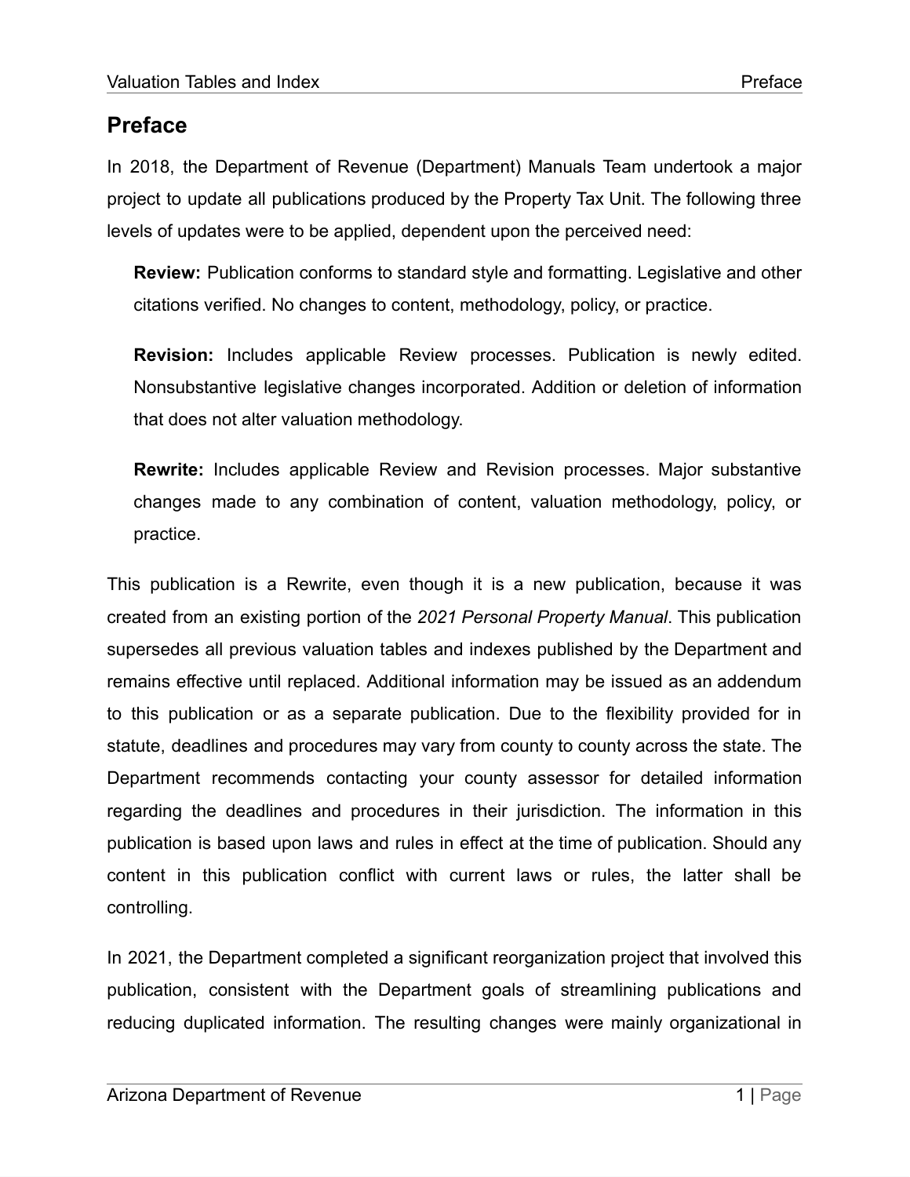## Preface

In 2018, the Department of Revenue (Department) Manuals Team undertook a major project to update all publications produced by the Property Tax Unit. The following three levels of updates were to be applied, dependent upon the perceived need:

> **Review:** Publication conforms to standard style and formatting. Legislative and other citations verified. No changes to content, methodology, policy, or practice.
>
> **Revision:** Includes applicable Review processes. Publication is newly edited. Nonsubstantive legislative changes incorporated. Addition or deletion of information that does not alter valuation methodology.
>
> **Rewrite:** Includes applicable Review and Revision processes. Major substantive changes made to any combination of content, valuation methodology, policy, or practice.

This publication is a Rewrite, even though it is a new publication, because it was created from an existing portion of the *2021 Personal Property Manual*. This publication supersedes all previous valuation tables and indexes published by the Department and remains effective until replaced. Additional information may be issued as an addendum to this publication or as a separate publication. Due to the flexibility provided for in statute, deadlines and procedures may vary from county to county across the state. The Department recommends contacting your county assessor for detailed information regarding the deadlines and procedures in their jurisdiction. The information in this publication is based upon laws and rules in effect at the time of publication. Should any content in this publication conflict with current laws or rules, the latter shall be controlling.

In 2021, the Department completed a significant reorganization project that involved this publication, consistent with the Department goals of streamlining publications and reducing duplicated information. The resulting changes were mainly organizational in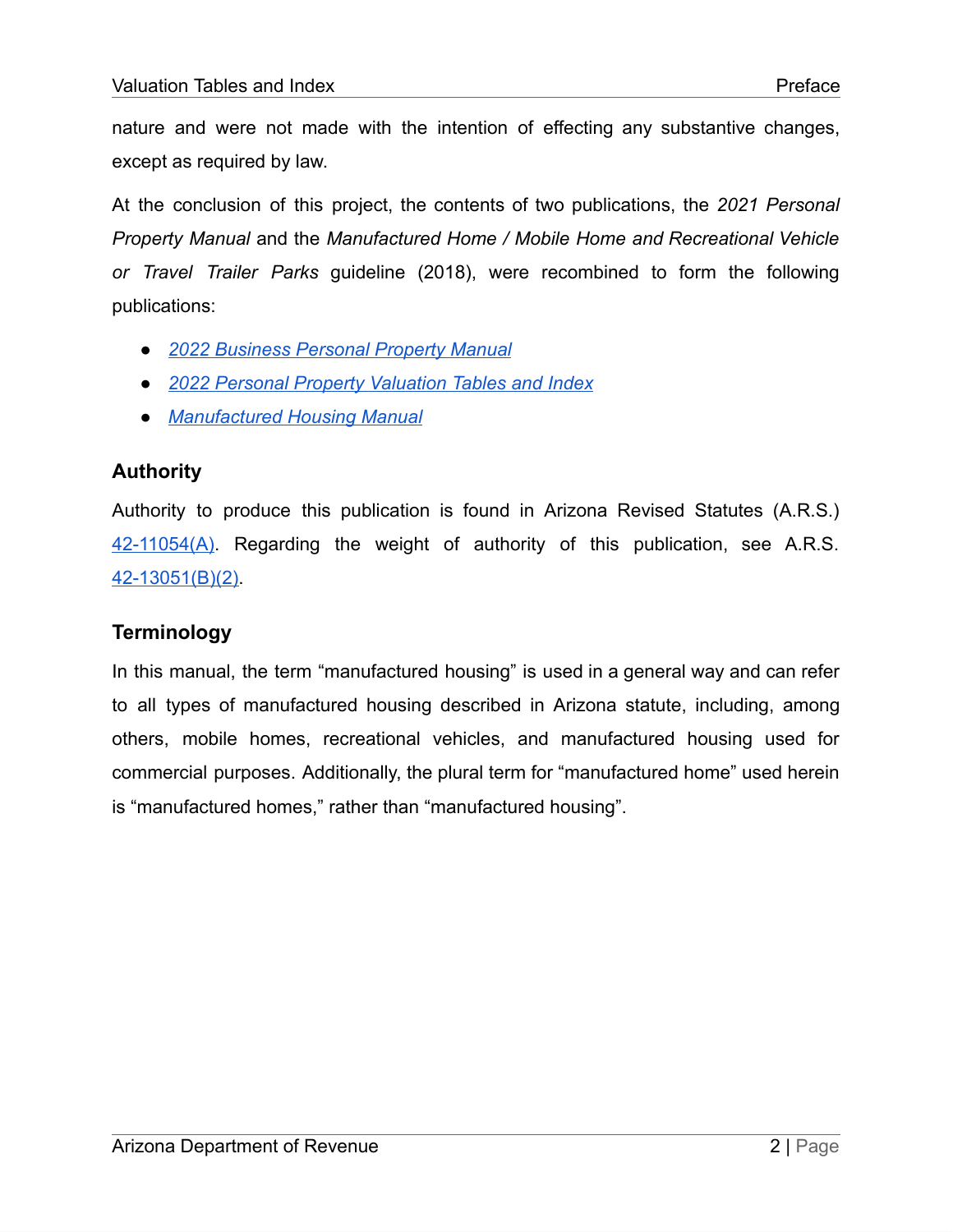nature and were not made with the intention of effecting any substantive changes, except as required by law.

At the conclusion of this project, the contents of two publications, the *2021 Personal Property Manual* and the *Manufactured Home / Mobile Home and Recreational Vehicle or Travel Trailer Parks* guideline (2018), were recombined to form the following publications:

- *2022 Business Personal Property Manual*
- *2022 Personal Property Valuation Tables and Index*
- *Manufactured Housing Manual*

## Authority

Authority to produce this publication is found in Arizona Revised Statutes (A.R.S.) 42-11054(A). Regarding the weight of authority of this publication, see A.R.S. 42-13051(B)(2).

## Terminology

In this manual, the term "manufactured housing" is used in a general way and can refer to all types of manufactured housing described in Arizona statute, including, among others, mobile homes, recreational vehicles, and manufactured housing used for commercial purposes. Additionally, the plural term for "manufactured home" used herein is "manufactured homes," rather than "manufactured housing".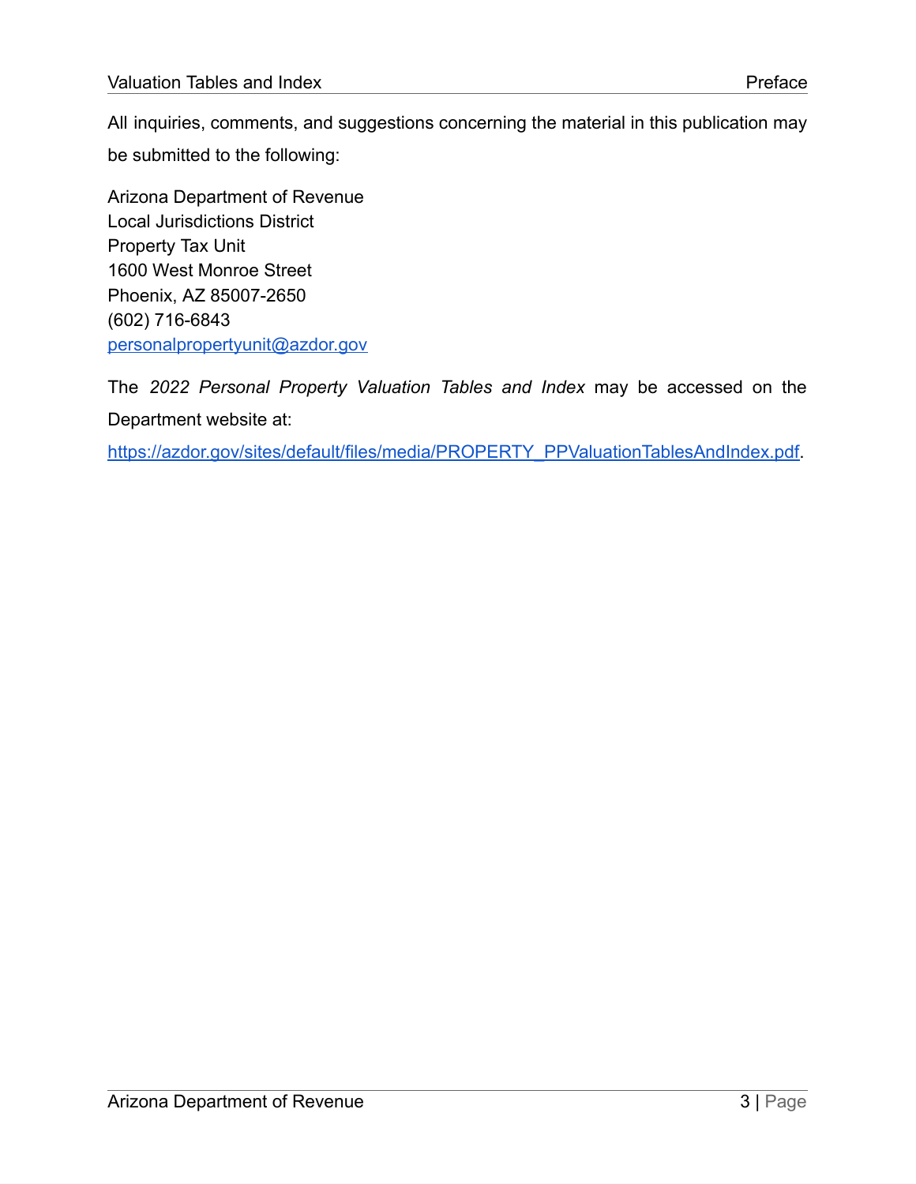All inquiries, comments, and suggestions concerning the material in this publication may be submitted to the following:

Arizona Department of Revenue
Local Jurisdictions District
Property Tax Unit
1600 West Monroe Street
Phoenix, AZ 85007-2650
(602) 716-6843
[personalpropertyunit@azdor.gov](mailto:personalpropertyunit@azdor.gov)

The *2022 Personal Property Valuation Tables and Index* may be accessed on the Department website at:

[https://azdor.gov/sites/default/files/media/PROPERTY_PPValuationTablesAndIndex.pdf](https://azdor.gov/sites/default/files/media/PROPERTY_PPValuationTablesAndIndex.pdf).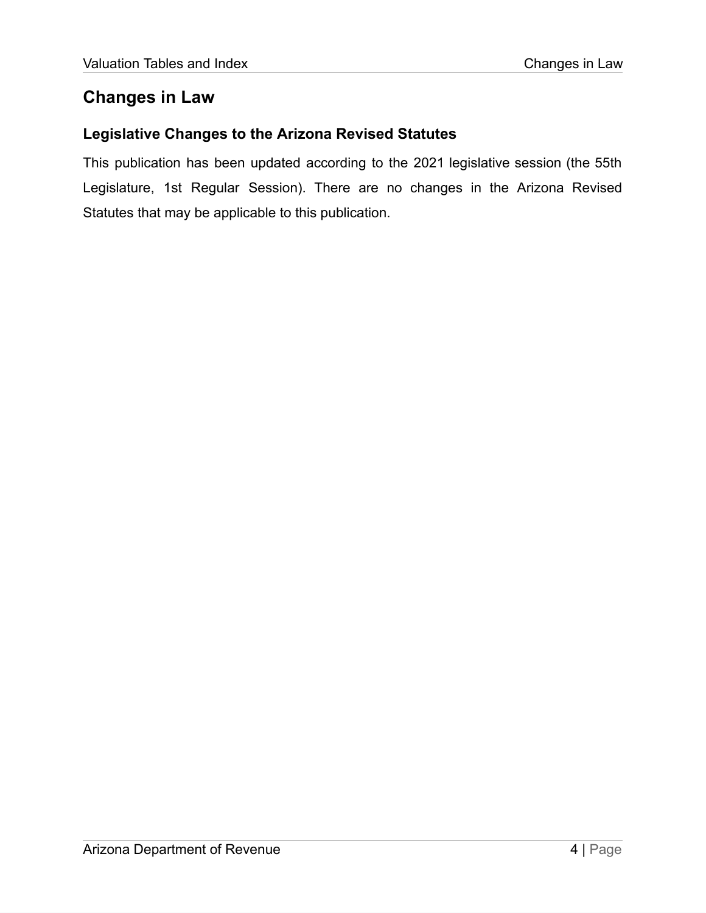# Changes in Law

## Legislative Changes to the Arizona Revised Statutes

This publication has been updated according to the 2021 legislative session (the 55th Legislature, 1st Regular Session). There are no changes in the Arizona Revised Statutes that may be applicable to this publication.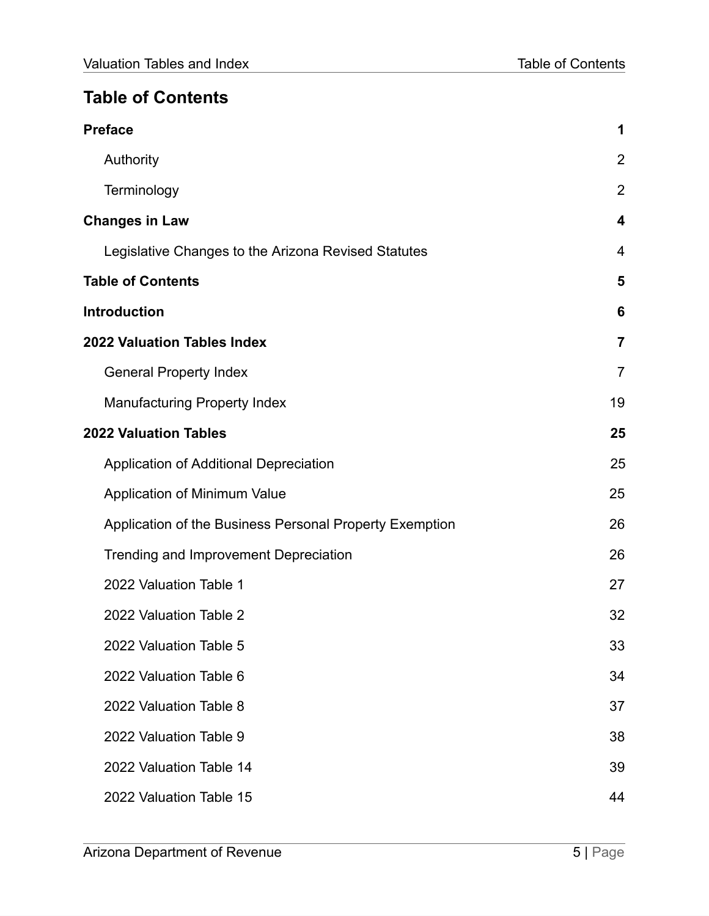# Table of Contents

| | |
|---|---|
| **Preface** | **1** |
| Authority | 2 |
| Terminology | 2 |
| **Changes in Law** | **4** |
| Legislative Changes to the Arizona Revised Statutes | 4 |
| **Table of Contents** | **5** |
| **Introduction** | **6** |
| **2022 Valuation Tables Index** | **7** |
| General Property Index | 7 |
| Manufacturing Property Index | 19 |
| **2022 Valuation Tables** | **25** |
| Application of Additional Depreciation | 25 |
| Application of Minimum Value | 25 |
| Application of the Business Personal Property Exemption | 26 |
| Trending and Improvement Depreciation | 26 |
| 2022 Valuation Table 1 | 27 |
| 2022 Valuation Table 2 | 32 |
| 2022 Valuation Table 5 | 33 |
| 2022 Valuation Table 6 | 34 |
| 2022 Valuation Table 8 | 37 |
| 2022 Valuation Table 9 | 38 |
| 2022 Valuation Table 14 | 39 |
| 2022 Valuation Table 15 | 44 |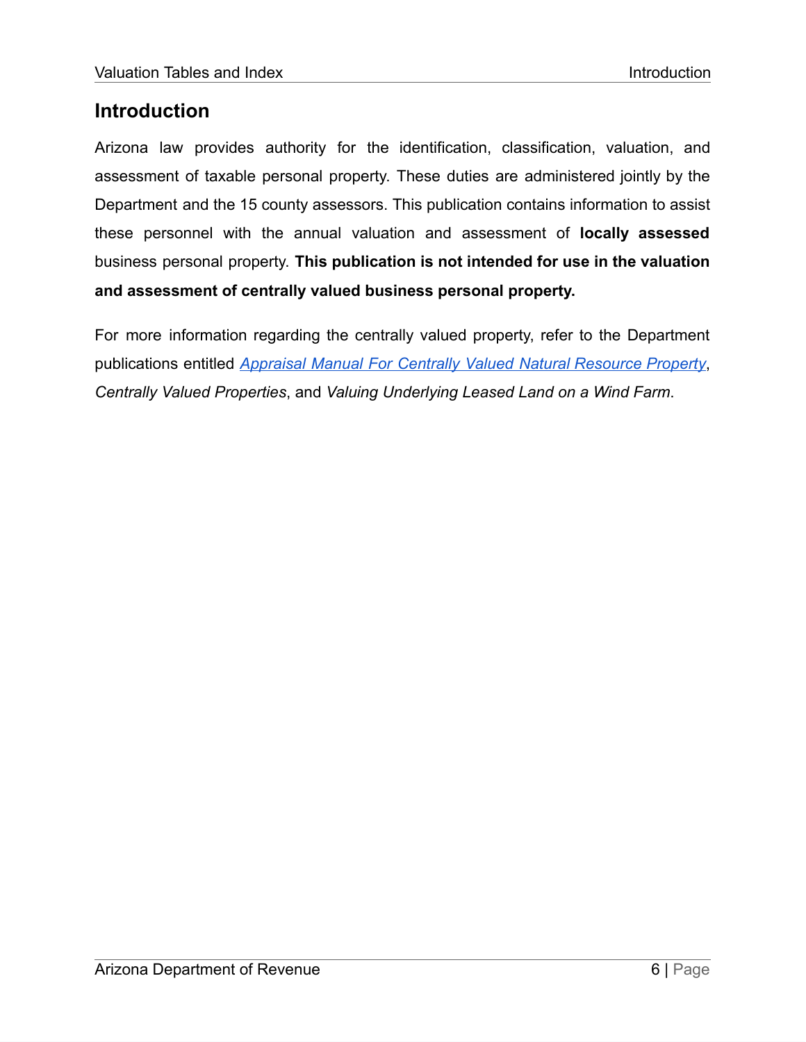# Introduction

Arizona law provides authority for the identification, classification, valuation, and assessment of taxable personal property. These duties are administered jointly by the Department and the 15 county assessors. This publication contains information to assist these personnel with the annual valuation and assessment of **locally assessed** business personal property. **This publication is not intended for use in the valuation and assessment of centrally valued business personal property.**

For more information regarding the centrally valued property, refer to the Department publications entitled *Appraisal Manual For Centrally Valued Natural Resource Property*, *Centrally Valued Properties*, and *Valuing Underlying Leased Land on a Wind Farm*.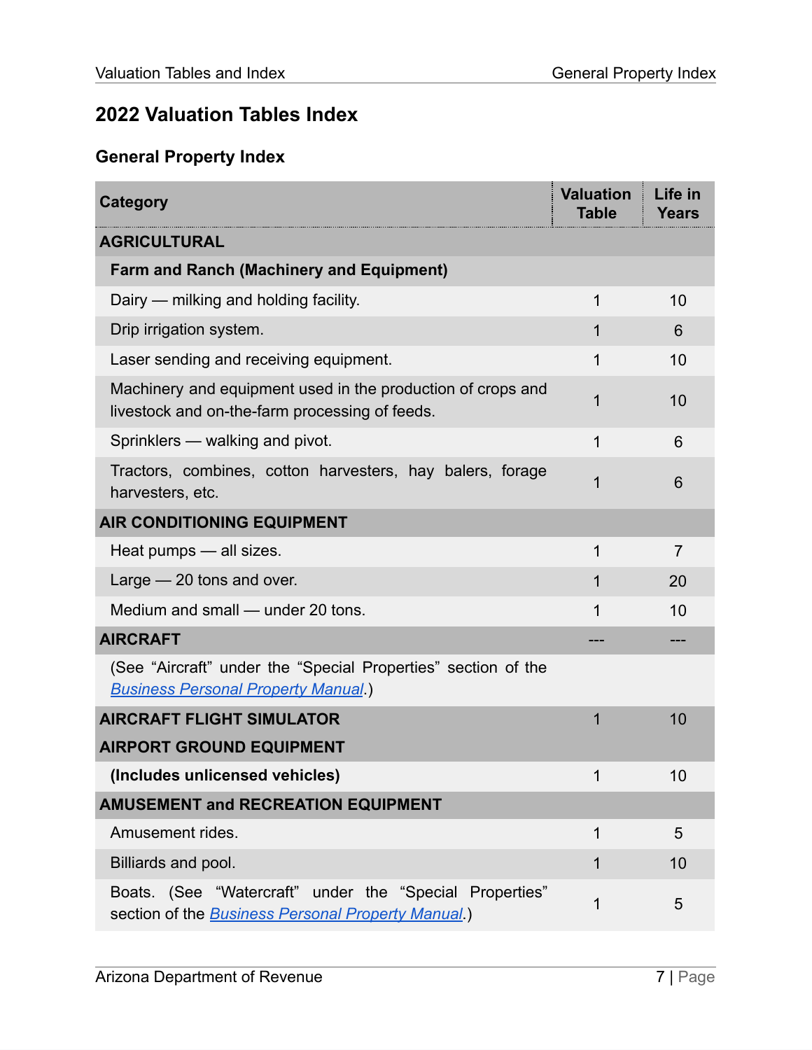## 2022 Valuation Tables Index

### General Property Index

| Category | Valuation Table | Life in Years |
|---|---|---|
| **AGRICULTURAL** | | |
| **Farm and Ranch (Machinery and Equipment)** | | |
| Dairy — milking and holding facility. | 1 | 10 |
| Drip irrigation system. | 1 | 6 |
| Laser sending and receiving equipment. | 1 | 10 |
| Machinery and equipment used in the production of crops and livestock and on-the-farm processing of feeds. | 1 | 10 |
| Sprinklers — walking and pivot. | 1 | 6 |
| Tractors, combines, cotton harvesters, hay balers, forage harvesters, etc. | 1 | 6 |
| **AIR CONDITIONING EQUIPMENT** | | |
| Heat pumps — all sizes. | 1 | 7 |
| Large — 20 tons and over. | 1 | 20 |
| Medium and small — under 20 tons. | 1 | 10 |
| **AIRCRAFT** | --- | --- |
| (See "Aircraft" under the "Special Properties" section of the *Business Personal Property Manual*.) | | |
| **AIRCRAFT FLIGHT SIMULATOR** | 1 | 10 |
| **AIRPORT GROUND EQUIPMENT** | | |
| **(Includes unlicensed vehicles)** | 1 | 10 |
| **AMUSEMENT and RECREATION EQUIPMENT** | | |
| Amusement rides. | 1 | 5 |
| Billiards and pool. | 1 | 10 |
| Boats. (See "Watercraft" under the "Special Properties" section of the *Business Personal Property Manual*.) | 1 | 5 |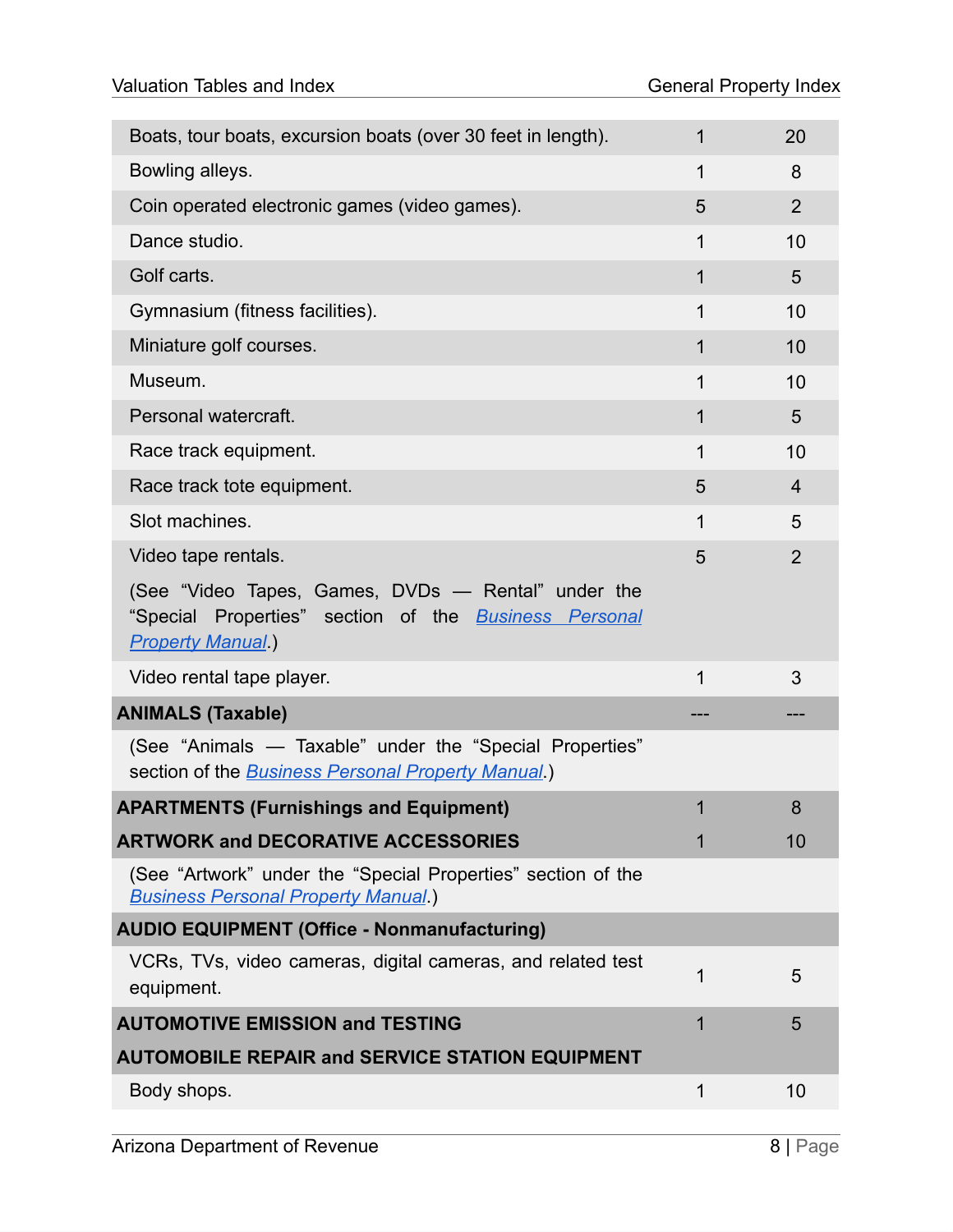| | | |
|---|---|---|
| Boats, tour boats, excursion boats (over 30 feet in length). | 1 | 20 |
| Bowling alleys. | 1 | 8 |
| Coin operated electronic games (video games). | 5 | 2 |
| Dance studio. | 1 | 10 |
| Golf carts. | 1 | 5 |
| Gymnasium (fitness facilities). | 1 | 10 |
| Miniature golf courses. | 1 | 10 |
| Museum. | 1 | 10 |
| Personal watercraft. | 1 | 5 |
| Race track equipment. | 1 | 10 |
| Race track tote equipment. | 5 | 4 |
| Slot machines. | 1 | 5 |
| Video tape rentals. (See “Video Tapes, Games, DVDs — Rental” under the “Special Properties” section of the *Business Personal Property Manual*.) | 5 | 2 |
| Video rental tape player. | 1 | 3 |
| **ANIMALS (Taxable)** | --- | --- |
| (See “Animals — Taxable” under the “Special Properties” section of the *Business Personal Property Manual*.) | | |
| **APARTMENTS (Furnishings and Equipment)** | 1 | 8 |
| **ARTWORK and DECORATIVE ACCESSORIES** | 1 | 10 |
| (See “Artwork” under the “Special Properties” section of the *Business Personal Property Manual*.) | | |
| **AUDIO EQUIPMENT (Office - Nonmanufacturing)** | | |
| VCRs, TVs, video cameras, digital cameras, and related test equipment. | 1 | 5 |
| **AUTOMOTIVE EMISSION and TESTING** | 1 | 5 |
| **AUTOMOBILE REPAIR and SERVICE STATION EQUIPMENT** | | |
| Body shops. | 1 | 10 |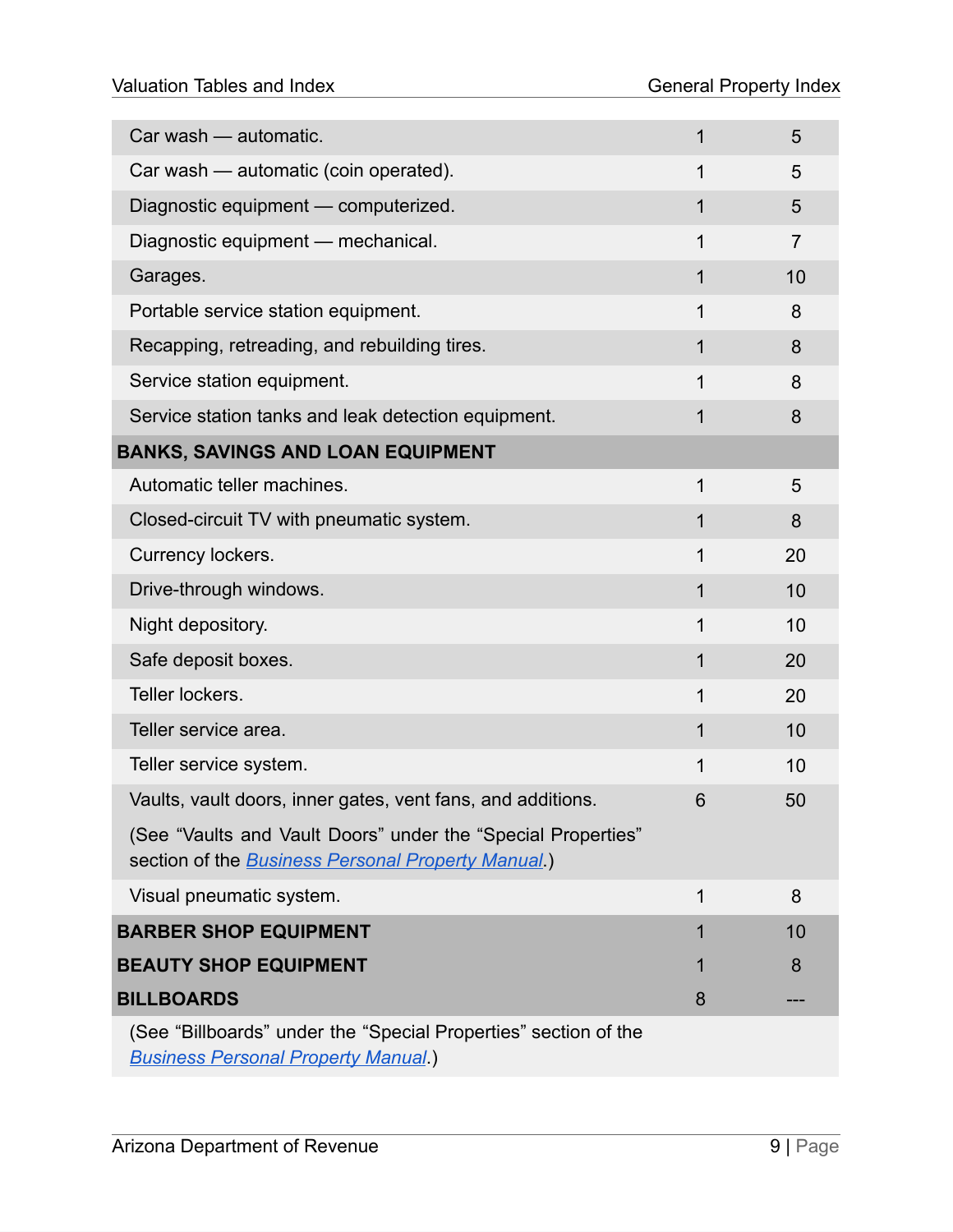| | | |
|---|---|---|
| Car wash — automatic. | 1 | 5 |
| Car wash — automatic (coin operated). | 1 | 5 |
| Diagnostic equipment — computerized. | 1 | 5 |
| Diagnostic equipment — mechanical. | 1 | 7 |
| Garages. | 1 | 10 |
| Portable service station equipment. | 1 | 8 |
| Recapping, retreading, and rebuilding tires. | 1 | 8 |
| Service station equipment. | 1 | 8 |
| Service station tanks and leak detection equipment. | 1 | 8 |
| **BANKS, SAVINGS AND LOAN EQUIPMENT** | | |
| Automatic teller machines. | 1 | 5 |
| Closed-circuit TV with pneumatic system. | 1 | 8 |
| Currency lockers. | 1 | 20 |
| Drive-through windows. | 1 | 10 |
| Night depository. | 1 | 10 |
| Safe deposit boxes. | 1 | 20 |
| Teller lockers. | 1 | 20 |
| Teller service area. | 1 | 10 |
| Teller service system. | 1 | 10 |
| Vaults, vault doors, inner gates, vent fans, and additions. | 6 | 50 |
| (See "Vaults and Vault Doors" under the "Special Properties" section of the *Business Personal Property Manual*.) | | |
| Visual pneumatic system. | 1 | 8 |
| **BARBER SHOP EQUIPMENT** | 1 | 10 |
| **BEAUTY SHOP EQUIPMENT** | 1 | 8 |
| **BILLBOARDS** | 8 | --- |
| (See "Billboards" under the "Special Properties" section of the *Business Personal Property Manual*.) | | |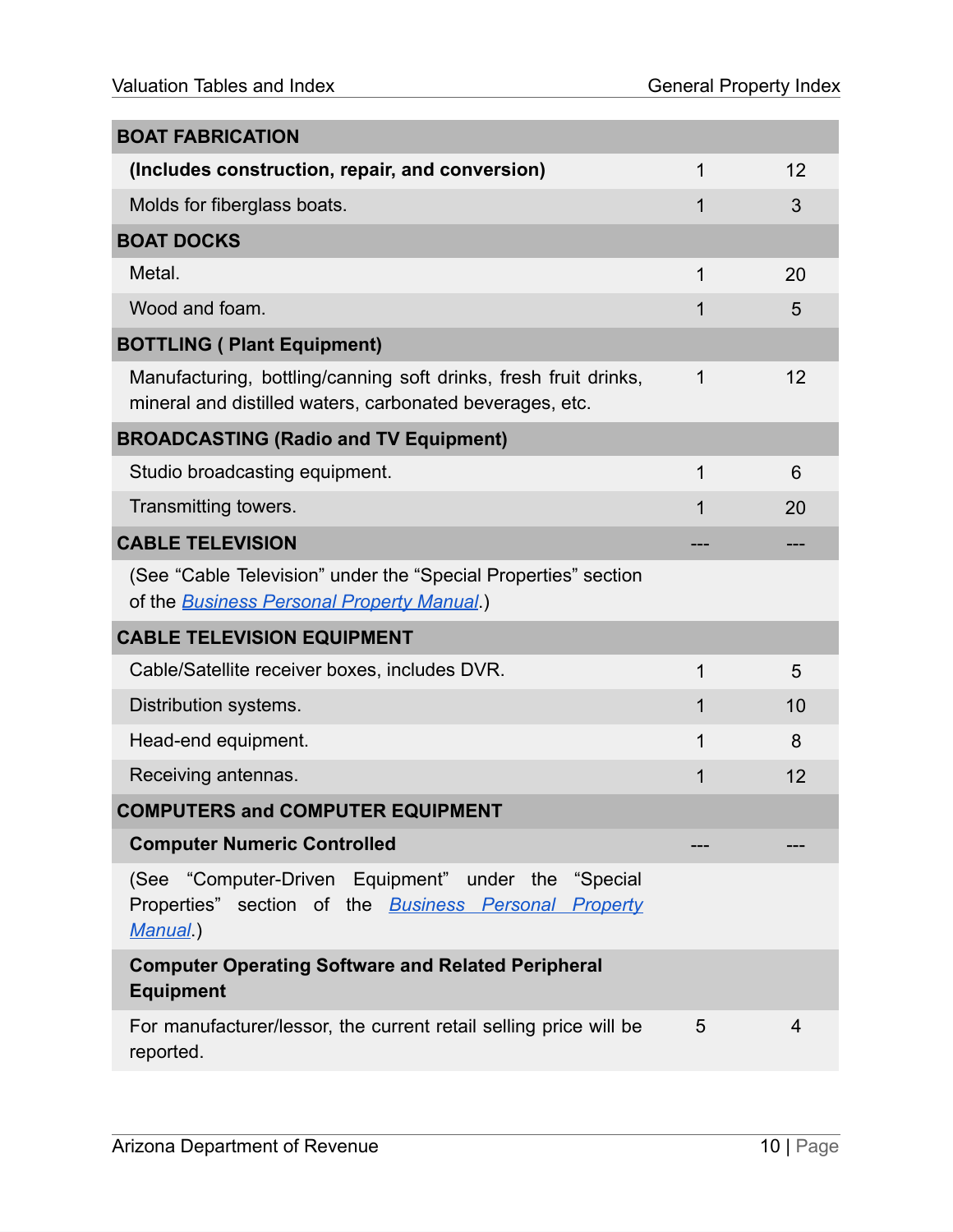| BOAT FABRICATION | | |
|---|---|---|
| **(Includes construction, repair, and conversion)** | 1 | 12 |
| Molds for fiberglass boats. | 1 | 3 |
| **BOAT DOCKS** | | |
| Metal. | 1 | 20 |
| Wood and foam. | 1 | 5 |
| **BOTTLING ( Plant Equipment)** | | |
| Manufacturing, bottling/canning soft drinks, fresh fruit drinks, mineral and distilled waters, carbonated beverages, etc. | 1 | 12 |
| **BROADCASTING (Radio and TV Equipment)** | | |
| Studio broadcasting equipment. | 1 | 6 |
| Transmitting towers. | 1 | 20 |
| **CABLE TELEVISION** | --- | --- |
| (See "Cable Television" under the "Special Properties" section of the *Business Personal Property Manual*.) | | |
| **CABLE TELEVISION EQUIPMENT** | | |
| Cable/Satellite receiver boxes, includes DVR. | 1 | 5 |
| Distribution systems. | 1 | 10 |
| Head-end equipment. | 1 | 8 |
| Receiving antennas. | 1 | 12 |
| **COMPUTERS and COMPUTER EQUIPMENT** | | |
| **Computer Numeric Controlled** | --- | --- |
| (See "Computer-Driven Equipment" under the "Special Properties" section of the *Business Personal Property Manual*.) | | |
| **Computer Operating Software and Related Peripheral Equipment** | | |
| For manufacturer/lessor, the current retail selling price will be reported. | 5 | 4 |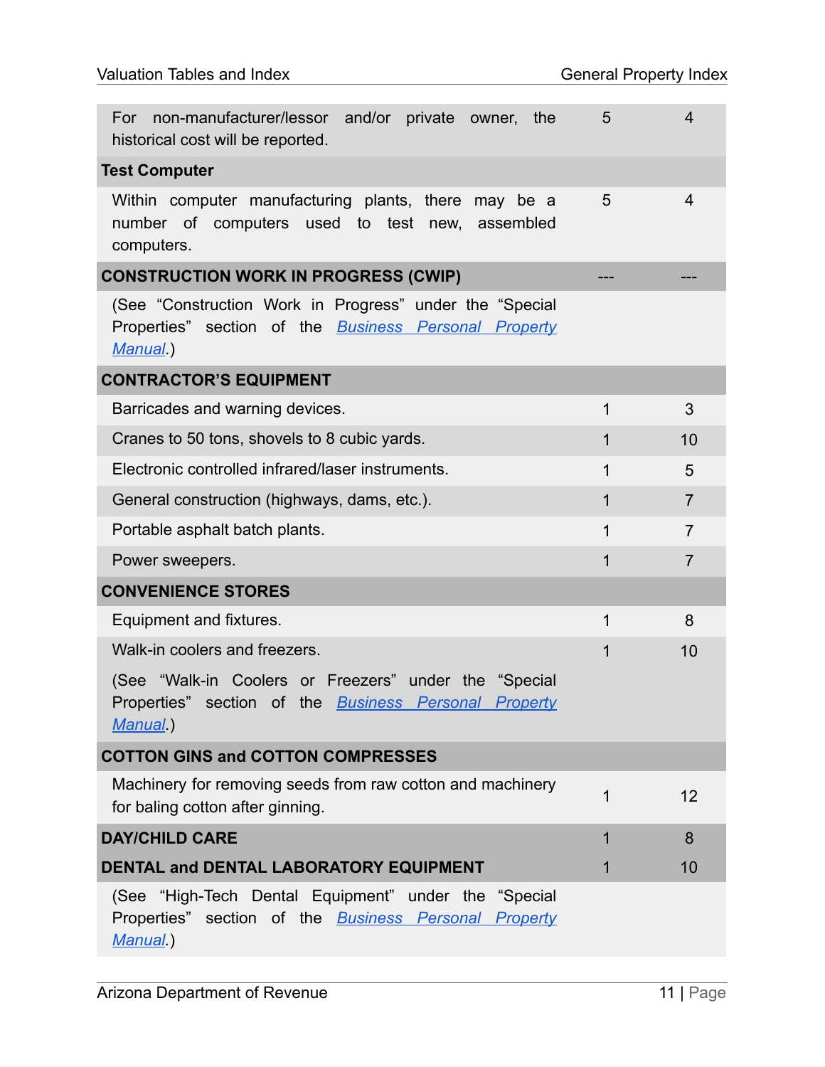| | | |
|---|---|---|
| For non-manufacturer/lessor and/or private owner, the historical cost will be reported. | 5 | 4 |
| **Test Computer** | | |
| Within computer manufacturing plants, there may be a number of computers used to test new, assembled computers. | 5 | 4 |
| **CONSTRUCTION WORK IN PROGRESS (CWIP)** | --- | --- |
| (See “Construction Work in Progress” under the “Special Properties” section of the *Business Personal Property Manual*.) | | |
| **CONTRACTOR’S EQUIPMENT** | | |
| Barricades and warning devices. | 1 | 3 |
| Cranes to 50 tons, shovels to 8 cubic yards. | 1 | 10 |
| Electronic controlled infrared/laser instruments. | 1 | 5 |
| General construction (highways, dams, etc.). | 1 | 7 |
| Portable asphalt batch plants. | 1 | 7 |
| Power sweepers. | 1 | 7 |
| **CONVENIENCE STORES** | | |
| Equipment and fixtures. | 1 | 8 |
| Walk-in coolers and freezers. (See “Walk-in Coolers or Freezers” under the “Special Properties” section of the *Business Personal Property Manual*.) | 1 | 10 |
| **COTTON GINS and COTTON COMPRESSES** | | |
| Machinery for removing seeds from raw cotton and machinery for baling cotton after ginning. | 1 | 12 |
| **DAY/CHILD CARE** | 1 | 8 |
| **DENTAL and DENTAL LABORATORY EQUIPMENT** | 1 | 10 |
| (See “High-Tech Dental Equipment” under the “Special Properties” section of the *Business Personal Property Manual*.) | | |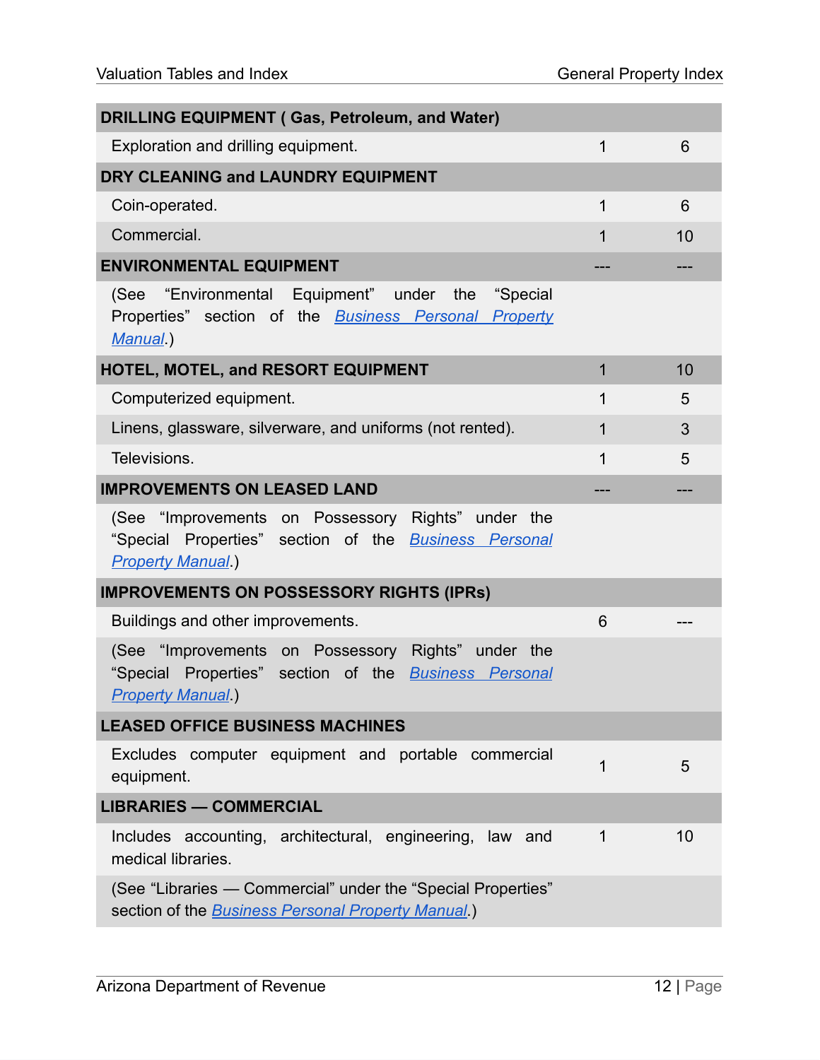| Item | | |
|---|---|---|
| **DRILLING EQUIPMENT ( Gas, Petroleum, and Water)** | | |
| Exploration and drilling equipment. | 1 | 6 |
| **DRY CLEANING and LAUNDRY EQUIPMENT** | | |
| Coin-operated. | 1 | 6 |
| Commercial. | 1 | 10 |
| **ENVIRONMENTAL EQUIPMENT** | --- | --- |
| (See “Environmental Equipment” under the “Special Properties” section of the *Business Personal Property Manual*.) | | |
| **HOTEL, MOTEL, and RESORT EQUIPMENT** | 1 | 10 |
| Computerized equipment. | 1 | 5 |
| Linens, glassware, silverware, and uniforms (not rented). | 1 | 3 |
| Televisions. | 1 | 5 |
| **IMPROVEMENTS ON LEASED LAND** | --- | --- |
| (See “Improvements on Possessory Rights” under the “Special Properties” section of the *Business Personal Property Manual*.) | | |
| **IMPROVEMENTS ON POSSESSORY RIGHTS (IPRs)** | | |
| Buildings and other improvements. | 6 | --- |
| (See “Improvements on Possessory Rights” under the “Special Properties” section of the *Business Personal Property Manual*.) | | |
| **LEASED OFFICE BUSINESS MACHINES** | | |
| Excludes computer equipment and portable commercial equipment. | 1 | 5 |
| **LIBRARIES — COMMERCIAL** | | |
| Includes accounting, architectural, engineering, law and medical libraries. | 1 | 10 |
| (See “Libraries — Commercial” under the “Special Properties” section of the *Business Personal Property Manual*.) | | |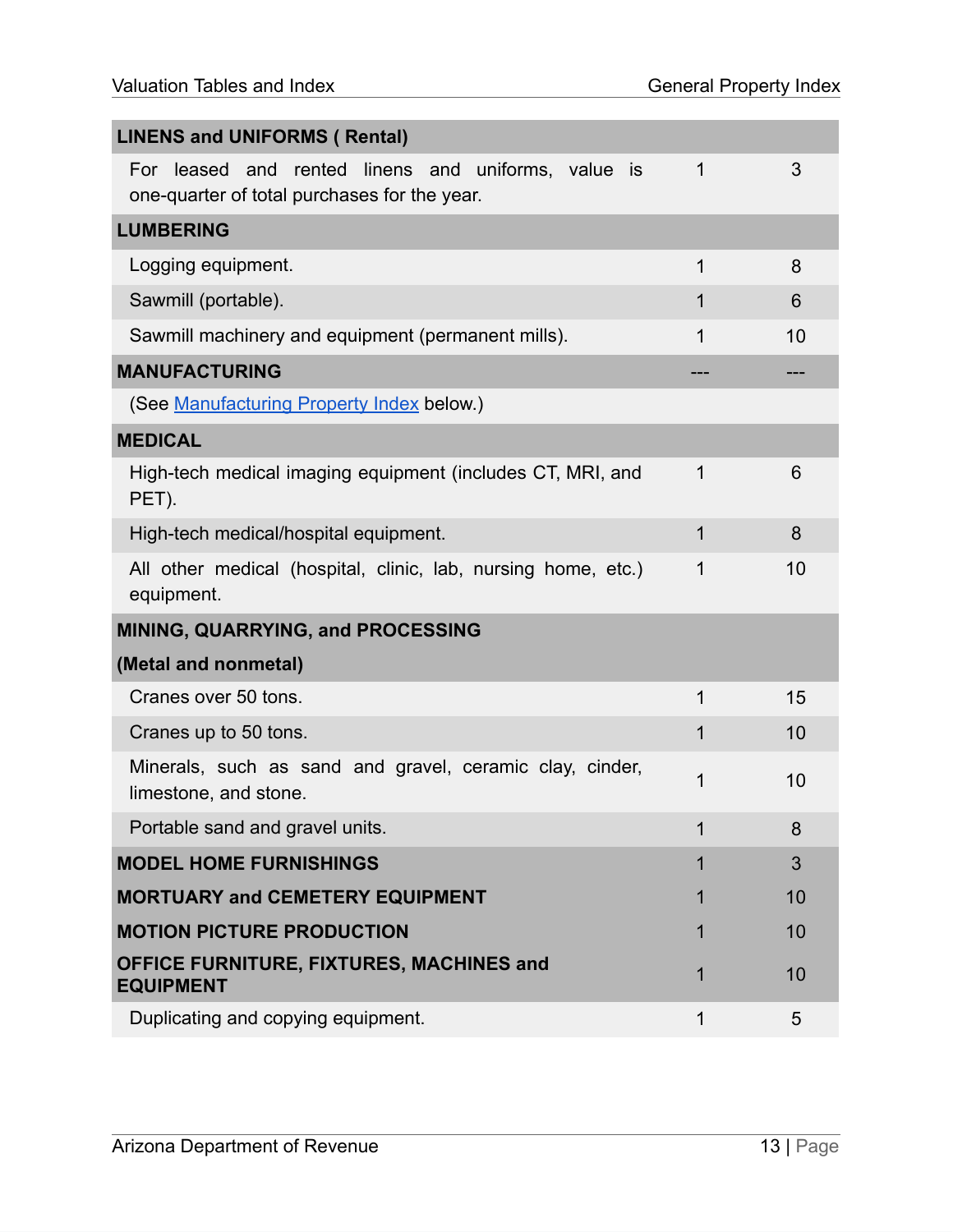| | | |
|---|---|---|
| **LINENS and UNIFORMS ( Rental)** | | |
| For leased and rented linens and uniforms, value is one-quarter of total purchases for the year. | 1 | 3 |
| **LUMBERING** | | |
| Logging equipment. | 1 | 8 |
| Sawmill (portable). | 1 | 6 |
| Sawmill machinery and equipment (permanent mills). | 1 | 10 |
| **MANUFACTURING** | --- | --- |
| (See Manufacturing Property Index below.) | | |
| **MEDICAL** | | |
| High-tech medical imaging equipment (includes CT, MRI, and PET). | 1 | 6 |
| High-tech medical/hospital equipment. | 1 | 8 |
| All other medical (hospital, clinic, lab, nursing home, etc.) equipment. | 1 | 10 |
| **MINING, QUARRYING, and PROCESSING (Metal and nonmetal)** | | |
| Cranes over 50 tons. | 1 | 15 |
| Cranes up to 50 tons. | 1 | 10 |
| Minerals, such as sand and gravel, ceramic clay, cinder, limestone, and stone. | 1 | 10 |
| Portable sand and gravel units. | 1 | 8 |
| **MODEL HOME FURNISHINGS** | 1 | 3 |
| **MORTUARY and CEMETERY EQUIPMENT** | 1 | 10 |
| **MOTION PICTURE PRODUCTION** | 1 | 10 |
| **OFFICE FURNITURE, FIXTURES, MACHINES and EQUIPMENT** | 1 | 10 |
| Duplicating and copying equipment. | 1 | 5 |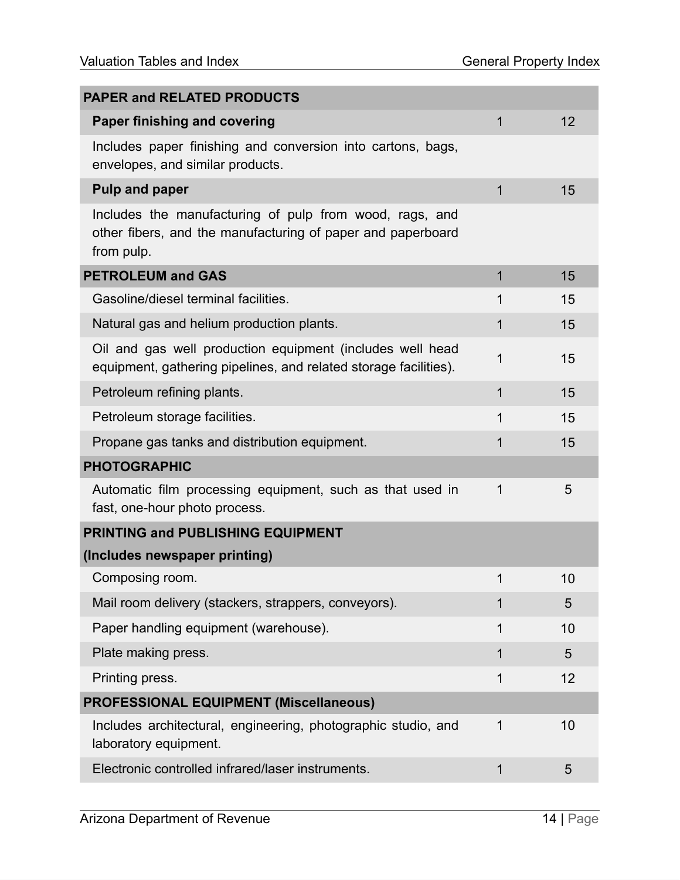| PAPER and RELATED PRODUCTS | | |
|---|---|---|
| **Paper finishing and covering** | 1 | 12 |
| Includes paper finishing and conversion into cartons, bags, envelopes, and similar products. | | |
| **Pulp and paper** | 1 | 15 |
| Includes the manufacturing of pulp from wood, rags, and other fibers, and the manufacturing of paper and paperboard from pulp. | | |
| **PETROLEUM and GAS** | 1 | 15 |
| Gasoline/diesel terminal facilities. | 1 | 15 |
| Natural gas and helium production plants. | 1 | 15 |
| Oil and gas well production equipment (includes well head equipment, gathering pipelines, and related storage facilities). | 1 | 15 |
| Petroleum refining plants. | 1 | 15 |
| Petroleum storage facilities. | 1 | 15 |
| Propane gas tanks and distribution equipment. | 1 | 15 |
| **PHOTOGRAPHIC** | | |
| Automatic film processing equipment, such as that used in fast, one-hour photo process. | 1 | 5 |
| **PRINTING and PUBLISHING EQUIPMENT (Includes newspaper printing)** | | |
| Composing room. | 1 | 10 |
| Mail room delivery (stackers, strappers, conveyors). | 1 | 5 |
| Paper handling equipment (warehouse). | 1 | 10 |
| Plate making press. | 1 | 5 |
| Printing press. | 1 | 12 |
| **PROFESSIONAL EQUIPMENT (Miscellaneous)** | | |
| Includes architectural, engineering, photographic studio, and laboratory equipment. | 1 | 10 |
| Electronic controlled infrared/laser instruments. | 1 | 5 |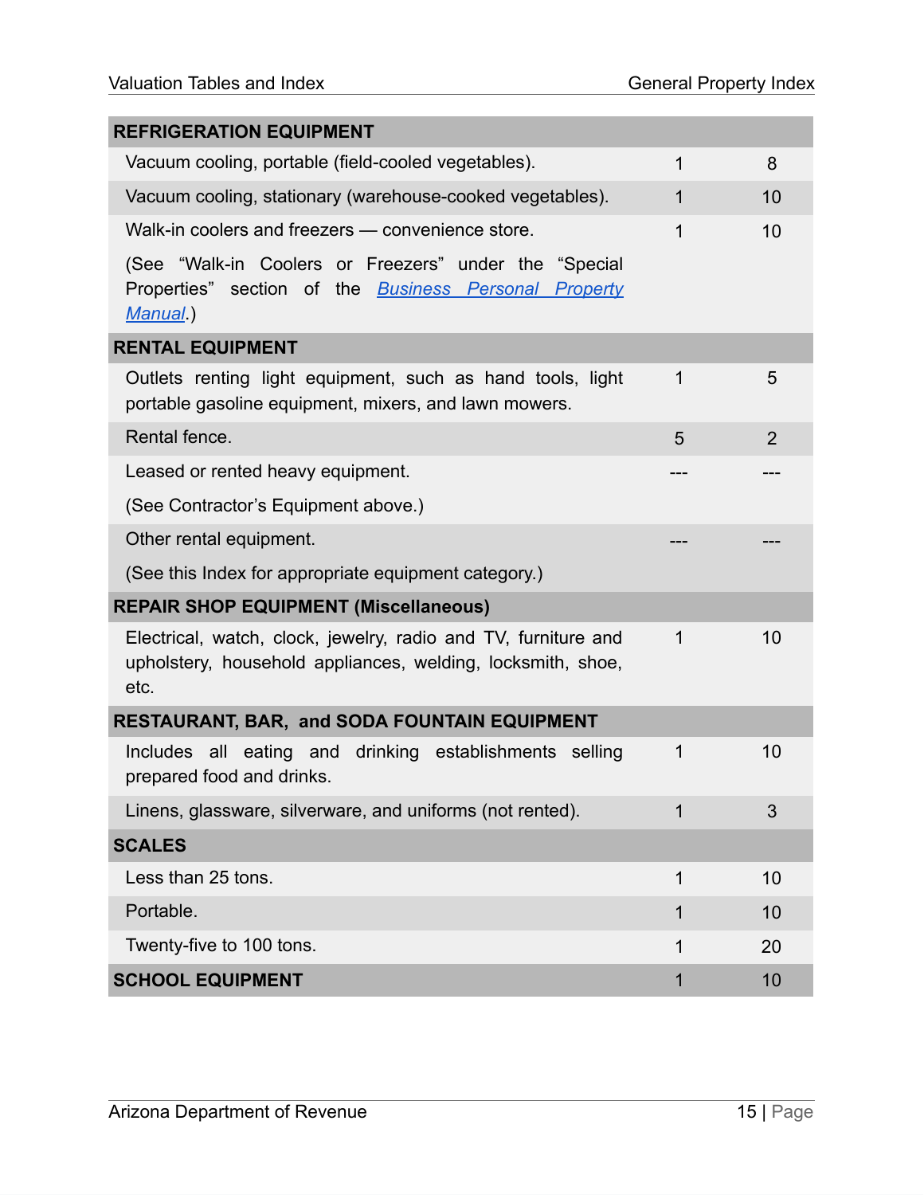| REFRIGERATION EQUIPMENT | | |
|---|---|---|
| Vacuum cooling, portable (field-cooled vegetables). | 1 | 8 |
| Vacuum cooling, stationary (warehouse-cooked vegetables). | 1 | 10 |
| Walk-in coolers and freezers — convenience store. (See "Walk-in Coolers or Freezers" under the "Special Properties" section of the *Business Personal Property Manual*.) | 1 | 10 |
| **RENTAL EQUIPMENT** | | |
| Outlets renting light equipment, such as hand tools, light portable gasoline equipment, mixers, and lawn mowers. | 1 | 5 |
| Rental fence. | 5 | 2 |
| Leased or rented heavy equipment. (See Contractor's Equipment above.) | --- | --- |
| Other rental equipment. (See this Index for appropriate equipment category.) | --- | --- |
| **REPAIR SHOP EQUIPMENT (Miscellaneous)** | | |
| Electrical, watch, clock, jewelry, radio and TV, furniture and upholstery, household appliances, welding, locksmith, shoe, etc. | 1 | 10 |
| **RESTAURANT, BAR, and SODA FOUNTAIN EQUIPMENT** | | |
| Includes all eating and drinking establishments selling prepared food and drinks. | 1 | 10 |
| Linens, glassware, silverware, and uniforms (not rented). | 1 | 3 |
| **SCALES** | | |
| Less than 25 tons. | 1 | 10 |
| Portable. | 1 | 10 |
| Twenty-five to 100 tons. | 1 | 20 |
| **SCHOOL EQUIPMENT** | 1 | 10 |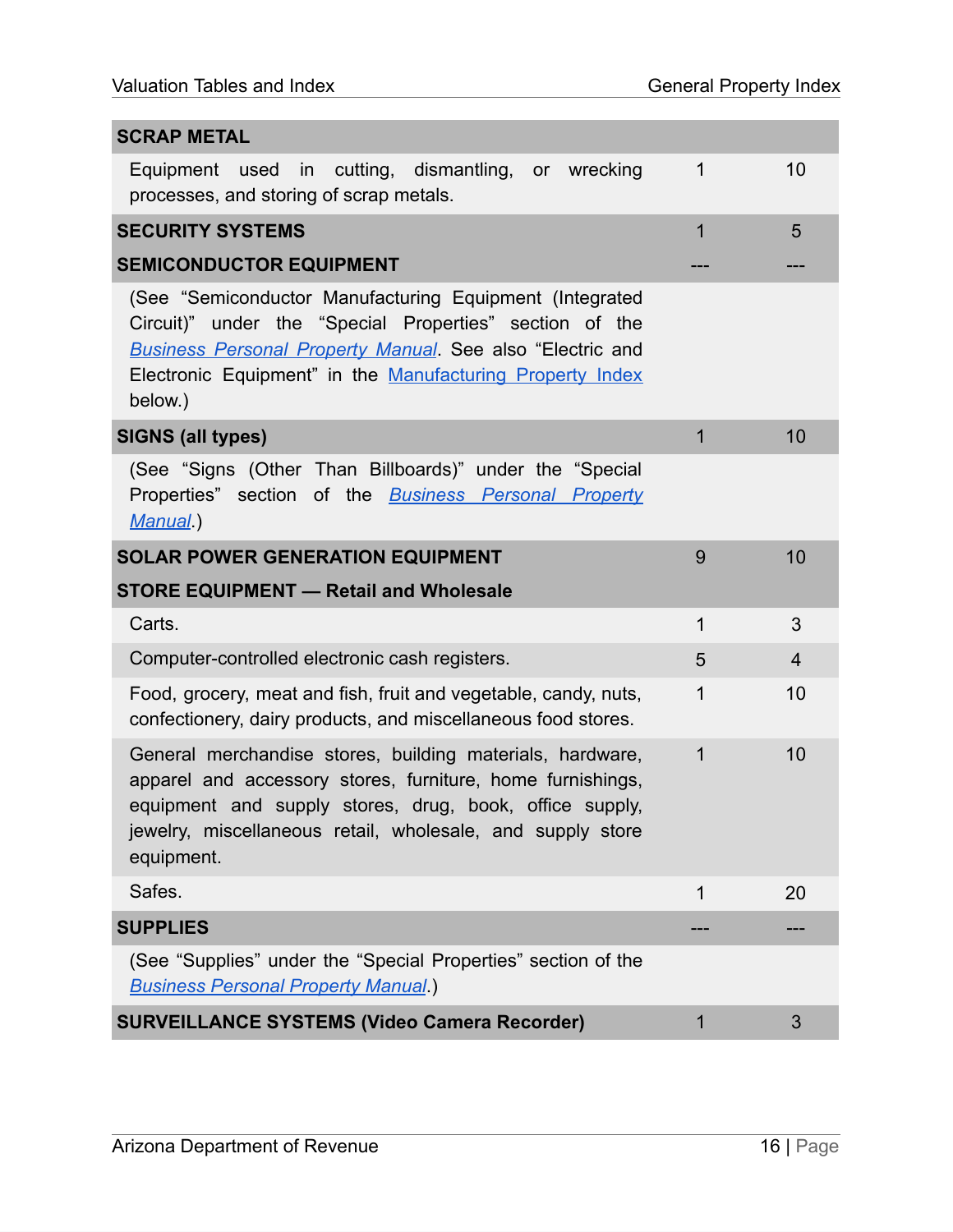| | | |
|---|---|---|
| **SCRAP METAL** | | |
| Equipment used in cutting, dismantling, or wrecking processes, and storing of scrap metals. | 1 | 10 |
| **SECURITY SYSTEMS** | 1 | 5 |
| **SEMICONDUCTOR EQUIPMENT** | --- | --- |
| (See "Semiconductor Manufacturing Equipment (Integrated Circuit)" under the "Special Properties" section of the *Business Personal Property Manual*. See also "Electric and Electronic Equipment" in the Manufacturing Property Index below.) | | |
| **SIGNS (all types)** | 1 | 10 |
| (See "Signs (Other Than Billboards)" under the "Special Properties" section of the *Business Personal Property Manual*.) | | |
| **SOLAR POWER GENERATION EQUIPMENT** | 9 | 10 |
| **STORE EQUIPMENT — Retail and Wholesale** | | |
| Carts. | 1 | 3 |
| Computer-controlled electronic cash registers. | 5 | 4 |
| Food, grocery, meat and fish, fruit and vegetable, candy, nuts, confectionery, dairy products, and miscellaneous food stores. | 1 | 10 |
| General merchandise stores, building materials, hardware, apparel and accessory stores, furniture, home furnishings, equipment and supply stores, drug, book, office supply, jewelry, miscellaneous retail, wholesale, and supply store equipment. | 1 | 10 |
| Safes. | 1 | 20 |
| **SUPPLIES** | --- | --- |
| (See "Supplies" under the "Special Properties" section of the *Business Personal Property Manual*.) | | |
| **SURVEILLANCE SYSTEMS (Video Camera Recorder)** | 1 | 3 |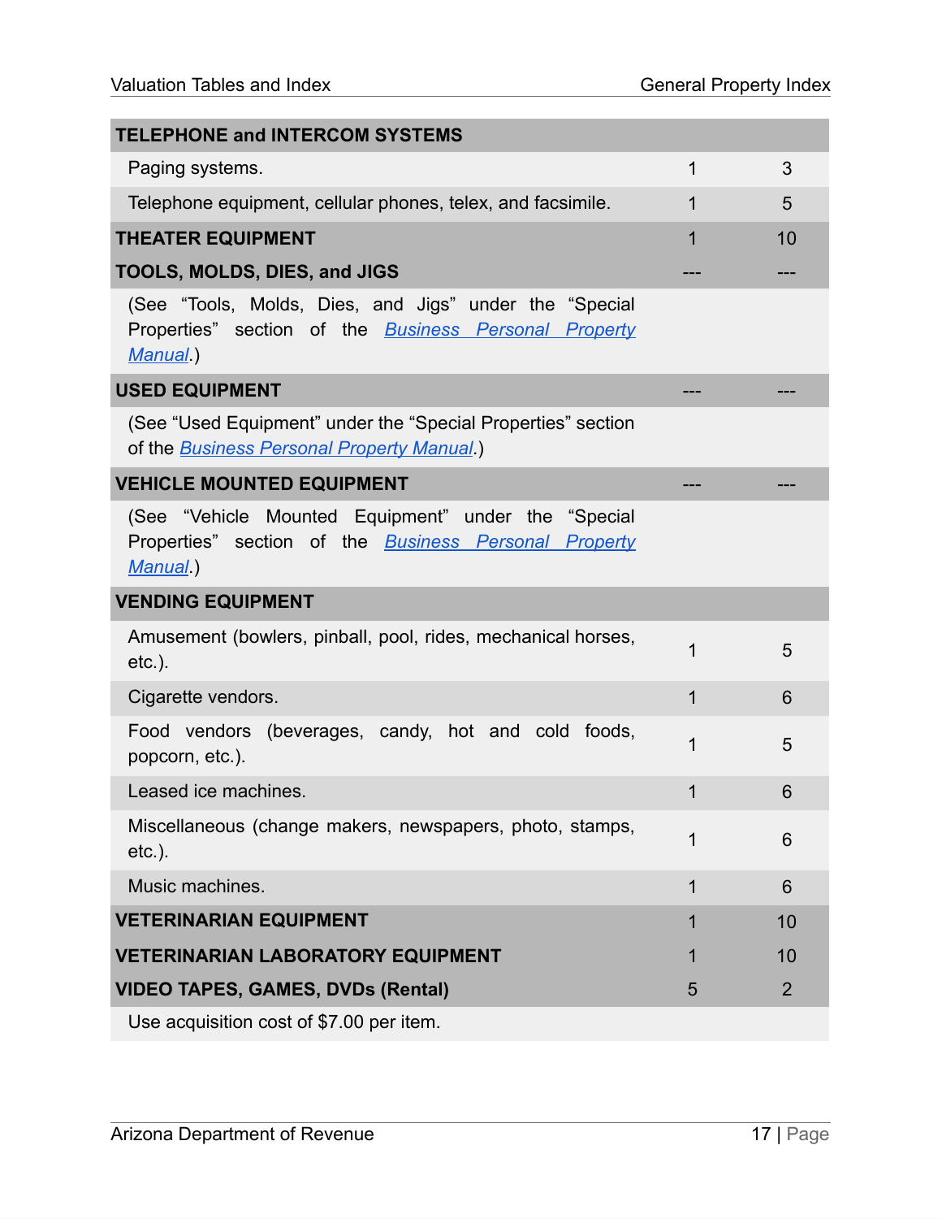| | | |
|---|---|---|
| **TELEPHONE and INTERCOM SYSTEMS** | | |
| Paging systems. | 1 | 3 |
| Telephone equipment, cellular phones, telex, and facsimile. | 1 | 5 |
| **THEATER EQUIPMENT** | 1 | 10 |
| **TOOLS, MOLDS, DIES, and JIGS** | --- | --- |
| (See "Tools, Molds, Dies, and Jigs" under the "Special Properties" section of the *Business Personal Property Manual*.) | | |
| **USED EQUIPMENT** | --- | --- |
| (See "Used Equipment" under the "Special Properties" section of the *Business Personal Property Manual*.) | | |
| **VEHICLE MOUNTED EQUIPMENT** | --- | --- |
| (See "Vehicle Mounted Equipment" under the "Special Properties" section of the *Business Personal Property Manual*.) | | |
| **VENDING EQUIPMENT** | | |
| Amusement (bowlers, pinball, pool, rides, mechanical horses, etc.). | 1 | 5 |
| Cigarette vendors. | 1 | 6 |
| Food vendors (beverages, candy, hot and cold foods, popcorn, etc.). | 1 | 5 |
| Leased ice machines. | 1 | 6 |
| Miscellaneous (change makers, newspapers, photo, stamps, etc.). | 1 | 6 |
| Music machines. | 1 | 6 |
| **VETERINARIAN EQUIPMENT** | 1 | 10 |
| **VETERINARIAN LABORATORY EQUIPMENT** | 1 | 10 |
| **VIDEO TAPES, GAMES, DVDs (Rental)** | 5 | 2 |
| Use acquisition cost of $7.00 per item. | | |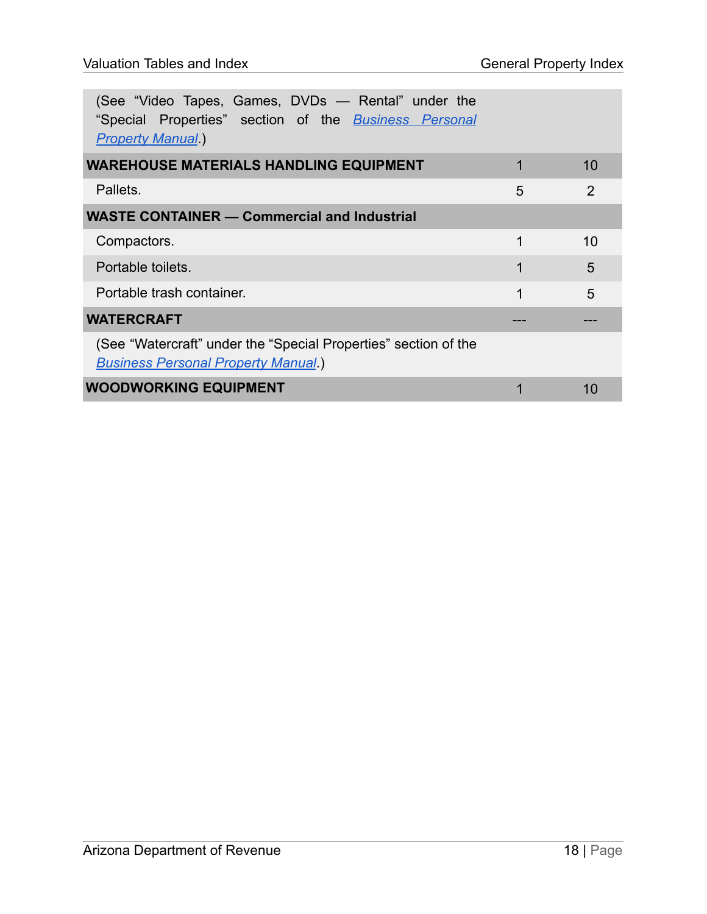| | | |
|---|---|---|
| (See "Video Tapes, Games, DVDs — Rental" under the "Special Properties" section of the *Business Personal Property Manual*.) | | |
| **WAREHOUSE MATERIALS HANDLING EQUIPMENT** | 1 | 10 |
| Pallets. | 5 | 2 |
| **WASTE CONTAINER — Commercial and Industrial** | | |
| Compactors. | 1 | 10 |
| Portable toilets. | 1 | 5 |
| Portable trash container. | 1 | 5 |
| **WATERCRAFT** | --- | --- |
| (See "Watercraft" under the "Special Properties" section of the *Business Personal Property Manual*.) | | |
| **WOODWORKING EQUIPMENT** | 1 | 10 |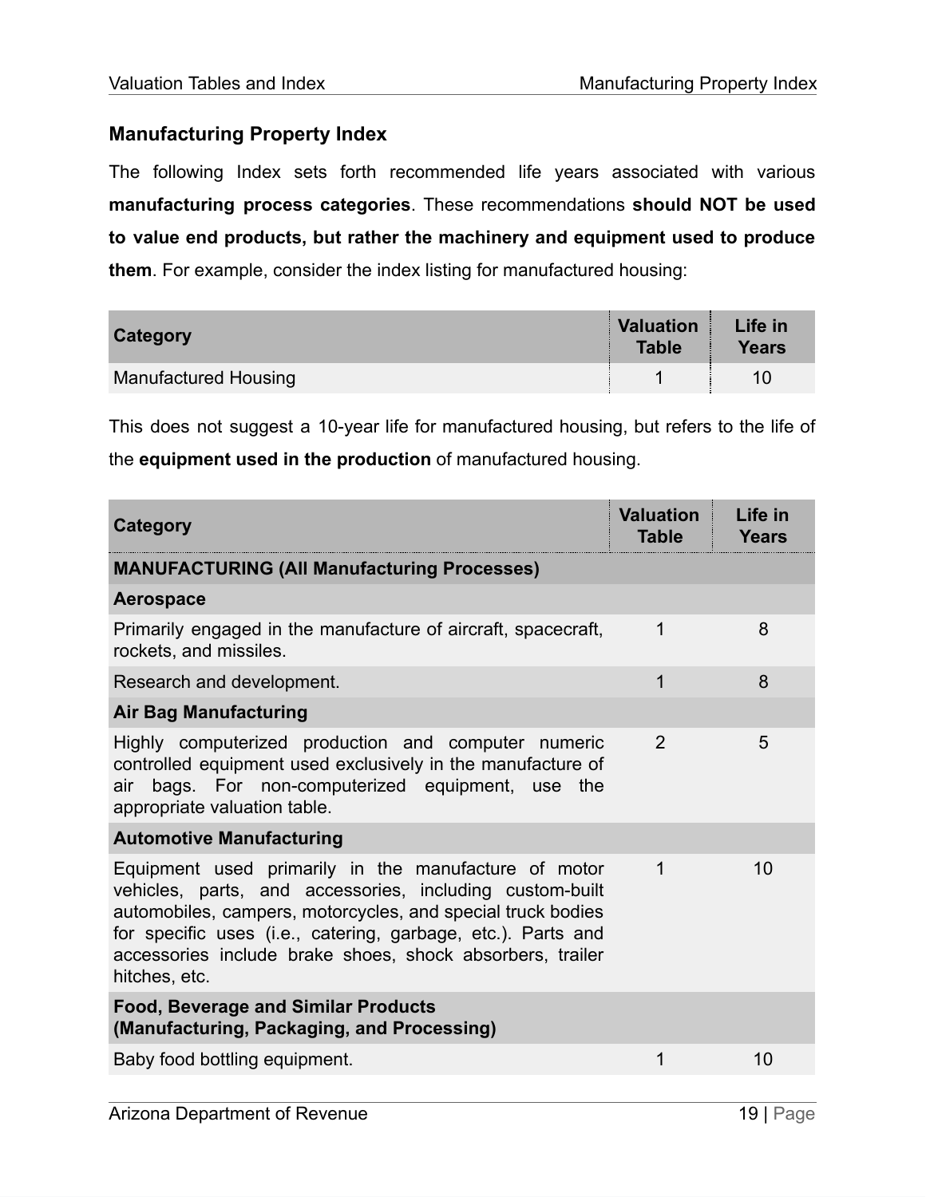## Manufacturing Property Index

The following Index sets forth recommended life years associated with various **manufacturing process categories**. These recommendations **should NOT be used to value end products, but rather the machinery and equipment used to produce them**. For example, consider the index listing for manufactured housing:

| Category | Valuation Table | Life in Years |
|---|---|---|
| Manufactured Housing | 1 | 10 |

This does not suggest a 10-year life for manufactured housing, but refers to the life of the **equipment used in the production** of manufactured housing.

| Category | Valuation Table | Life in Years |
|---|---|---|
| **MANUFACTURING (All Manufacturing Processes)** | | |
| **Aerospace** | | |
| Primarily engaged in the manufacture of aircraft, spacecraft, rockets, and missiles. | 1 | 8 |
| Research and development. | 1 | 8 |
| **Air Bag Manufacturing** | | |
| Highly computerized production and computer numeric controlled equipment used exclusively in the manufacture of air bags. For non-computerized equipment, use the appropriate valuation table. | 2 | 5 |
| **Automotive Manufacturing** | | |
| Equipment used primarily in the manufacture of motor vehicles, parts, and accessories, including custom-built automobiles, campers, motorcycles, and special truck bodies for specific uses (i.e., catering, garbage, etc.). Parts and accessories include brake shoes, shock absorbers, trailer hitches, etc. | 1 | 10 |
| **Food, Beverage and Similar Products (Manufacturing, Packaging, and Processing)** | | |
| Baby food bottling equipment. | 1 | 10 |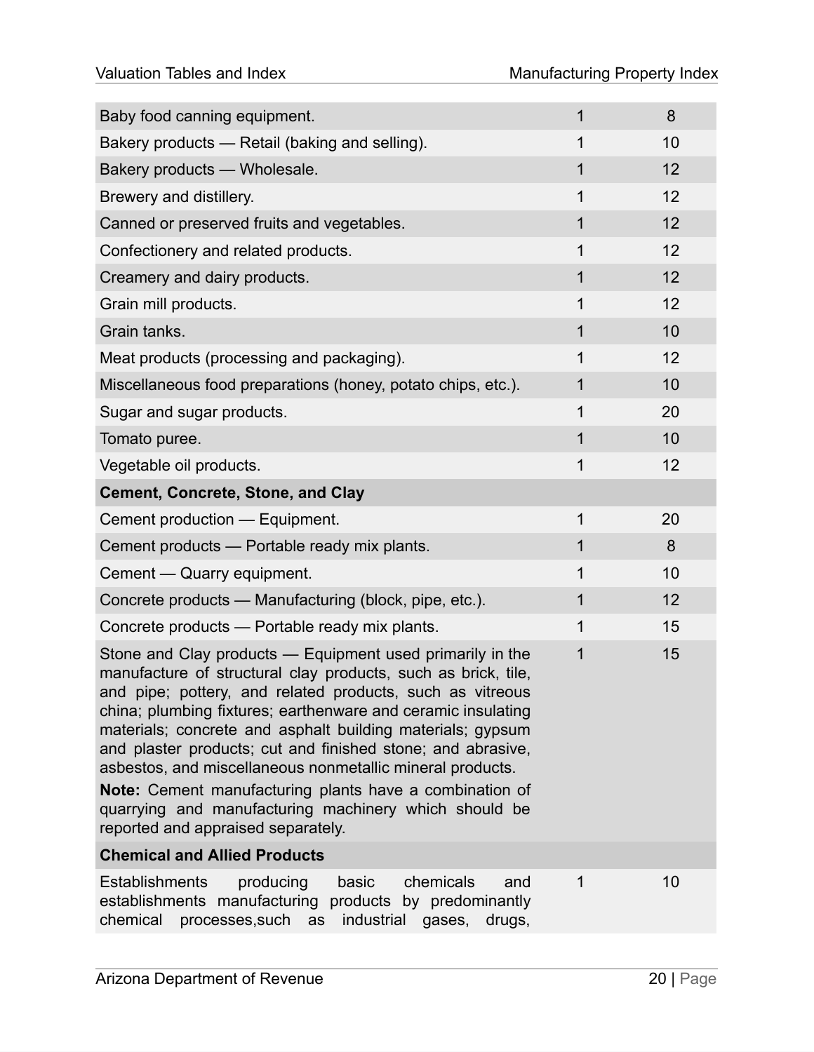| | | |
|---|---|---|
| Baby food canning equipment. | 1 | 8 |
| Bakery products — Retail (baking and selling). | 1 | 10 |
| Bakery products — Wholesale. | 1 | 12 |
| Brewery and distillery. | 1 | 12 |
| Canned or preserved fruits and vegetables. | 1 | 12 |
| Confectionery and related products. | 1 | 12 |
| Creamery and dairy products. | 1 | 12 |
| Grain mill products. | 1 | 12 |
| Grain tanks. | 1 | 10 |
| Meat products (processing and packaging). | 1 | 12 |
| Miscellaneous food preparations (honey, potato chips, etc.). | 1 | 10 |
| Sugar and sugar products. | 1 | 20 |
| Tomato puree. | 1 | 10 |
| Vegetable oil products. | 1 | 12 |
| **Cement, Concrete, Stone, and Clay** | | |
| Cement production — Equipment. | 1 | 20 |
| Cement products — Portable ready mix plants. | 1 | 8 |
| Cement — Quarry equipment. | 1 | 10 |
| Concrete products — Manufacturing (block, pipe, etc.). | 1 | 12 |
| Concrete products — Portable ready mix plants. | 1 | 15 |
| Stone and Clay products — Equipment used primarily in the manufacture of structural clay products, such as brick, tile, and pipe; pottery, and related products, such as vitreous china; plumbing fixtures; earthenware and ceramic insulating materials; concrete and asphalt building materials; gypsum and plaster products; cut and finished stone; and abrasive, asbestos, and miscellaneous nonmetallic mineral products. **Note:** Cement manufacturing plants have a combination of quarrying and manufacturing machinery which should be reported and appraised separately. | 1 | 15 |
| **Chemical and Allied Products** | | |
| Establishments producing basic chemicals and establishments manufacturing products by predominantly chemical processes,such as industrial gases, drugs, | 1 | 10 |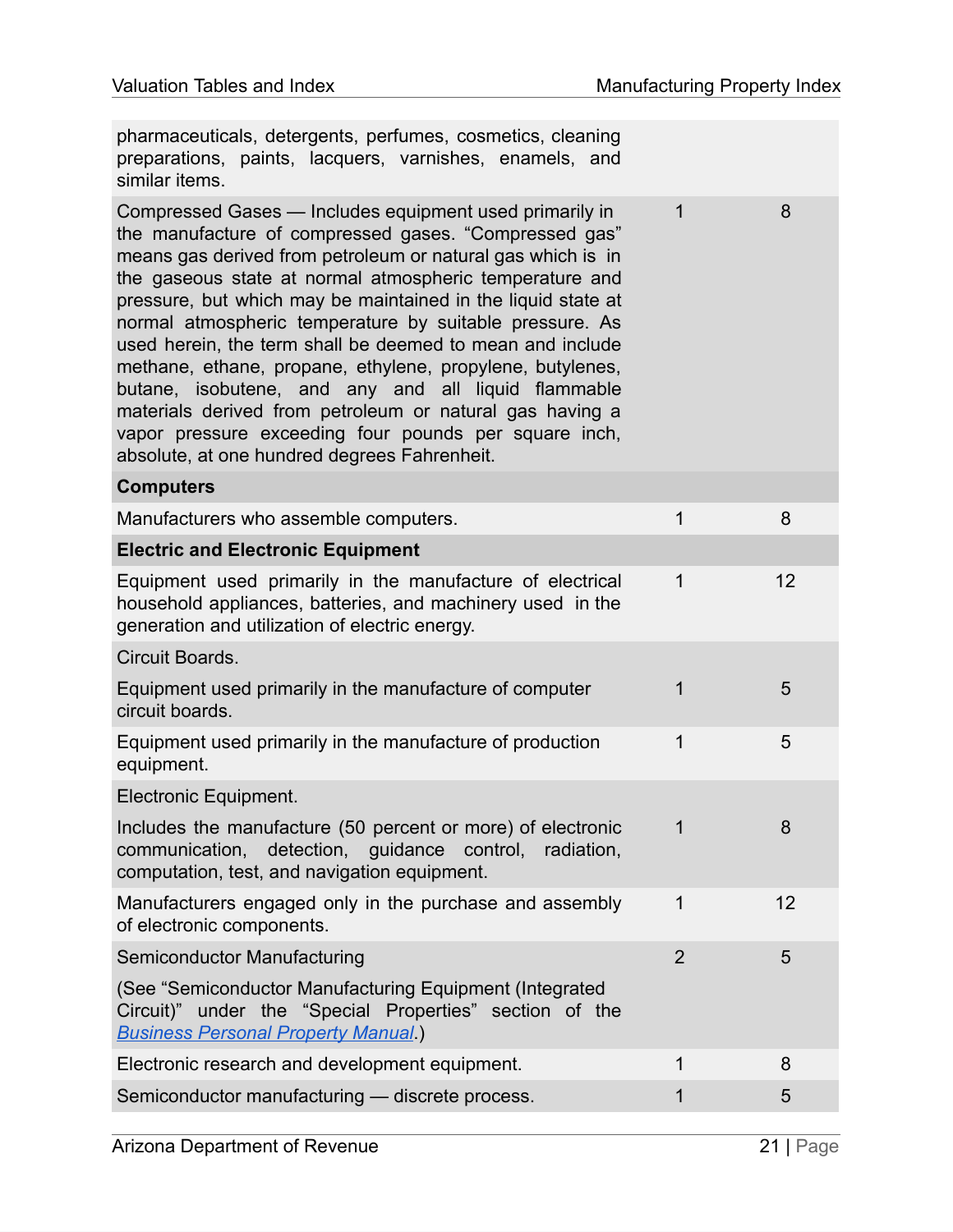| | | |
|---|---|---|
| pharmaceuticals, detergents, perfumes, cosmetics, cleaning preparations, paints, lacquers, varnishes, enamels, and similar items. | | |
| Compressed Gases — Includes equipment used primarily in the manufacture of compressed gases. “Compressed gas” means gas derived from petroleum or natural gas which is in the gaseous state at normal atmospheric temperature and pressure, but which may be maintained in the liquid state at normal atmospheric temperature by suitable pressure. As used herein, the term shall be deemed to mean and include methane, ethane, propane, ethylene, propylene, butylenes, butane, isobutene, and any and all liquid flammable materials derived from petroleum or natural gas having a vapor pressure exceeding four pounds per square inch, absolute, at one hundred degrees Fahrenheit. | 1 | 8 |
| **Computers** | | |
| Manufacturers who assemble computers. | 1 | 8 |
| **Electric and Electronic Equipment** | | |
| Equipment used primarily in the manufacture of electrical household appliances, batteries, and machinery used in the generation and utilization of electric energy. | 1 | 12 |
| Circuit Boards. | | |
| Equipment used primarily in the manufacture of computer circuit boards. | 1 | 5 |
| Equipment used primarily in the manufacture of production equipment. | 1 | 5 |
| Electronic Equipment. | | |
| Includes the manufacture (50 percent or more) of electronic communication, detection, guidance control, radiation, computation, test, and navigation equipment. | 1 | 8 |
| Manufacturers engaged only in the purchase and assembly of electronic components. | 1 | 12 |
| Semiconductor Manufacturing (See “Semiconductor Manufacturing Equipment (Integrated Circuit)” under the “Special Properties” section of the *Business Personal Property Manual*.) | 2 | 5 |
| Electronic research and development equipment. | 1 | 8 |
| Semiconductor manufacturing — discrete process. | 1 | 5 |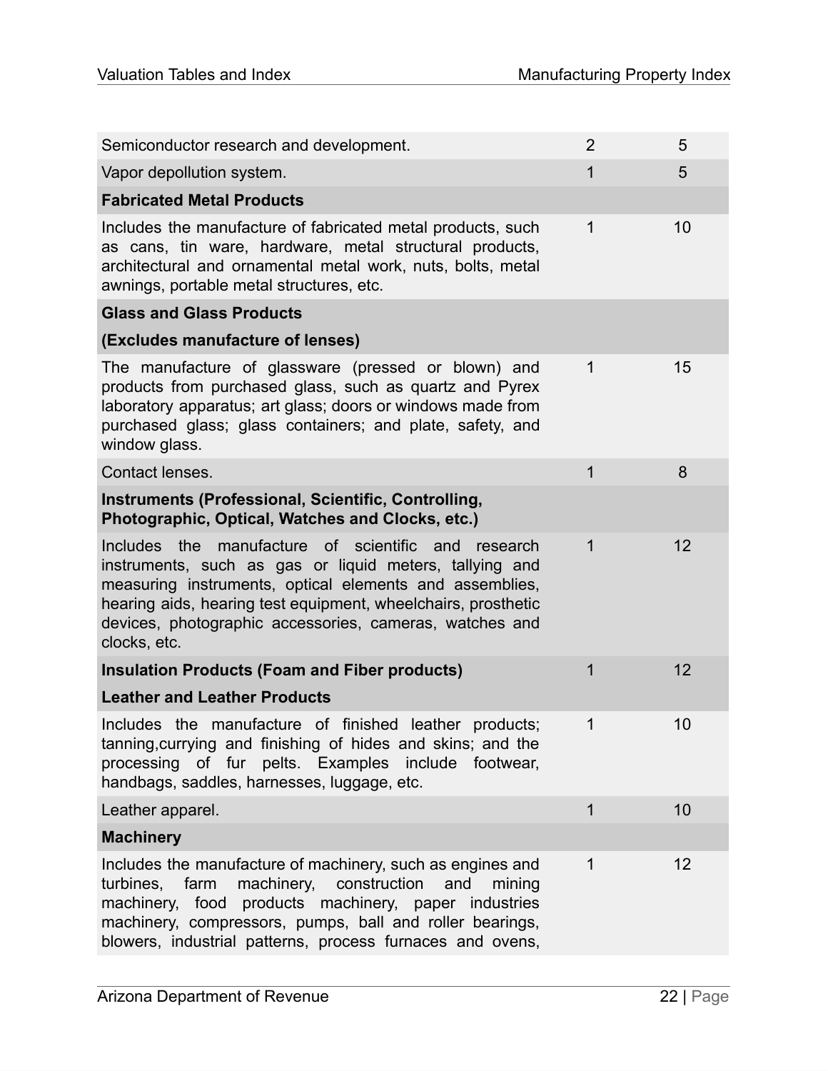| | | |
|---|---|---|
| Semiconductor research and development. | 2 | 5 |
| Vapor depollution system. | 1 | 5 |
| **Fabricated Metal Products** | | |
| Includes the manufacture of fabricated metal products, such as cans, tin ware, hardware, metal structural products, architectural and ornamental metal work, nuts, bolts, metal awnings, portable metal structures, etc. | 1 | 10 |
| **Glass and Glass Products** | | |
| **(Excludes manufacture of lenses)** | | |
| The manufacture of glassware (pressed or blown) and products from purchased glass, such as quartz and Pyrex laboratory apparatus; art glass; doors or windows made from purchased glass; glass containers; and plate, safety, and window glass. | 1 | 15 |
| Contact lenses. | 1 | 8 |
| **Instruments (Professional, Scientific, Controlling, Photographic, Optical, Watches and Clocks, etc.)** | | |
| Includes the manufacture of scientific and research instruments, such as gas or liquid meters, tallying and measuring instruments, optical elements and assemblies, hearing aids, hearing test equipment, wheelchairs, prosthetic devices, photographic accessories, cameras, watches and clocks, etc. | 1 | 12 |
| **Insulation Products (Foam and Fiber products)** | 1 | 12 |
| **Leather and Leather Products** | | |
| Includes the manufacture of finished leather products; tanning,currying and finishing of hides and skins; and the processing of fur pelts. Examples include footwear, handbags, saddles, harnesses, luggage, etc. | 1 | 10 |
| Leather apparel. | 1 | 10 |
| **Machinery** | | |
| Includes the manufacture of machinery, such as engines and turbines, farm machinery, construction and mining machinery, food products machinery, paper industries machinery, compressors, pumps, ball and roller bearings, blowers, industrial patterns, process furnaces and ovens, | 1 | 12 |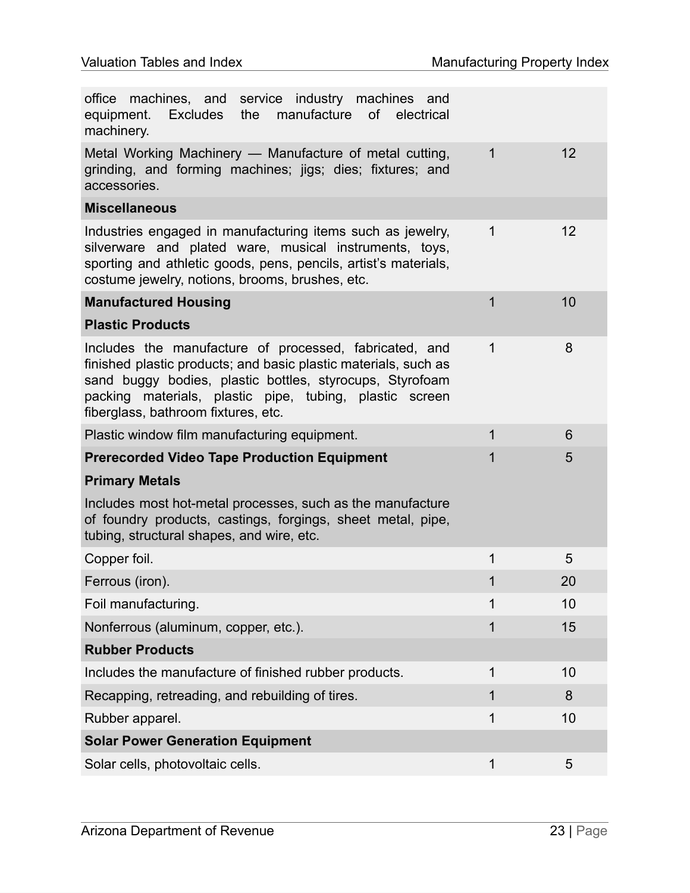| | | |
|---|---|---|
| office machines, and service industry machines and equipment. Excludes the manufacture of electrical machinery. | | |
| Metal Working Machinery — Manufacture of metal cutting, grinding, and forming machines; jigs; dies; fixtures; and accessories. | 1 | 12 |
| **Miscellaneous** | | |
| Industries engaged in manufacturing items such as jewelry, silverware and plated ware, musical instruments, toys, sporting and athletic goods, pens, pencils, artist's materials, costume jewelry, notions, brooms, brushes, etc. | 1 | 12 |
| **Manufactured Housing** | 1 | 10 |
| **Plastic Products** | | |
| Includes the manufacture of processed, fabricated, and finished plastic products; and basic plastic materials, such as sand buggy bodies, plastic bottles, styrocups, Styrofoam packing materials, plastic pipe, tubing, plastic screen fiberglass, bathroom fixtures, etc. | 1 | 8 |
| Plastic window film manufacturing equipment. | 1 | 6 |
| **Prerecorded Video Tape Production Equipment** | 1 | 5 |
| **Primary Metals** | | |
| Includes most hot-metal processes, such as the manufacture of foundry products, castings, forgings, sheet metal, pipe, tubing, structural shapes, and wire, etc. | | |
| Copper foil. | 1 | 5 |
| Ferrous (iron). | 1 | 20 |
| Foil manufacturing. | 1 | 10 |
| Nonferrous (aluminum, copper, etc.). | 1 | 15 |
| **Rubber Products** | | |
| Includes the manufacture of finished rubber products. | 1 | 10 |
| Recapping, retreading, and rebuilding of tires. | 1 | 8 |
| Rubber apparel. | 1 | 10 |
| **Solar Power Generation Equipment** | | |
| Solar cells, photovoltaic cells. | 1 | 5 |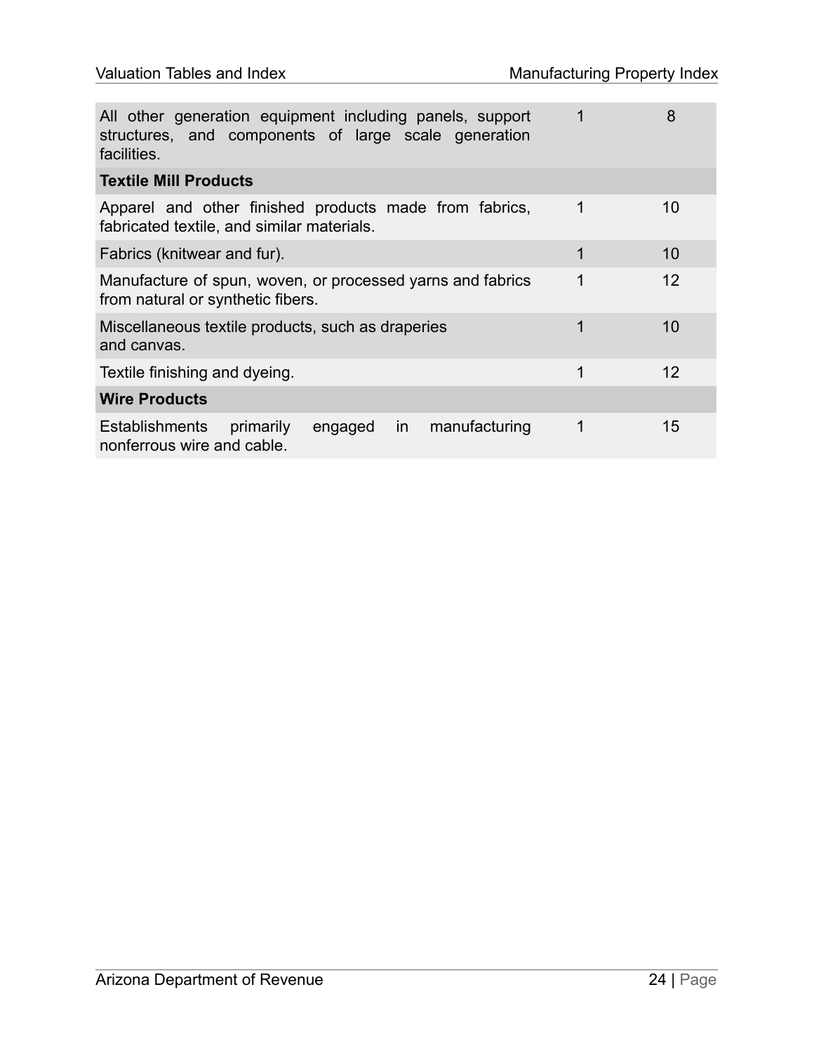| | | |
|---|---|---|
| All other generation equipment including panels, support structures, and components of large scale generation facilities. | 1 | 8 |
| **Textile Mill Products** | | |
| Apparel and other finished products made from fabrics, fabricated textile, and similar materials. | 1 | 10 |
| Fabrics (knitwear and fur). | 1 | 10 |
| Manufacture of spun, woven, or processed yarns and fabrics from natural or synthetic fibers. | 1 | 12 |
| Miscellaneous textile products, such as draperies and canvas. | 1 | 10 |
| Textile finishing and dyeing. | 1 | 12 |
| **Wire Products** | | |
| Establishments primarily engaged in manufacturing nonferrous wire and cable. | 1 | 15 |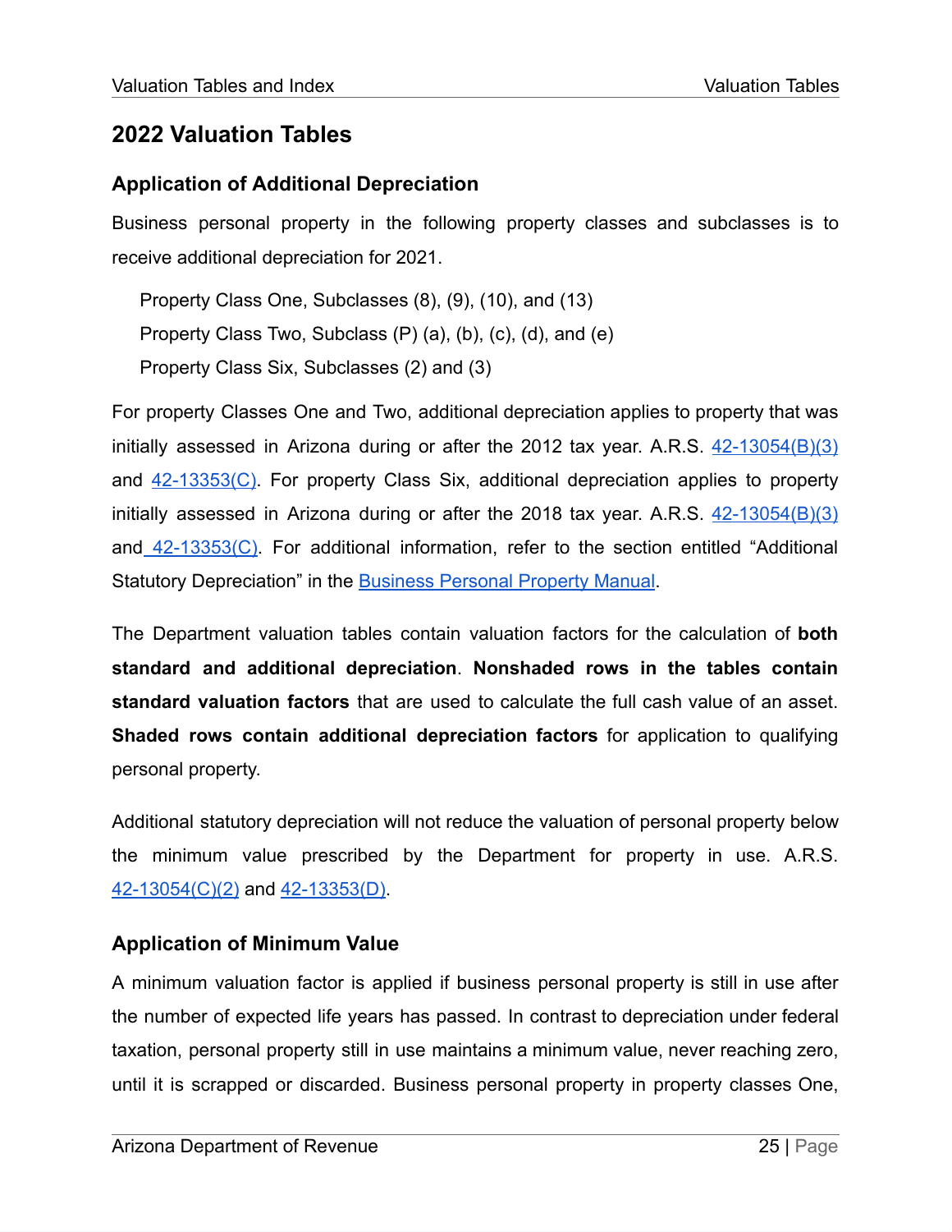## 2022 Valuation Tables

### Application of Additional Depreciation

Business personal property in the following property classes and subclasses is to receive additional depreciation for 2021.

Property Class One, Subclasses (8), (9), (10), and (13)
Property Class Two, Subclass (P) (a), (b), (c), (d), and (e)
Property Class Six, Subclasses (2) and (3)

For property Classes One and Two, additional depreciation applies to property that was initially assessed in Arizona during or after the 2012 tax year. A.R.S. 42-13054(B)(3) and 42-13353(C). For property Class Six, additional depreciation applies to property initially assessed in Arizona during or after the 2018 tax year. A.R.S. 42-13054(B)(3) and 42-13353(C). For additional information, refer to the section entitled "Additional Statutory Depreciation" in the Business Personal Property Manual.

The Department valuation tables contain valuation factors for the calculation of **both standard and additional depreciation**. **Nonshaded rows in the tables contain standard valuation factors** that are used to calculate the full cash value of an asset. **Shaded rows contain additional depreciation factors** for application to qualifying personal property.

Additional statutory depreciation will not reduce the valuation of personal property below the minimum value prescribed by the Department for property in use. A.R.S. 42-13054(C)(2) and 42-13353(D).

### Application of Minimum Value

A minimum valuation factor is applied if business personal property is still in use after the number of expected life years has passed. In contrast to depreciation under federal taxation, personal property still in use maintains a minimum value, never reaching zero, until it is scrapped or discarded. Business personal property in property classes One,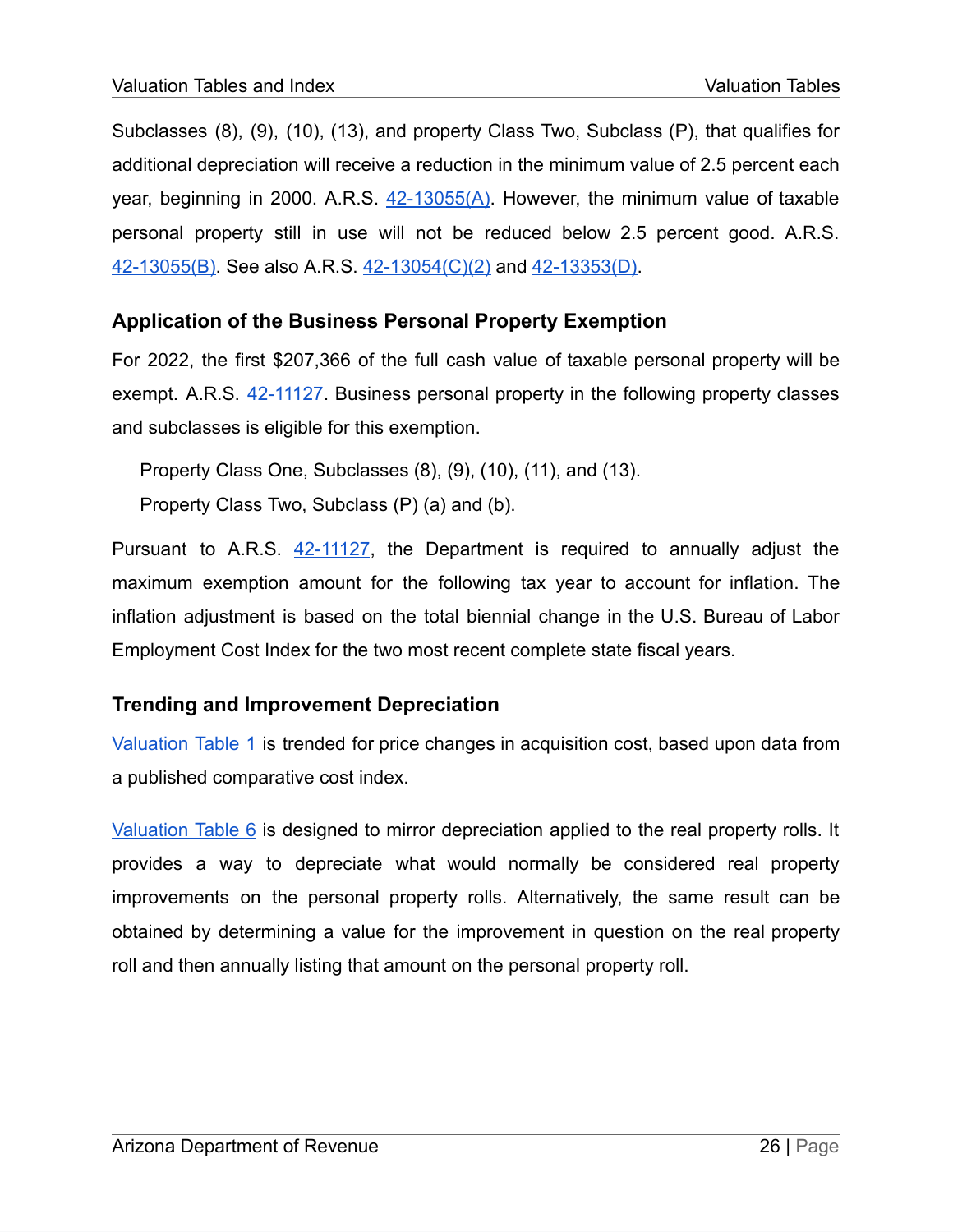Subclasses (8), (9), (10), (13), and property Class Two, Subclass (P), that qualifies for additional depreciation will receive a reduction in the minimum value of 2.5 percent each year, beginning in 2000. A.R.S. 42-13055(A). However, the minimum value of taxable personal property still in use will not be reduced below 2.5 percent good. A.R.S. 42-13055(B). See also A.R.S. 42-13054(C)(2) and 42-13353(D).

### Application of the Business Personal Property Exemption

For 2022, the first $207,366 of the full cash value of taxable personal property will be exempt. A.R.S. 42-11127. Business personal property in the following property classes and subclasses is eligible for this exemption.

Property Class One, Subclasses (8), (9), (10), (11), and (13).

Property Class Two, Subclass (P) (a) and (b).

Pursuant to A.R.S. 42-11127, the Department is required to annually adjust the maximum exemption amount for the following tax year to account for inflation. The inflation adjustment is based on the total biennial change in the U.S. Bureau of Labor Employment Cost Index for the two most recent complete state fiscal years.

### Trending and Improvement Depreciation

Valuation Table 1 is trended for price changes in acquisition cost, based upon data from a published comparative cost index.

Valuation Table 6 is designed to mirror depreciation applied to the real property rolls. It provides a way to depreciate what would normally be considered real property improvements on the personal property rolls. Alternatively, the same result can be obtained by determining a value for the improvement in question on the real property roll and then annually listing that amount on the personal property roll.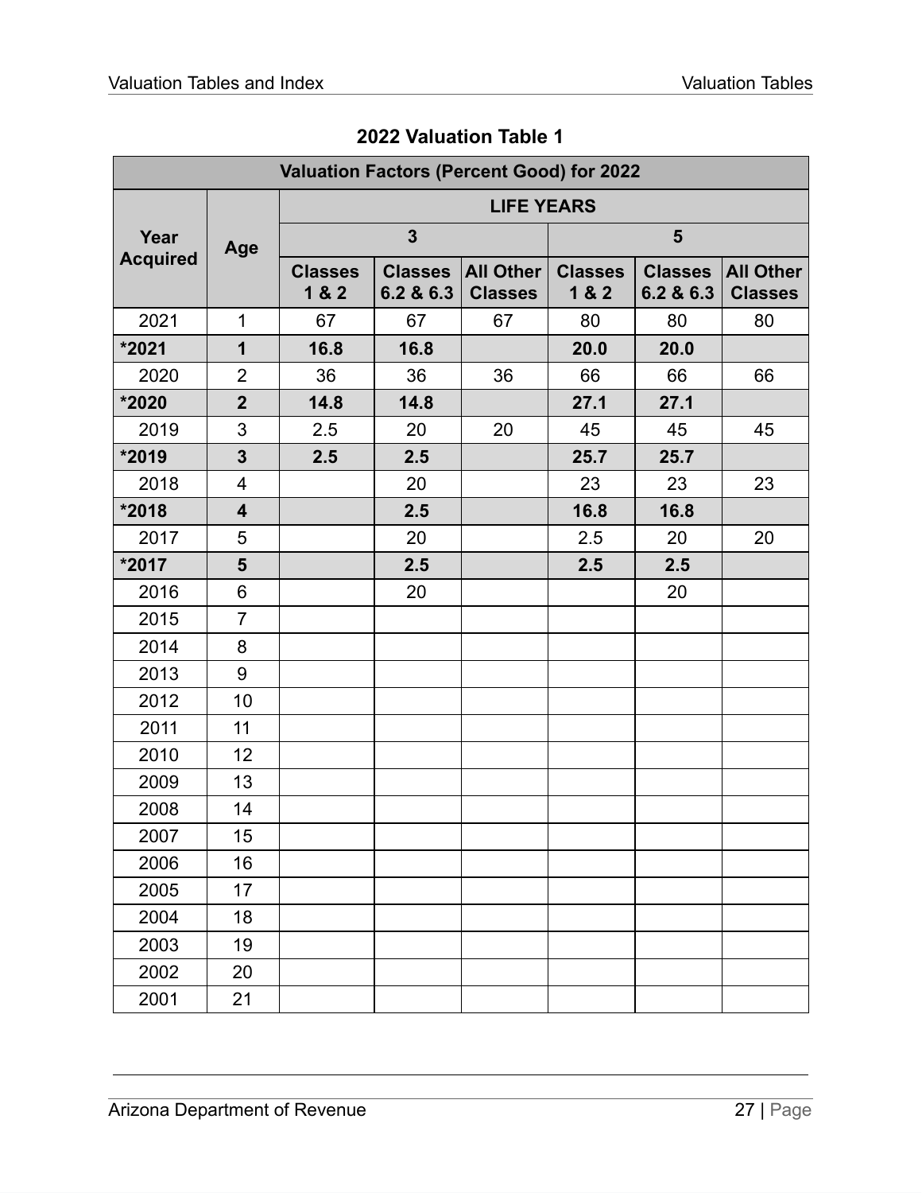## 2022 Valuation Table 1

| Valuation Factors (Percent Good) for 2022 | | | | | | | |
|---|---|---|---|---|---|---|---|
| **Year Acquired** | **Age** | **LIFE YEARS** | | | | | |
| | | **3** | | | **5** | | |
| | | **Classes 1 & 2** | **Classes 6.2 & 6.3** | **All Other Classes** | **Classes 1 & 2** | **Classes 6.2 & 6.3** | **All Other Classes** |
| 2021 | 1 | 67 | 67 | 67 | 80 | 80 | 80 |
| **\*2021** | **1** | **16.8** | **16.8** | | **20.0** | **20.0** | |
| 2020 | 2 | 36 | 36 | 36 | 66 | 66 | 66 |
| **\*2020** | **2** | **14.8** | **14.8** | | **27.1** | **27.1** | |
| 2019 | 3 | 2.5 | 20 | 20 | 45 | 45 | 45 |
| **\*2019** | **3** | **2.5** | **2.5** | | **25.7** | **25.7** | |
| 2018 | 4 | | 20 | | 23 | 23 | 23 |
| **\*2018** | **4** | | **2.5** | | **16.8** | **16.8** | |
| 2017 | 5 | | 20 | | 2.5 | 20 | 20 |
| **\*2017** | **5** | | **2.5** | | **2.5** | **2.5** | |
| 2016 | 6 | | 20 | | | 20 | |
| 2015 | 7 | | | | | | |
| 2014 | 8 | | | | | | |
| 2013 | 9 | | | | | | |
| 2012 | 10 | | | | | | |
| 2011 | 11 | | | | | | |
| 2010 | 12 | | | | | | |
| 2009 | 13 | | | | | | |
| 2008 | 14 | | | | | | |
| 2007 | 15 | | | | | | |
| 2006 | 16 | | | | | | |
| 2005 | 17 | | | | | | |
| 2004 | 18 | | | | | | |
| 2003 | 19 | | | | | | |
| 2002 | 20 | | | | | | |
| 2001 | 21 | | | | | | |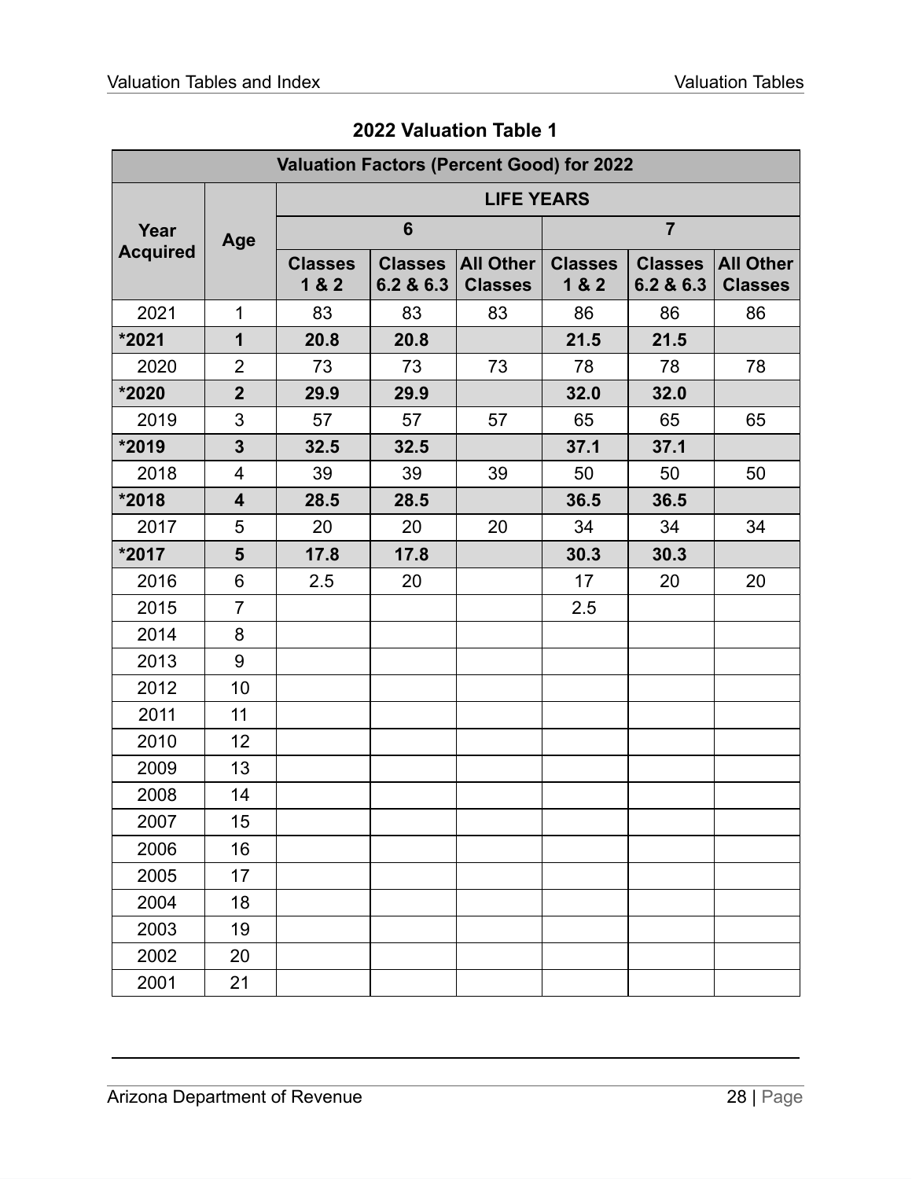## 2022 Valuation Table 1

| Valuation Factors (Percent Good) for 2022 | | | | | | | |
|---|---|---|---|---|---|---|---|
| Year Acquired | Age | LIFE YEARS | | | | | |
| | | 6 | | | 7 | | |
| | | Classes 1 & 2 | Classes 6.2 & 6.3 | All Other Classes | Classes 1 & 2 | Classes 6.2 & 6.3 | All Other Classes |
| 2021 | 1 | 83 | 83 | 83 | 86 | 86 | 86 |
| **\*2021** | **1** | **20.8** | **20.8** | | **21.5** | **21.5** | |
| 2020 | 2 | 73 | 73 | 73 | 78 | 78 | 78 |
| **\*2020** | **2** | **29.9** | **29.9** | | **32.0** | **32.0** | |
| 2019 | 3 | 57 | 57 | 57 | 65 | 65 | 65 |
| **\*2019** | **3** | **32.5** | **32.5** | | **37.1** | **37.1** | |
| 2018 | 4 | 39 | 39 | 39 | 50 | 50 | 50 |
| **\*2018** | **4** | **28.5** | **28.5** | | **36.5** | **36.5** | |
| 2017 | 5 | 20 | 20 | 20 | 34 | 34 | 34 |
| **\*2017** | **5** | **17.8** | **17.8** | | **30.3** | **30.3** | |
| 2016 | 6 | 2.5 | 20 | | 17 | 20 | 20 |
| 2015 | 7 | | | | 2.5 | | |
| 2014 | 8 | | | | | | |
| 2013 | 9 | | | | | | |
| 2012 | 10 | | | | | | |
| 2011 | 11 | | | | | | |
| 2010 | 12 | | | | | | |
| 2009 | 13 | | | | | | |
| 2008 | 14 | | | | | | |
| 2007 | 15 | | | | | | |
| 2006 | 16 | | | | | | |
| 2005 | 17 | | | | | | |
| 2004 | 18 | | | | | | |
| 2003 | 19 | | | | | | |
| 2002 | 20 | | | | | | |
| 2001 | 21 | | | | | | |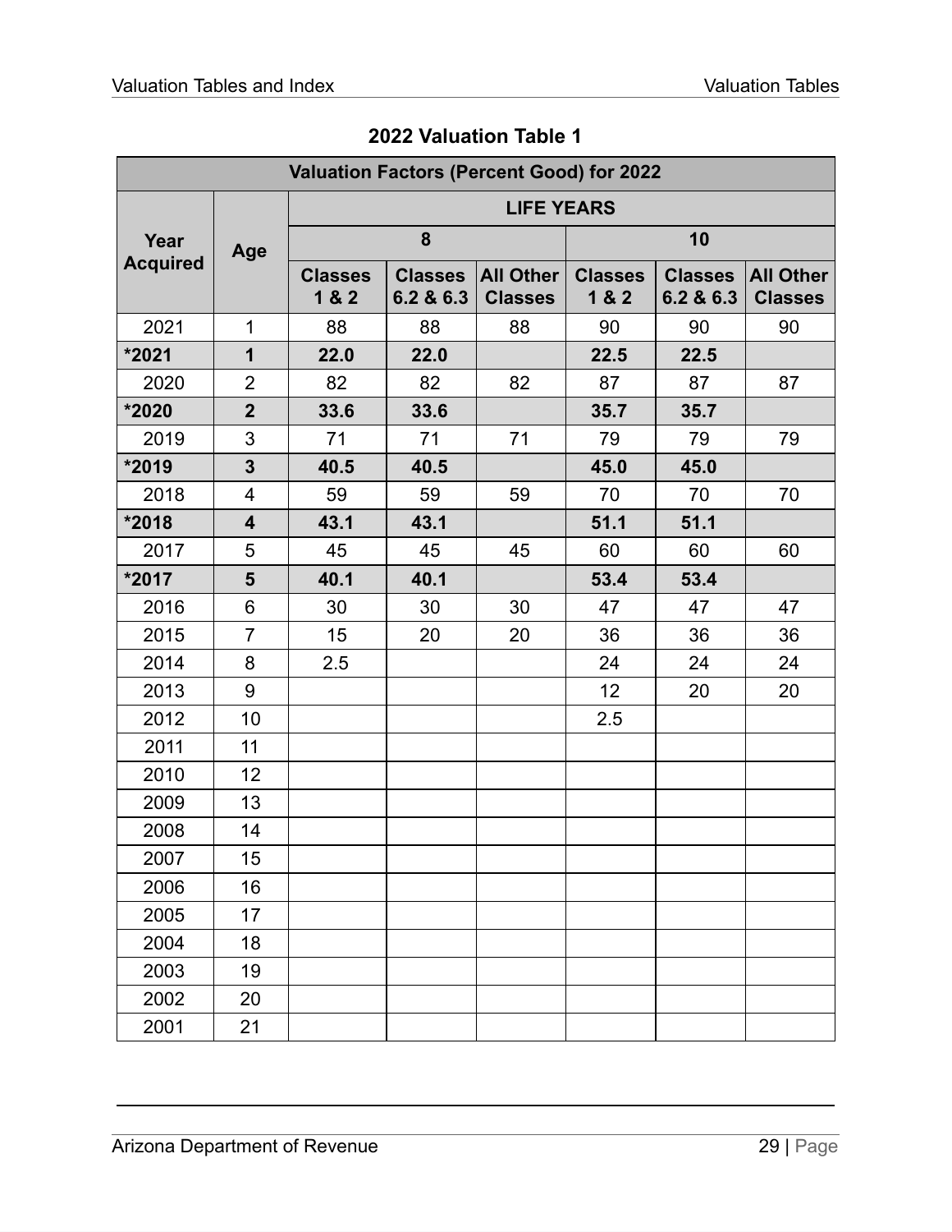## 2022 Valuation Table 1

| Valuation Factors (Percent Good) for 2022 | | | | | | | |
|---|---|---|---|---|---|---|---|
| Year Acquired | Age | LIFE YEARS | | | | | |
| | | 8 | | | 10 | | |
| | | Classes 1 & 2 | Classes 6.2 & 6.3 | All Other Classes | Classes 1 & 2 | Classes 6.2 & 6.3 | All Other Classes |
| 2021 | 1 | 88 | 88 | 88 | 90 | 90 | 90 |
| **\*2021** | **1** | **22.0** | **22.0** | | **22.5** | **22.5** | |
| 2020 | 2 | 82 | 82 | 82 | 87 | 87 | 87 |
| **\*2020** | **2** | **33.6** | **33.6** | | **35.7** | **35.7** | |
| 2019 | 3 | 71 | 71 | 71 | 79 | 79 | 79 |
| **\*2019** | **3** | **40.5** | **40.5** | | **45.0** | **45.0** | |
| 2018 | 4 | 59 | 59 | 59 | 70 | 70 | 70 |
| **\*2018** | **4** | **43.1** | **43.1** | | **51.1** | **51.1** | |
| 2017 | 5 | 45 | 45 | 45 | 60 | 60 | 60 |
| **\*2017** | **5** | **40.1** | **40.1** | | **53.4** | **53.4** | |
| 2016 | 6 | 30 | 30 | 30 | 47 | 47 | 47 |
| 2015 | 7 | 15 | 20 | 20 | 36 | 36 | 36 |
| 2014 | 8 | 2.5 | | | 24 | 24 | 24 |
| 2013 | 9 | | | | 12 | 20 | 20 |
| 2012 | 10 | | | | 2.5 | | |
| 2011 | 11 | | | | | | |
| 2010 | 12 | | | | | | |
| 2009 | 13 | | | | | | |
| 2008 | 14 | | | | | | |
| 2007 | 15 | | | | | | |
| 2006 | 16 | | | | | | |
| 2005 | 17 | | | | | | |
| 2004 | 18 | | | | | | |
| 2003 | 19 | | | | | | |
| 2002 | 20 | | | | | | |
| 2001 | 21 | | | | | | |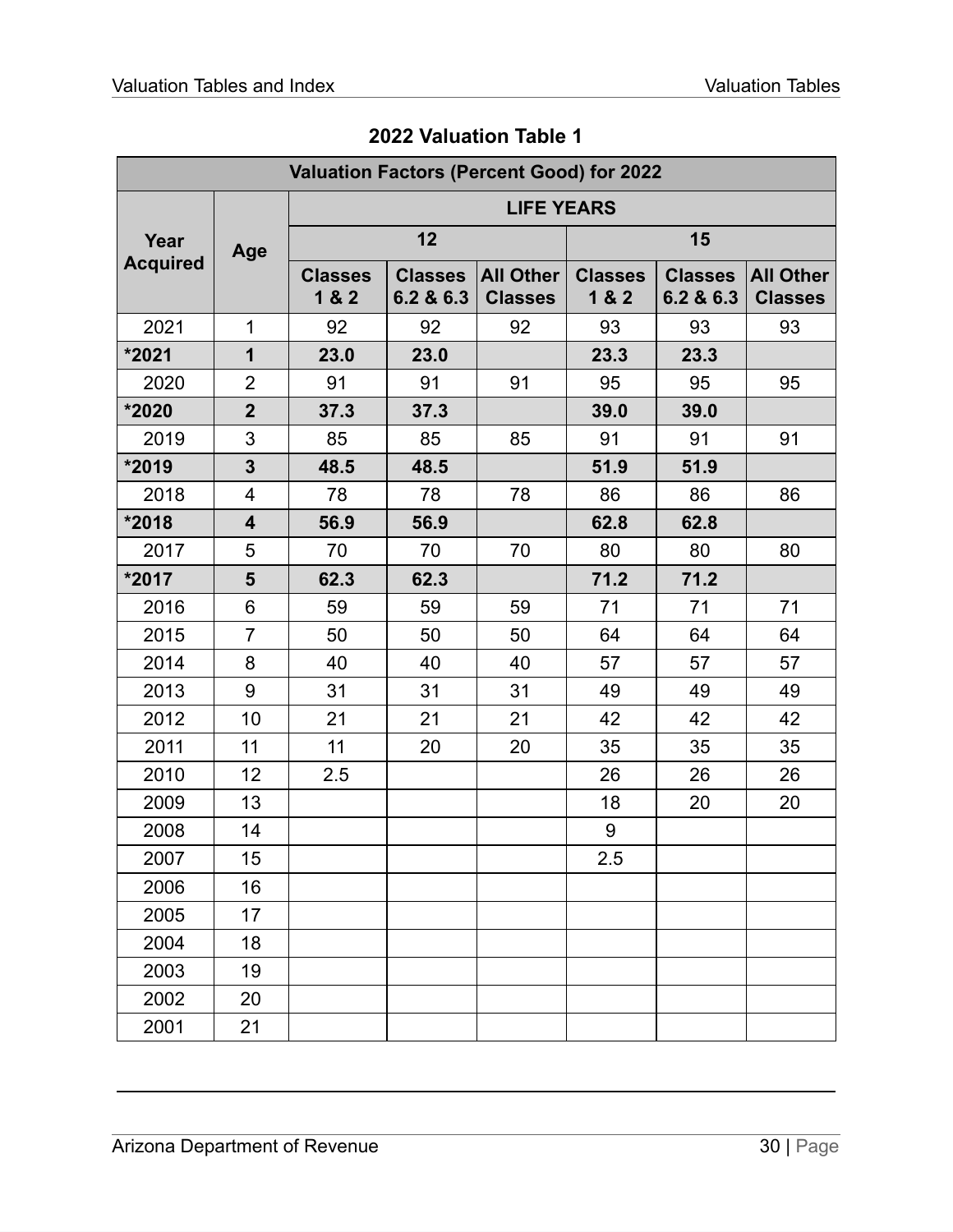## 2022 Valuation Table 1

| Valuation Factors (Percent Good) for 2022 | | | | | | | |
|---|---|---|---|---|---|---|---|
| Year Acquired | Age | LIFE YEARS | | | | | |
| | | 12 | | | 15 | | |
| | | Classes 1 & 2 | Classes 6.2 & 6.3 | All Other Classes | Classes 1 & 2 | Classes 6.2 & 6.3 | All Other Classes |
| 2021 | 1 | 92 | 92 | 92 | 93 | 93 | 93 |
| **\*2021** | **1** | **23.0** | **23.0** | | **23.3** | **23.3** | |
| 2020 | 2 | 91 | 91 | 91 | 95 | 95 | 95 |
| **\*2020** | **2** | **37.3** | **37.3** | | **39.0** | **39.0** | |
| 2019 | 3 | 85 | 85 | 85 | 91 | 91 | 91 |
| **\*2019** | **3** | **48.5** | **48.5** | | **51.9** | **51.9** | |
| 2018 | 4 | 78 | 78 | 78 | 86 | 86 | 86 |
| **\*2018** | **4** | **56.9** | **56.9** | | **62.8** | **62.8** | |
| 2017 | 5 | 70 | 70 | 70 | 80 | 80 | 80 |
| **\*2017** | **5** | **62.3** | **62.3** | | **71.2** | **71.2** | |
| 2016 | 6 | 59 | 59 | 59 | 71 | 71 | 71 |
| 2015 | 7 | 50 | 50 | 50 | 64 | 64 | 64 |
| 2014 | 8 | 40 | 40 | 40 | 57 | 57 | 57 |
| 2013 | 9 | 31 | 31 | 31 | 49 | 49 | 49 |
| 2012 | 10 | 21 | 21 | 21 | 42 | 42 | 42 |
| 2011 | 11 | 11 | 20 | 20 | 35 | 35 | 35 |
| 2010 | 12 | 2.5 | | | 26 | 26 | 26 |
| 2009 | 13 | | | | 18 | 20 | 20 |
| 2008 | 14 | | | | 9 | | |
| 2007 | 15 | | | | 2.5 | | |
| 2006 | 16 | | | | | | |
| 2005 | 17 | | | | | | |
| 2004 | 18 | | | | | | |
| 2003 | 19 | | | | | | |
| 2002 | 20 | | | | | | |
| 2001 | 21 | | | | | | |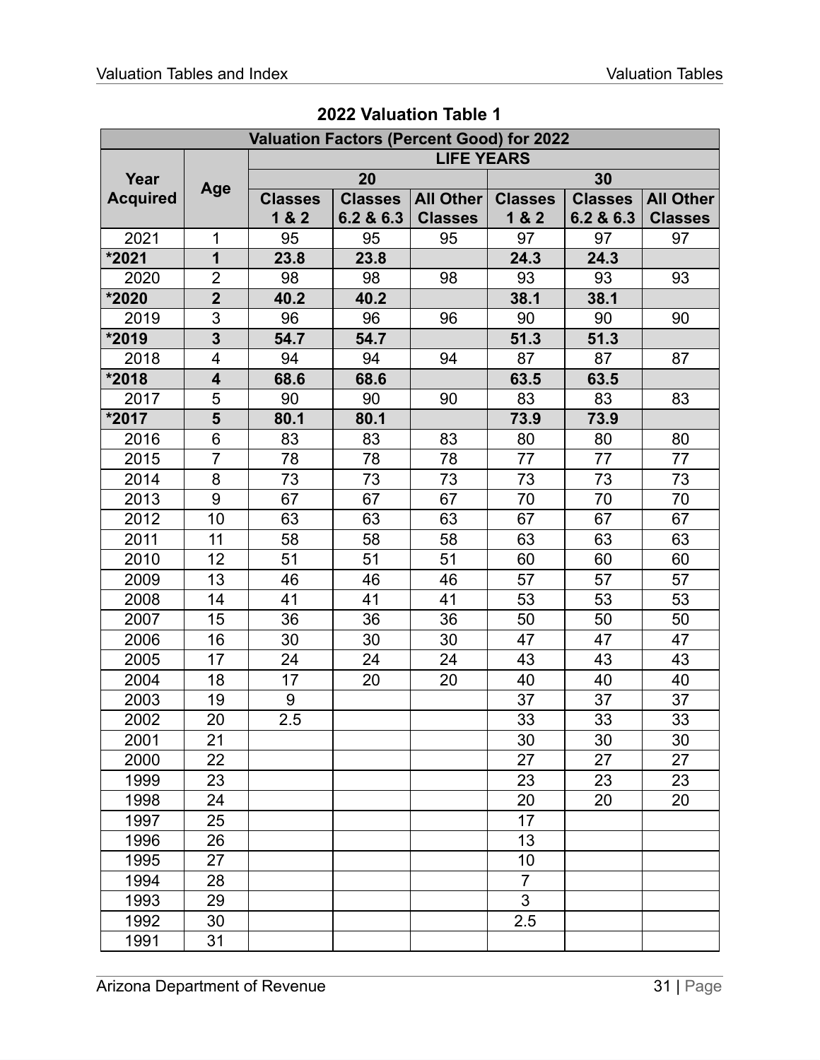## 2022 Valuation Table 1

| Valuation Factors (Percent Good) for 2022 | | | | | | | |
|---|---|---|---|---|---|---|---|
| | | LIFE YEARS | | | | | |
| Year Acquired | Age | 20 | | | 30 | | |
| | | Classes 1 & 2 | Classes 6.2 & 6.3 | All Other Classes | Classes 1 & 2 | Classes 6.2 & 6.3 | All Other Classes |
| 2021 | 1 | 95 | 95 | 95 | 97 | 97 | 97 |
| **\*2021** | **1** | **23.8** | **23.8** | | **24.3** | **24.3** | |
| 2020 | 2 | 98 | 98 | 98 | 93 | 93 | 93 |
| **\*2020** | **2** | **40.2** | **40.2** | | **38.1** | **38.1** | |
| 2019 | 3 | 96 | 96 | 96 | 90 | 90 | 90 |
| **\*2019** | **3** | **54.7** | **54.7** | | **51.3** | **51.3** | |
| 2018 | 4 | 94 | 94 | 94 | 87 | 87 | 87 |
| **\*2018** | **4** | **68.6** | **68.6** | | **63.5** | **63.5** | |
| 2017 | 5 | 90 | 90 | 90 | 83 | 83 | 83 |
| **\*2017** | **5** | **80.1** | **80.1** | | **73.9** | **73.9** | |
| 2016 | 6 | 83 | 83 | 83 | 80 | 80 | 80 |
| 2015 | 7 | 78 | 78 | 78 | 77 | 77 | 77 |
| 2014 | 8 | 73 | 73 | 73 | 73 | 73 | 73 |
| 2013 | 9 | 67 | 67 | 67 | 70 | 70 | 70 |
| 2012 | 10 | 63 | 63 | 63 | 67 | 67 | 67 |
| 2011 | 11 | 58 | 58 | 58 | 63 | 63 | 63 |
| 2010 | 12 | 51 | 51 | 51 | 60 | 60 | 60 |
| 2009 | 13 | 46 | 46 | 46 | 57 | 57 | 57 |
| 2008 | 14 | 41 | 41 | 41 | 53 | 53 | 53 |
| 2007 | 15 | 36 | 36 | 36 | 50 | 50 | 50 |
| 2006 | 16 | 30 | 30 | 30 | 47 | 47 | 47 |
| 2005 | 17 | 24 | 24 | 24 | 43 | 43 | 43 |
| 2004 | 18 | 17 | 20 | 20 | 40 | 40 | 40 |
| 2003 | 19 | 9 | | | 37 | 37 | 37 |
| 2002 | 20 | 2.5 | | | 33 | 33 | 33 |
| 2001 | 21 | | | | 30 | 30 | 30 |
| 2000 | 22 | | | | 27 | 27 | 27 |
| 1999 | 23 | | | | 23 | 23 | 23 |
| 1998 | 24 | | | | 20 | 20 | 20 |
| 1997 | 25 | | | | 17 | | |
| 1996 | 26 | | | | 13 | | |
| 1995 | 27 | | | | 10 | | |
| 1994 | 28 | | | | 7 | | |
| 1993 | 29 | | | | 3 | | |
| 1992 | 30 | | | | 2.5 | | |
| 1991 | 31 | | | | | | |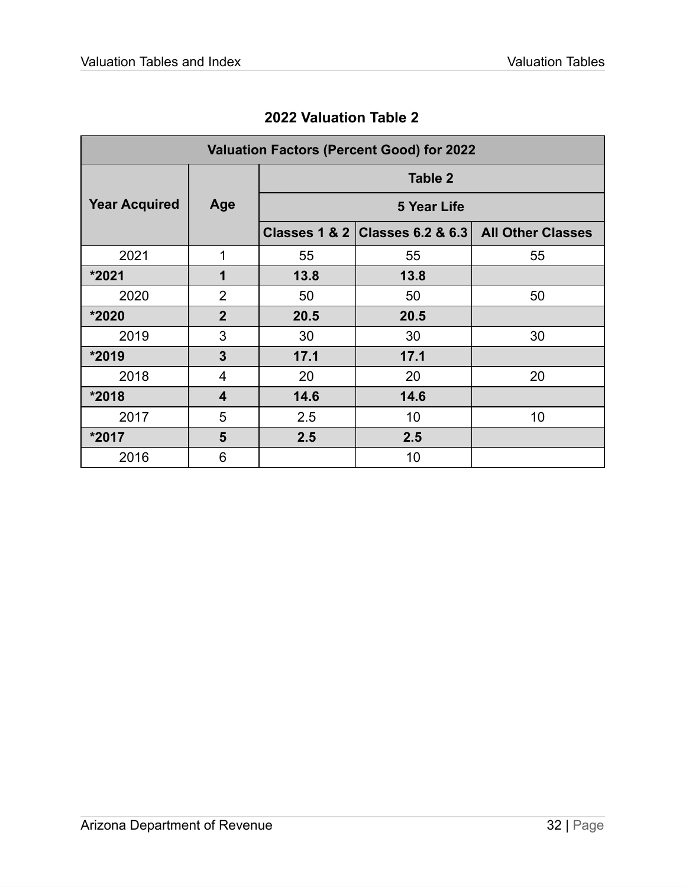## 2022 Valuation Table 2

| Valuation Factors (Percent Good) for 2022 | | | | |
|---|---|---|---|---|
| **Year Acquired** | **Age** | **Table 2** | | |
| | | **5 Year Life** | | |
| | | **Classes 1 & 2** | **Classes 6.2 & 6.3** | **All Other Classes** |
| 2021 | 1 | 55 | 55 | 55 |
| **\*2021** | **1** | **13.8** | **13.8** | |
| 2020 | 2 | 50 | 50 | 50 |
| **\*2020** | **2** | **20.5** | **20.5** | |
| 2019 | 3 | 30 | 30 | 30 |
| **\*2019** | **3** | **17.1** | **17.1** | |
| 2018 | 4 | 20 | 20 | 20 |
| **\*2018** | **4** | **14.6** | **14.6** | |
| 2017 | 5 | 2.5 | 10 | 10 |
| **\*2017** | **5** | **2.5** | **2.5** | |
| 2016 | 6 | | 10 | |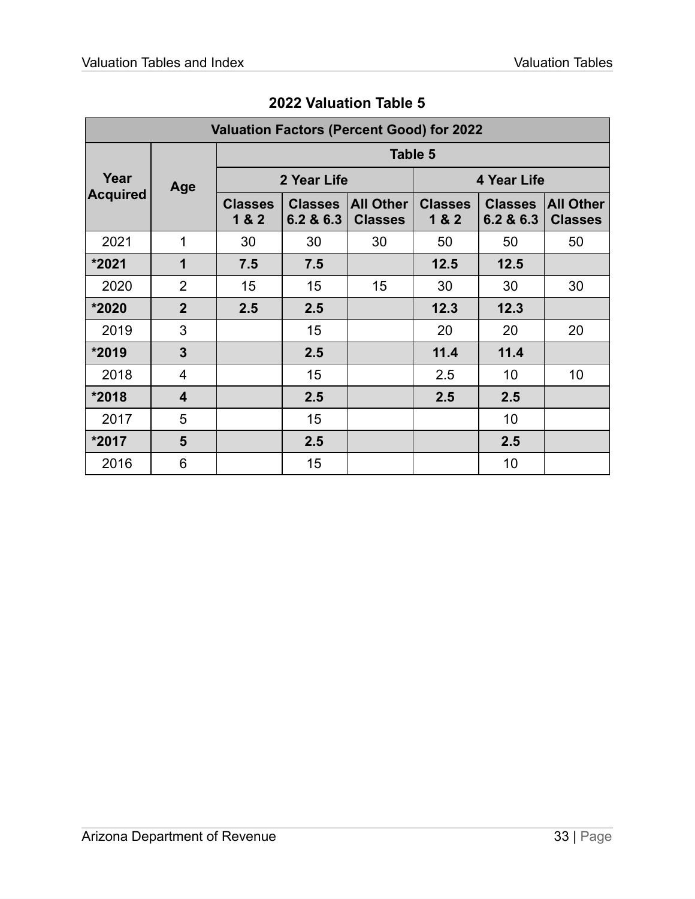## 2022 Valuation Table 5

| Valuation Factors (Percent Good) for 2022 | | | | | | | |
|---|---|---|---|---|---|---|---|
| Year Acquired | Age | Table 5 | | | | | |
| | | 2 Year Life | | | 4 Year Life | | |
| | | Classes 1 & 2 | Classes 6.2 & 6.3 | All Other Classes | Classes 1 & 2 | Classes 6.2 & 6.3 | All Other Classes |
| 2021 | 1 | 30 | 30 | 30 | 50 | 50 | 50 |
| **\*2021** | **1** | **7.5** | **7.5** | | **12.5** | **12.5** | |
| 2020 | 2 | 15 | 15 | 15 | 30 | 30 | 30 |
| **\*2020** | **2** | **2.5** | **2.5** | | **12.3** | **12.3** | |
| 2019 | 3 | | 15 | | 20 | 20 | 20 |
| **\*2019** | **3** | | **2.5** | | **11.4** | **11.4** | |
| 2018 | 4 | | 15 | | 2.5 | 10 | 10 |
| **\*2018** | **4** | | **2.5** | | **2.5** | **2.5** | |
| 2017 | 5 | | 15 | | | 10 | |
| **\*2017** | **5** | | **2.5** | | | **2.5** | |
| 2016 | 6 | | 15 | | | 10 | |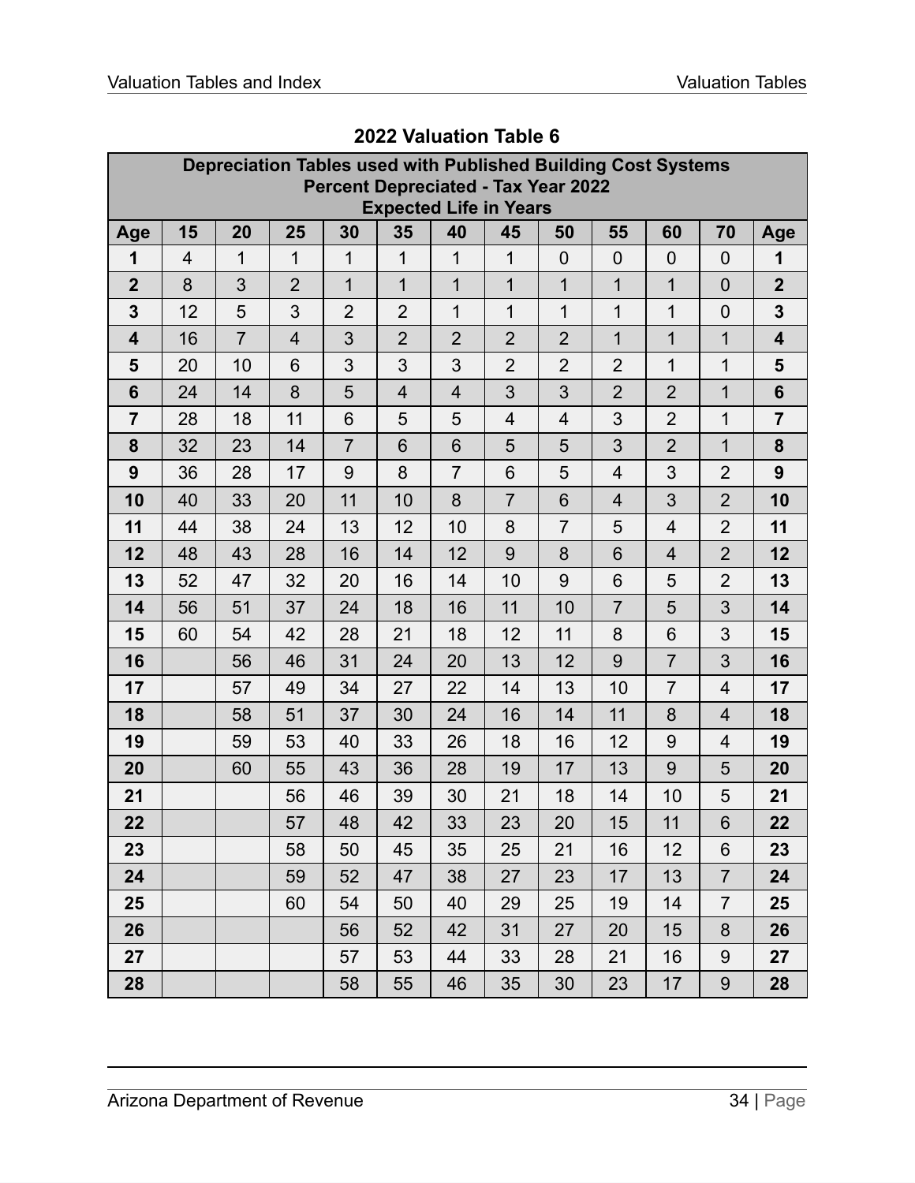## 2022 Valuation Table 6

| Depreciation Tables used with Published Building Cost Systems<br>Percent Depreciated - Tax Year 2022<br>Expected Life in Years | | | | | | | | | | | | |
|---|---|---|---|---|---|---|---|---|---|---|---|---|
| **Age** | **15** | **20** | **25** | **30** | **35** | **40** | **45** | **50** | **55** | **60** | **70** | **Age** |
| **1** | 4 | 1 | 1 | 1 | 1 | 1 | 1 | 0 | 0 | 0 | 0 | **1** |
| **2** | 8 | 3 | 2 | 1 | 1 | 1 | 1 | 1 | 1 | 1 | 0 | **2** |
| **3** | 12 | 5 | 3 | 2 | 2 | 1 | 1 | 1 | 1 | 1 | 0 | **3** |
| **4** | 16 | 7 | 4 | 3 | 2 | 2 | 2 | 2 | 1 | 1 | 1 | **4** |
| **5** | 20 | 10 | 6 | 3 | 3 | 3 | 2 | 2 | 2 | 1 | 1 | **5** |
| **6** | 24 | 14 | 8 | 5 | 4 | 4 | 3 | 3 | 2 | 2 | 1 | **6** |
| **7** | 28 | 18 | 11 | 6 | 5 | 5 | 4 | 4 | 3 | 2 | 1 | **7** |
| **8** | 32 | 23 | 14 | 7 | 6 | 6 | 5 | 5 | 3 | 2 | 1 | **8** |
| **9** | 36 | 28 | 17 | 9 | 8 | 7 | 6 | 5 | 4 | 3 | 2 | **9** |
| **10** | 40 | 33 | 20 | 11 | 10 | 8 | 7 | 6 | 4 | 3 | 2 | **10** |
| **11** | 44 | 38 | 24 | 13 | 12 | 10 | 8 | 7 | 5 | 4 | 2 | **11** |
| **12** | 48 | 43 | 28 | 16 | 14 | 12 | 9 | 8 | 6 | 4 | 2 | **12** |
| **13** | 52 | 47 | 32 | 20 | 16 | 14 | 10 | 9 | 6 | 5 | 2 | **13** |
| **14** | 56 | 51 | 37 | 24 | 18 | 16 | 11 | 10 | 7 | 5 | 3 | **14** |
| **15** | 60 | 54 | 42 | 28 | 21 | 18 | 12 | 11 | 8 | 6 | 3 | **15** |
| **16** | | 56 | 46 | 31 | 24 | 20 | 13 | 12 | 9 | 7 | 3 | **16** |
| **17** | | 57 | 49 | 34 | 27 | 22 | 14 | 13 | 10 | 7 | 4 | **17** |
| **18** | | 58 | 51 | 37 | 30 | 24 | 16 | 14 | 11 | 8 | 4 | **18** |
| **19** | | 59 | 53 | 40 | 33 | 26 | 18 | 16 | 12 | 9 | 4 | **19** |
| **20** | | 60 | 55 | 43 | 36 | 28 | 19 | 17 | 13 | 9 | 5 | **20** |
| **21** | | | 56 | 46 | 39 | 30 | 21 | 18 | 14 | 10 | 5 | **21** |
| **22** | | | 57 | 48 | 42 | 33 | 23 | 20 | 15 | 11 | 6 | **22** |
| **23** | | | 58 | 50 | 45 | 35 | 25 | 21 | 16 | 12 | 6 | **23** |
| **24** | | | 59 | 52 | 47 | 38 | 27 | 23 | 17 | 13 | 7 | **24** |
| **25** | | | 60 | 54 | 50 | 40 | 29 | 25 | 19 | 14 | 7 | **25** |
| **26** | | | | 56 | 52 | 42 | 31 | 27 | 20 | 15 | 8 | **26** |
| **27** | | | | 57 | 53 | 44 | 33 | 28 | 21 | 16 | 9 | **27** |
| **28** | | | | 58 | 55 | 46 | 35 | 30 | 23 | 17 | 9 | **28** |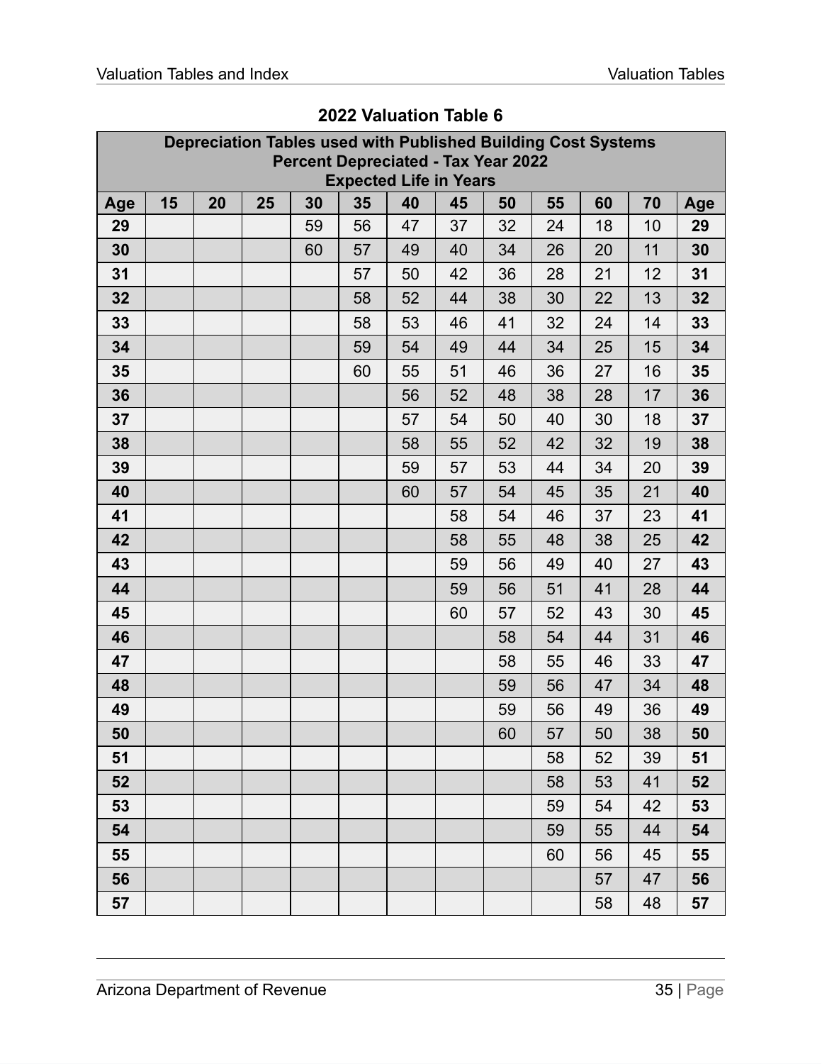## 2022 Valuation Table 6

| Depreciation Tables used with Published Building Cost Systems<br>Percent Depreciated - Tax Year 2022<br>Expected Life in Years | | | | | | | | | | | | |
|---|---|---|---|---|---|---|---|---|---|---|---|---|
| **Age** | **15** | **20** | **25** | **30** | **35** | **40** | **45** | **50** | **55** | **60** | **70** | **Age** |
| **29** | | | | 59 | 56 | 47 | 37 | 32 | 24 | 18 | 10 | **29** |
| **30** | | | | 60 | 57 | 49 | 40 | 34 | 26 | 20 | 11 | **30** |
| **31** | | | | | 57 | 50 | 42 | 36 | 28 | 21 | 12 | **31** |
| **32** | | | | | 58 | 52 | 44 | 38 | 30 | 22 | 13 | **32** |
| **33** | | | | | 58 | 53 | 46 | 41 | 32 | 24 | 14 | **33** |
| **34** | | | | | 59 | 54 | 49 | 44 | 34 | 25 | 15 | **34** |
| **35** | | | | | 60 | 55 | 51 | 46 | 36 | 27 | 16 | **35** |
| **36** | | | | | | 56 | 52 | 48 | 38 | 28 | 17 | **36** |
| **37** | | | | | | 57 | 54 | 50 | 40 | 30 | 18 | **37** |
| **38** | | | | | | 58 | 55 | 52 | 42 | 32 | 19 | **38** |
| **39** | | | | | | 59 | 57 | 53 | 44 | 34 | 20 | **39** |
| **40** | | | | | | 60 | 57 | 54 | 45 | 35 | 21 | **40** |
| **41** | | | | | | | 58 | 54 | 46 | 37 | 23 | **41** |
| **42** | | | | | | | 58 | 55 | 48 | 38 | 25 | **42** |
| **43** | | | | | | | 59 | 56 | 49 | 40 | 27 | **43** |
| **44** | | | | | | | 59 | 56 | 51 | 41 | 28 | **44** |
| **45** | | | | | | | 60 | 57 | 52 | 43 | 30 | **45** |
| **46** | | | | | | | | 58 | 54 | 44 | 31 | **46** |
| **47** | | | | | | | | 58 | 55 | 46 | 33 | **47** |
| **48** | | | | | | | | 59 | 56 | 47 | 34 | **48** |
| **49** | | | | | | | | 59 | 56 | 49 | 36 | **49** |
| **50** | | | | | | | | 60 | 57 | 50 | 38 | **50** |
| **51** | | | | | | | | | 58 | 52 | 39 | **51** |
| **52** | | | | | | | | | 58 | 53 | 41 | **52** |
| **53** | | | | | | | | | 59 | 54 | 42 | **53** |
| **54** | | | | | | | | | 59 | 55 | 44 | **54** |
| **55** | | | | | | | | | 60 | 56 | 45 | **55** |
| **56** | | | | | | | | | | 57 | 47 | **56** |
| **57** | | | | | | | | | | 58 | 48 | **57** |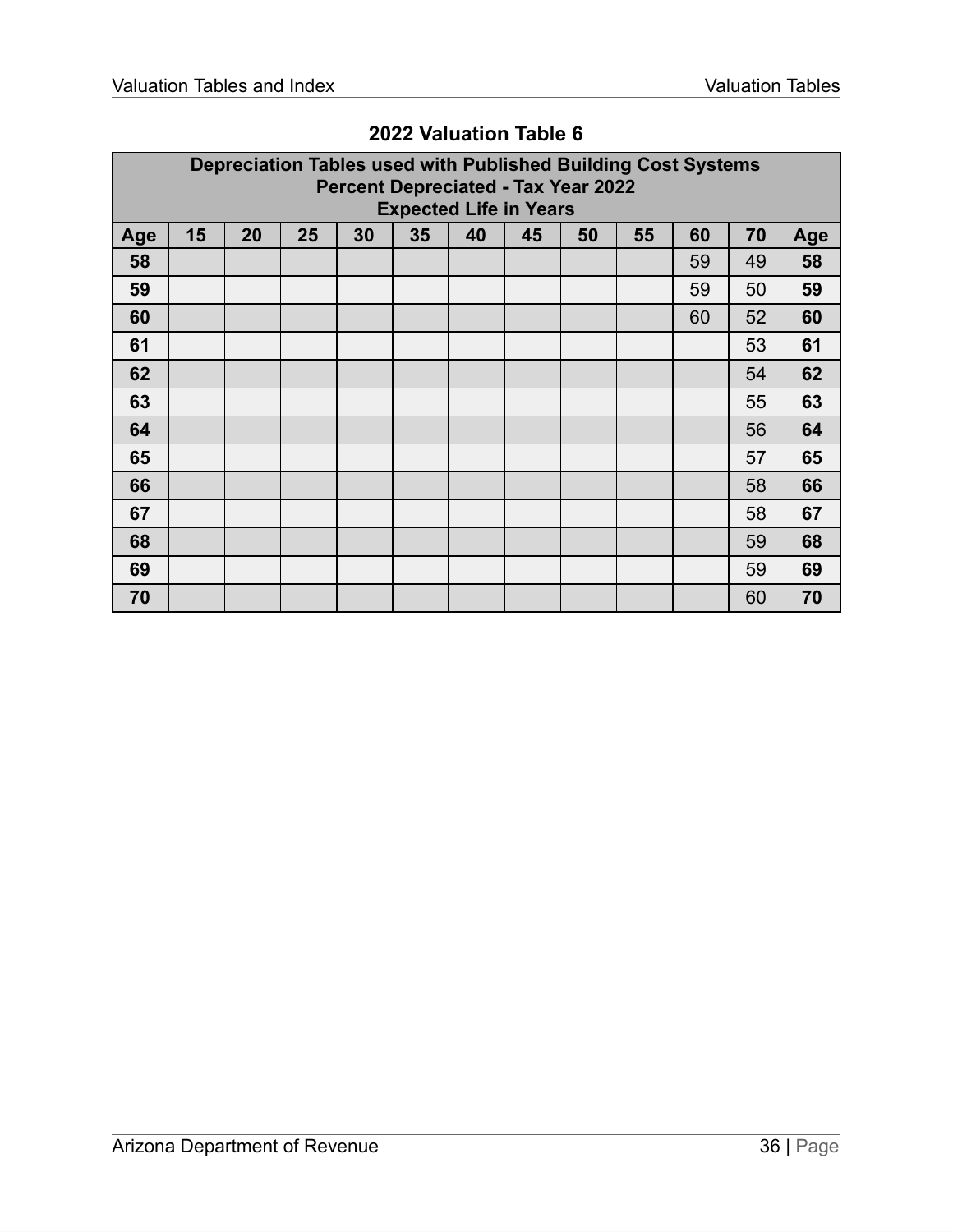## 2022 Valuation Table 6

| Depreciation Tables used with Published Building Cost Systems Percent Depreciated - Tax Year 2022 Expected Life in Years | | | | | | | | | | | | |
|---|---|---|---|---|---|---|---|---|---|---|---|---|
| **Age** | **15** | **20** | **25** | **30** | **35** | **40** | **45** | **50** | **55** | **60** | **70** | **Age** |
| **58** | | | | | | | | | | 59 | 49 | **58** |
| **59** | | | | | | | | | | 59 | 50 | **59** |
| **60** | | | | | | | | | | 60 | 52 | **60** |
| **61** | | | | | | | | | | | 53 | **61** |
| **62** | | | | | | | | | | | 54 | **62** |
| **63** | | | | | | | | | | | 55 | **63** |
| **64** | | | | | | | | | | | 56 | **64** |
| **65** | | | | | | | | | | | 57 | **65** |
| **66** | | | | | | | | | | | 58 | **66** |
| **67** | | | | | | | | | | | 58 | **67** |
| **68** | | | | | | | | | | | 59 | **68** |
| **69** | | | | | | | | | | | 59 | **69** |
| **70** | | | | | | | | | | | 60 | **70** |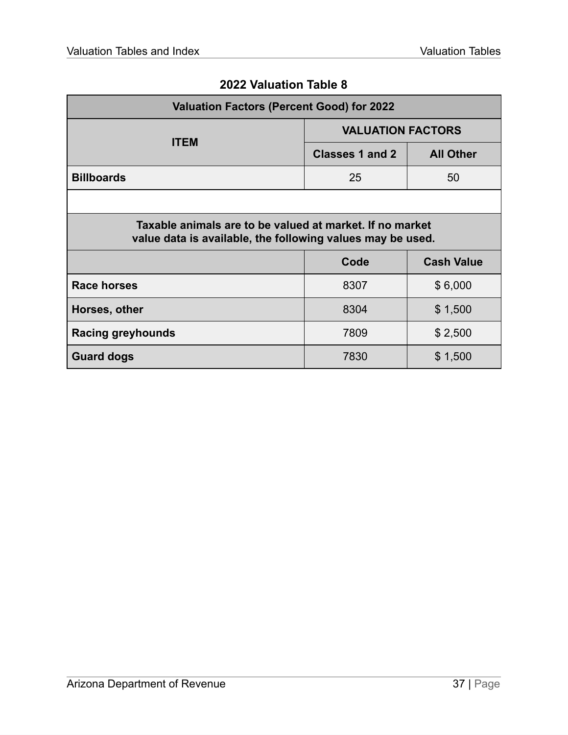## 2022 Valuation Table 8

| Valuation Factors (Percent Good) for 2022 | | |
|---|---|---|
| **ITEM** | **VALUATION FACTORS** | |
| | **Classes 1 and 2** | **All Other** |
| **Billboards** | 25 | 50 |
| | | |
| **Taxable animals are to be valued at market. If no market value data is available, the following values may be used.** | | |
| | **Code** | **Cash Value** |
| **Race horses** | 8307 | $ 6,000 |
| **Horses, other** | 8304 | $ 1,500 |
| **Racing greyhounds** | 7809 | $ 2,500 |
| **Guard dogs** | 7830 | $ 1,500 |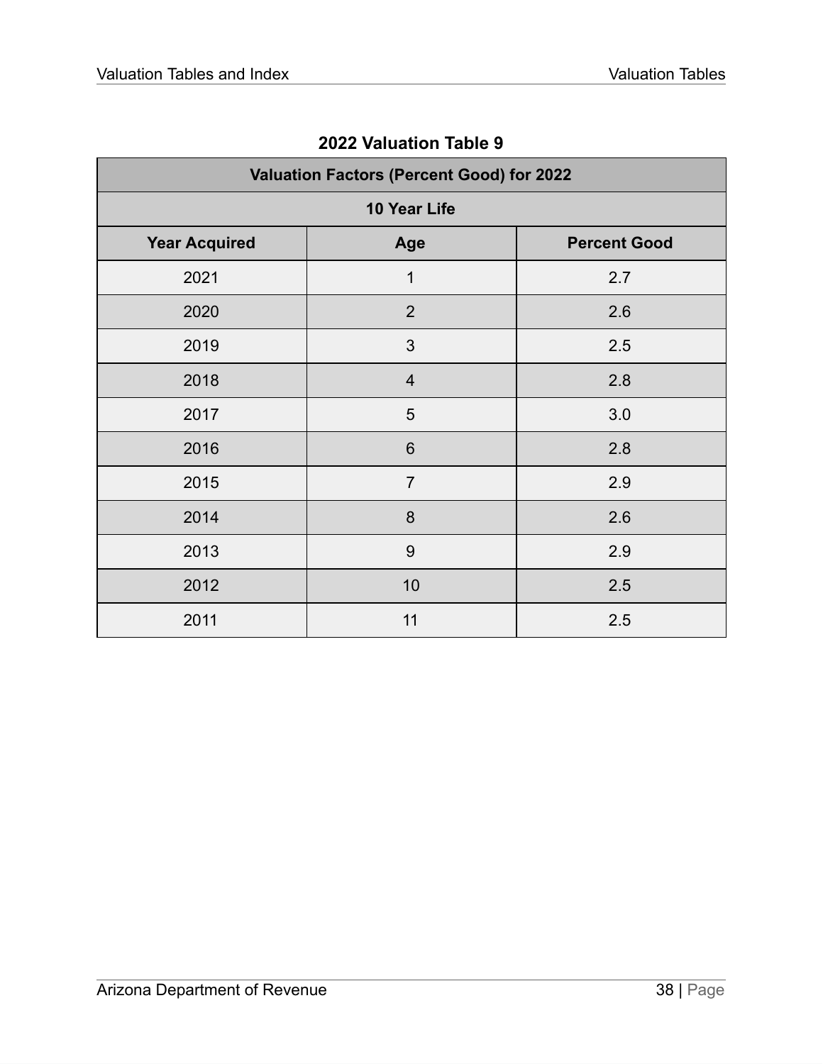## 2022 Valuation Table 9

| Valuation Factors (Percent Good) for 2022 | | |
|---|---|---|
| 10 Year Life | | |
| **Year Acquired** | **Age** | **Percent Good** |
| 2021 | 1 | 2.7 |
| 2020 | 2 | 2.6 |
| 2019 | 3 | 2.5 |
| 2018 | 4 | 2.8 |
| 2017 | 5 | 3.0 |
| 2016 | 6 | 2.8 |
| 2015 | 7 | 2.9 |
| 2014 | 8 | 2.6 |
| 2013 | 9 | 2.9 |
| 2012 | 10 | 2.5 |
| 2011 | 11 | 2.5 |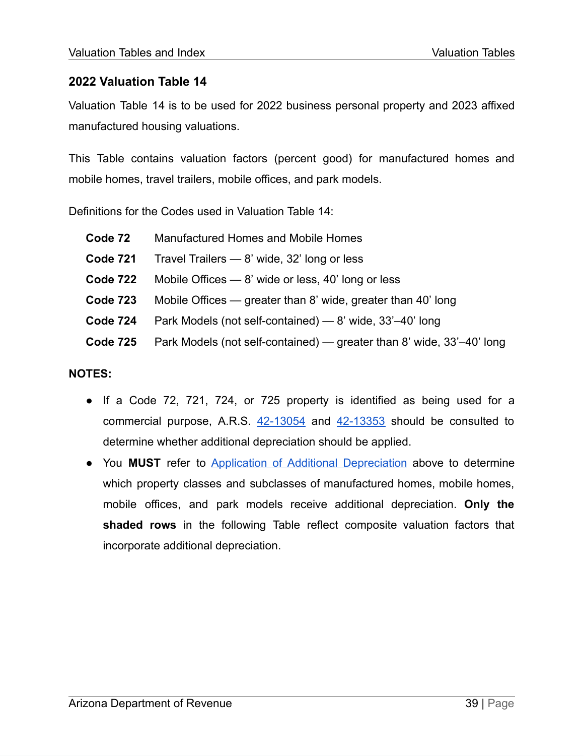## 2022 Valuation Table 14

Valuation Table 14 is to be used for 2022 business personal property and 2023 affixed manufactured housing valuations.

This Table contains valuation factors (percent good) for manufactured homes and mobile homes, travel trailers, mobile offices, and park models.

Definitions for the Codes used in Valuation Table 14:

| | |
|---|---|
| **Code 72** | Manufactured Homes and Mobile Homes |
| **Code 721** | Travel Trailers — 8' wide, 32' long or less |
| **Code 722** | Mobile Offices — 8' wide or less, 40' long or less |
| **Code 723** | Mobile Offices — greater than 8' wide, greater than 40' long |
| **Code 724** | Park Models (not self-contained) — 8' wide, 33'–40' long |
| **Code 725** | Park Models (not self-contained) — greater than 8' wide, 33'–40' long |

**NOTES:**

- If a Code 72, 721, 724, or 725 property is identified as being used for a commercial purpose, A.R.S. 42-13054 and 42-13353 should be consulted to determine whether additional depreciation should be applied.
- You **MUST** refer to Application of Additional Depreciation above to determine which property classes and subclasses of manufactured homes, mobile homes, mobile offices, and park models receive additional depreciation. **Only the shaded rows** in the following Table reflect composite valuation factors that incorporate additional depreciation.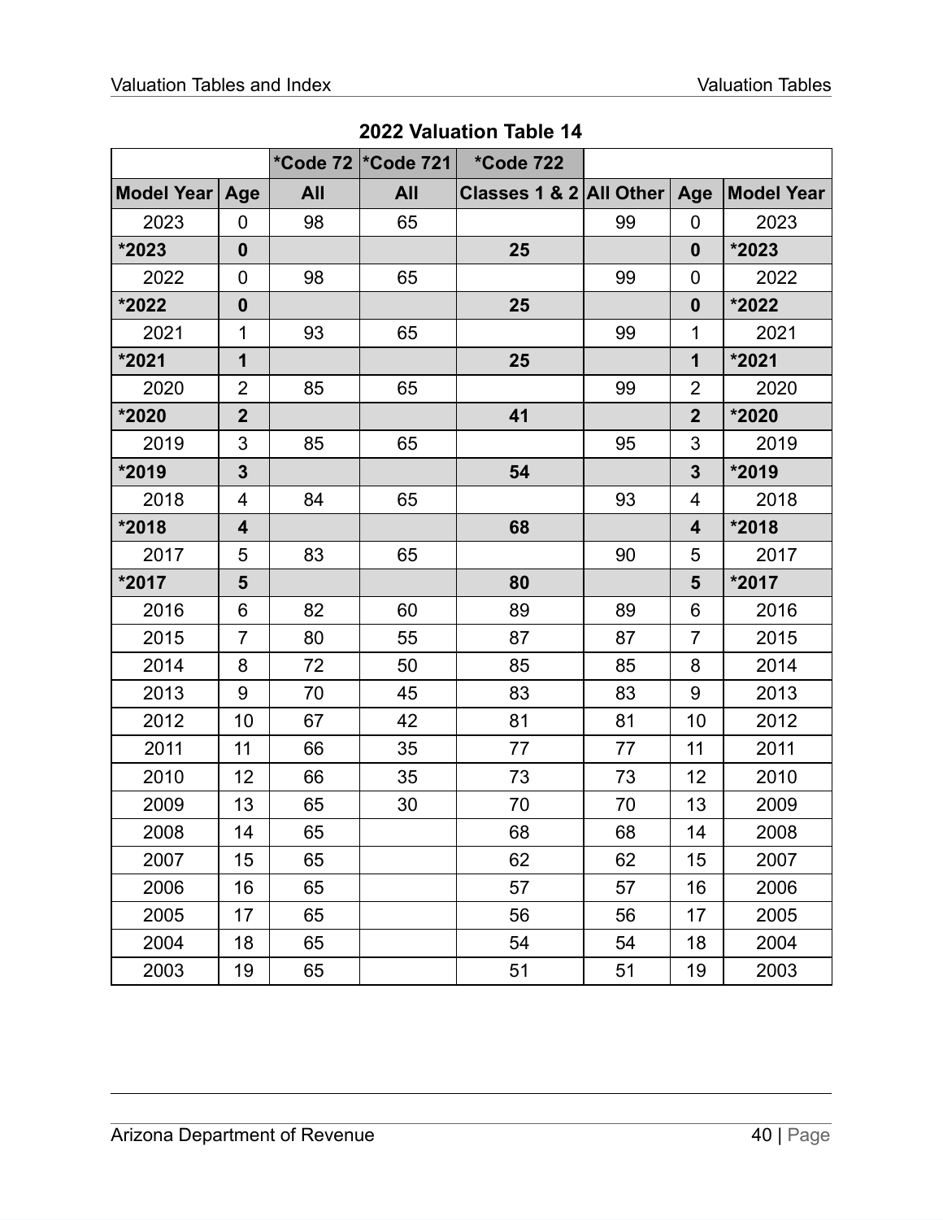## 2022 Valuation Table 14

| | | *Code 72 | *Code 721 | *Code 722 | | | |
|---|---|---|---|---|---|---|---|
| Model Year | Age | All | All | Classes 1 & 2 | All Other | Age | Model Year |
| 2023 | 0 | 98 | 65 | | 99 | 0 | 2023 |
| **\*2023** | **0** | | | **25** | | **0** | **\*2023** |
| 2022 | 0 | 98 | 65 | | 99 | 0 | 2022 |
| **\*2022** | **0** | | | **25** | | **0** | **\*2022** |
| 2021 | 1 | 93 | 65 | | 99 | 1 | 2021 |
| **\*2021** | **1** | | | **25** | | **1** | **\*2021** |
| 2020 | 2 | 85 | 65 | | 99 | 2 | 2020 |
| **\*2020** | **2** | | | **41** | | **2** | **\*2020** |
| 2019 | 3 | 85 | 65 | | 95 | 3 | 2019 |
| **\*2019** | **3** | | | **54** | | **3** | **\*2019** |
| 2018 | 4 | 84 | 65 | | 93 | 4 | 2018 |
| **\*2018** | **4** | | | **68** | | **4** | **\*2018** |
| 2017 | 5 | 83 | 65 | | 90 | 5 | 2017 |
| **\*2017** | **5** | | | **80** | | **5** | **\*2017** |
| 2016 | 6 | 82 | 60 | 89 | 89 | 6 | 2016 |
| 2015 | 7 | 80 | 55 | 87 | 87 | 7 | 2015 |
| 2014 | 8 | 72 | 50 | 85 | 85 | 8 | 2014 |
| 2013 | 9 | 70 | 45 | 83 | 83 | 9 | 2013 |
| 2012 | 10 | 67 | 42 | 81 | 81 | 10 | 2012 |
| 2011 | 11 | 66 | 35 | 77 | 77 | 11 | 2011 |
| 2010 | 12 | 66 | 35 | 73 | 73 | 12 | 2010 |
| 2009 | 13 | 65 | 30 | 70 | 70 | 13 | 2009 |
| 2008 | 14 | 65 | | 68 | 68 | 14 | 2008 |
| 2007 | 15 | 65 | | 62 | 62 | 15 | 2007 |
| 2006 | 16 | 65 | | 57 | 57 | 16 | 2006 |
| 2005 | 17 | 65 | | 56 | 56 | 17 | 2005 |
| 2004 | 18 | 65 | | 54 | 54 | 18 | 2004 |
| 2003 | 19 | 65 | | 51 | 51 | 19 | 2003 |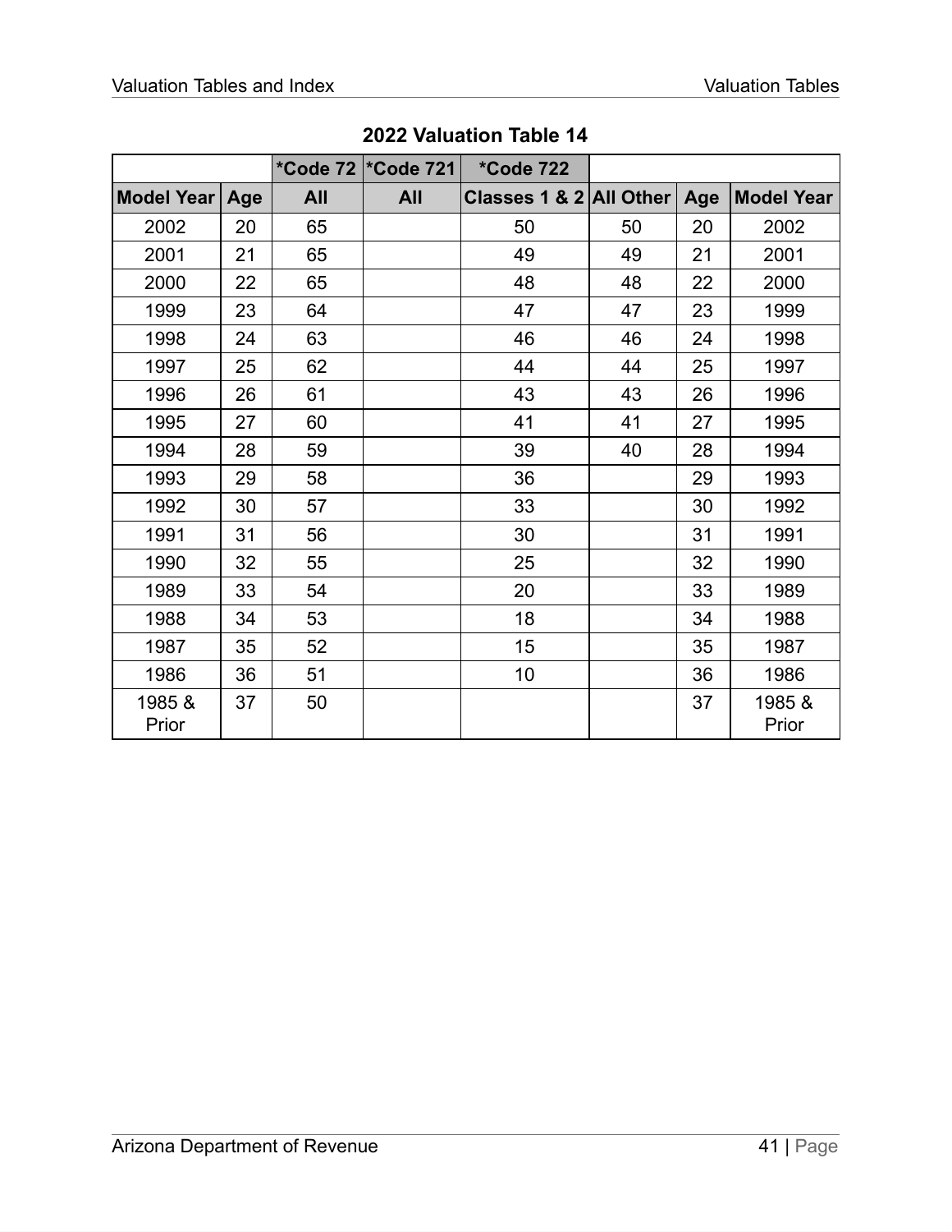## 2022 Valuation Table 14

| | | *Code 72 | *Code 721 | *Code 722 | | | |
|---|---|---|---|---|---|---|---|
| Model Year | Age | All | All | Classes 1 & 2 | All Other | Age | Model Year |
| 2002 | 20 | 65 | | 50 | 50 | 20 | 2002 |
| 2001 | 21 | 65 | | 49 | 49 | 21 | 2001 |
| 2000 | 22 | 65 | | 48 | 48 | 22 | 2000 |
| 1999 | 23 | 64 | | 47 | 47 | 23 | 1999 |
| 1998 | 24 | 63 | | 46 | 46 | 24 | 1998 |
| 1997 | 25 | 62 | | 44 | 44 | 25 | 1997 |
| 1996 | 26 | 61 | | 43 | 43 | 26 | 1996 |
| 1995 | 27 | 60 | | 41 | 41 | 27 | 1995 |
| 1994 | 28 | 59 | | 39 | 40 | 28 | 1994 |
| 1993 | 29 | 58 | | 36 | | 29 | 1993 |
| 1992 | 30 | 57 | | 33 | | 30 | 1992 |
| 1991 | 31 | 56 | | 30 | | 31 | 1991 |
| 1990 | 32 | 55 | | 25 | | 32 | 1990 |
| 1989 | 33 | 54 | | 20 | | 33 | 1989 |
| 1988 | 34 | 53 | | 18 | | 34 | 1988 |
| 1987 | 35 | 52 | | 15 | | 35 | 1987 |
| 1986 | 36 | 51 | | 10 | | 36 | 1986 |
| 1985 & Prior | 37 | 50 | | | | 37 | 1985 & Prior |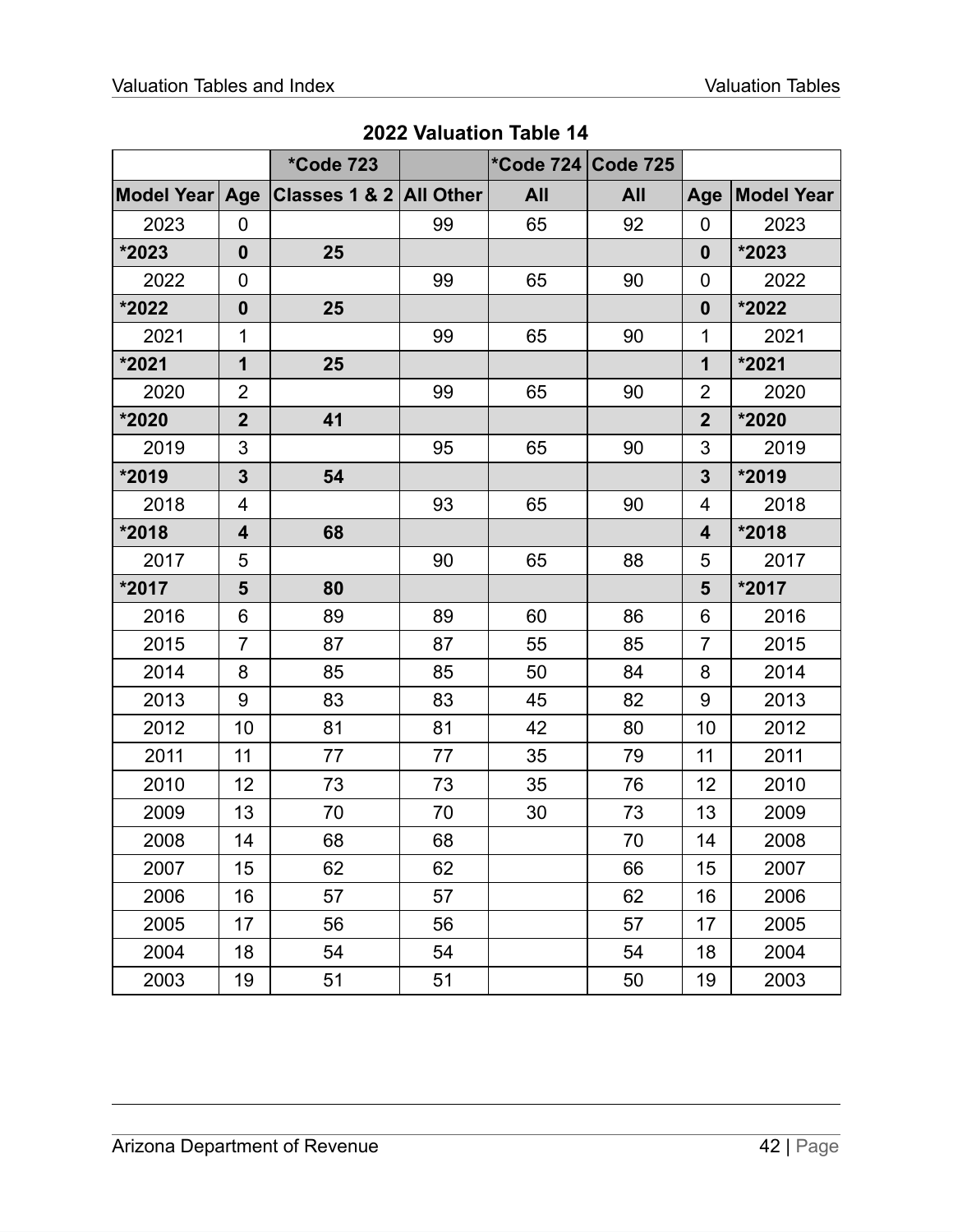## 2022 Valuation Table 14

| | | *Code 723 | | *Code 724 | Code 725 | | |
|---|---|---|---|---|---|---|---|
| Model Year | Age | Classes 1 & 2 | All Other | All | All | Age | Model Year |
| 2023 | 0 | | 99 | 65 | 92 | 0 | 2023 |
| **\*2023** | **0** | **25** | | | | **0** | **\*2023** |
| 2022 | 0 | | 99 | 65 | 90 | 0 | 2022 |
| **\*2022** | **0** | **25** | | | | **0** | **\*2022** |
| 2021 | 1 | | 99 | 65 | 90 | 1 | 2021 |
| **\*2021** | **1** | **25** | | | | **1** | **\*2021** |
| 2020 | 2 | | 99 | 65 | 90 | 2 | 2020 |
| **\*2020** | **2** | **41** | | | | **2** | **\*2020** |
| 2019 | 3 | | 95 | 65 | 90 | 3 | 2019 |
| **\*2019** | **3** | **54** | | | | **3** | **\*2019** |
| 2018 | 4 | | 93 | 65 | 90 | 4 | 2018 |
| **\*2018** | **4** | **68** | | | | **4** | **\*2018** |
| 2017 | 5 | | 90 | 65 | 88 | 5 | 2017 |
| **\*2017** | **5** | **80** | | | | **5** | **\*2017** |
| 2016 | 6 | 89 | 89 | 60 | 86 | 6 | 2016 |
| 2015 | 7 | 87 | 87 | 55 | 85 | 7 | 2015 |
| 2014 | 8 | 85 | 85 | 50 | 84 | 8 | 2014 |
| 2013 | 9 | 83 | 83 | 45 | 82 | 9 | 2013 |
| 2012 | 10 | 81 | 81 | 42 | 80 | 10 | 2012 |
| 2011 | 11 | 77 | 77 | 35 | 79 | 11 | 2011 |
| 2010 | 12 | 73 | 73 | 35 | 76 | 12 | 2010 |
| 2009 | 13 | 70 | 70 | 30 | 73 | 13 | 2009 |
| 2008 | 14 | 68 | 68 | | 70 | 14 | 2008 |
| 2007 | 15 | 62 | 62 | | 66 | 15 | 2007 |
| 2006 | 16 | 57 | 57 | | 62 | 16 | 2006 |
| 2005 | 17 | 56 | 56 | | 57 | 17 | 2005 |
| 2004 | 18 | 54 | 54 | | 54 | 18 | 2004 |
| 2003 | 19 | 51 | 51 | | 50 | 19 | 2003 |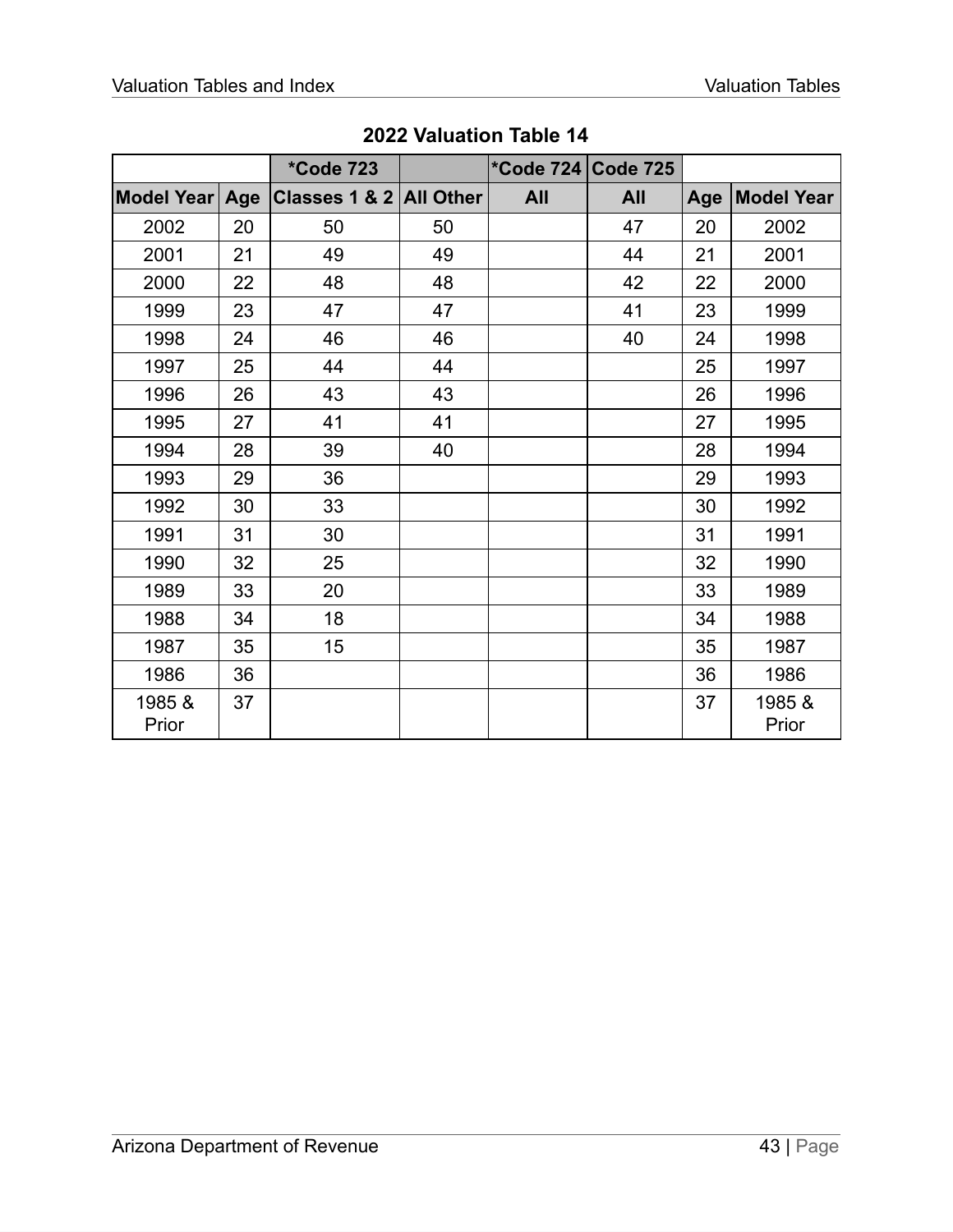## 2022 Valuation Table 14

| | | *Code 723 | | *Code 724 | Code 725 | | |
|---|---|---|---|---|---|---|---|
| **Model Year** | **Age** | **Classes 1 & 2** | **All Other** | **All** | **All** | **Age** | **Model Year** |
| 2002 | 20 | 50 | 50 | | 47 | 20 | 2002 |
| 2001 | 21 | 49 | 49 | | 44 | 21 | 2001 |
| 2000 | 22 | 48 | 48 | | 42 | 22 | 2000 |
| 1999 | 23 | 47 | 47 | | 41 | 23 | 1999 |
| 1998 | 24 | 46 | 46 | | 40 | 24 | 1998 |
| 1997 | 25 | 44 | 44 | | | 25 | 1997 |
| 1996 | 26 | 43 | 43 | | | 26 | 1996 |
| 1995 | 27 | 41 | 41 | | | 27 | 1995 |
| 1994 | 28 | 39 | 40 | | | 28 | 1994 |
| 1993 | 29 | 36 | | | | 29 | 1993 |
| 1992 | 30 | 33 | | | | 30 | 1992 |
| 1991 | 31 | 30 | | | | 31 | 1991 |
| 1990 | 32 | 25 | | | | 32 | 1990 |
| 1989 | 33 | 20 | | | | 33 | 1989 |
| 1988 | 34 | 18 | | | | 34 | 1988 |
| 1987 | 35 | 15 | | | | 35 | 1987 |
| 1986 | 36 | | | | | 36 | 1986 |
| 1985 & Prior | 37 | | | | | 37 | 1985 & Prior |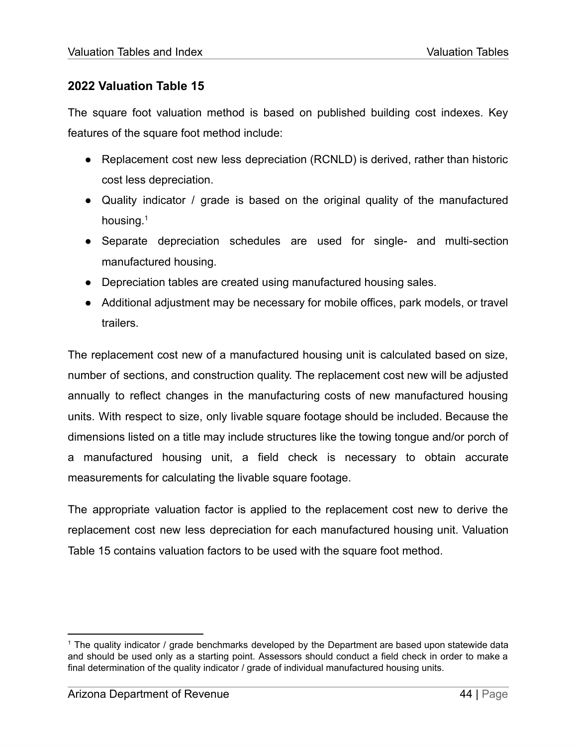## 2022 Valuation Table 15

The square foot valuation method is based on published building cost indexes. Key features of the square foot method include:

- Replacement cost new less depreciation (RCNLD) is derived, rather than historic cost less depreciation.
- Quality indicator / grade is based on the original quality of the manufactured housing.[1]
- Separate depreciation schedules are used for single- and multi-section manufactured housing.
- Depreciation tables are created using manufactured housing sales.
- Additional adjustment may be necessary for mobile offices, park models, or travel trailers.

The replacement cost new of a manufactured housing unit is calculated based on size, number of sections, and construction quality. The replacement cost new will be adjusted annually to reflect changes in the manufacturing costs of new manufactured housing units. With respect to size, only livable square footage should be included. Because the dimensions listed on a title may include structures like the towing tongue and/or porch of a manufactured housing unit, a field check is necessary to obtain accurate measurements for calculating the livable square footage.

The appropriate valuation factor is applied to the replacement cost new to derive the replacement cost new less depreciation for each manufactured housing unit. Valuation Table 15 contains valuation factors to be used with the square foot method.

---

[1] The quality indicator / grade benchmarks developed by the Department are based upon statewide data and should be used only as a starting point. Assessors should conduct a field check in order to make a final determination of the quality indicator / grade of individual manufactured housing units.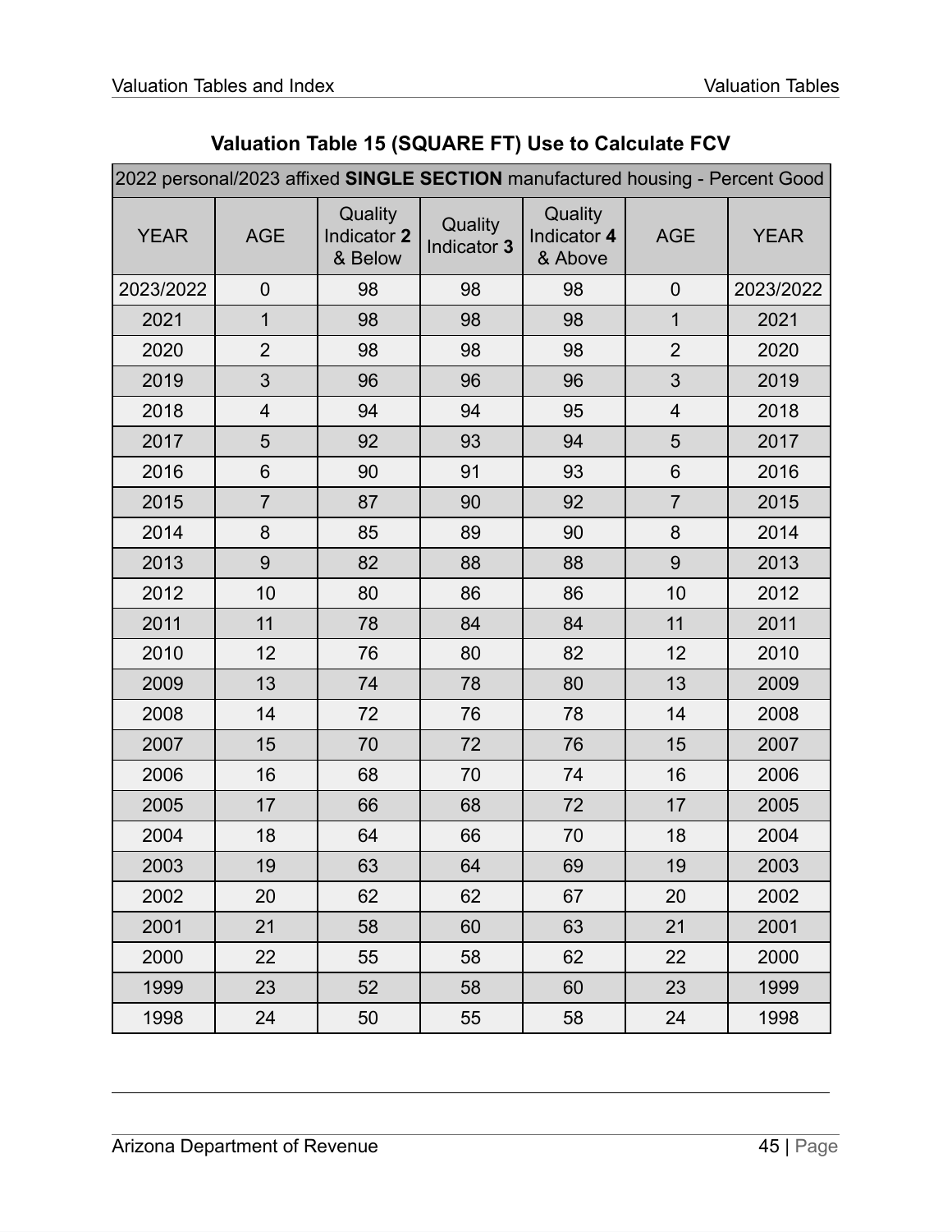## Valuation Table 15 (SQUARE FT) Use to Calculate FCV

| 2022 personal/2023 affixed **SINGLE SECTION** manufactured housing - Percent Good | | | | | | |
|---|---|---|---|---|---|---|
| YEAR | AGE | Quality Indicator **2** & Below | Quality Indicator **3** | Quality Indicator **4** & Above | AGE | YEAR |
| 2023/2022 | 0 | 98 | 98 | 98 | 0 | 2023/2022 |
| 2021 | 1 | 98 | 98 | 98 | 1 | 2021 |
| 2020 | 2 | 98 | 98 | 98 | 2 | 2020 |
| 2019 | 3 | 96 | 96 | 96 | 3 | 2019 |
| 2018 | 4 | 94 | 94 | 95 | 4 | 2018 |
| 2017 | 5 | 92 | 93 | 94 | 5 | 2017 |
| 2016 | 6 | 90 | 91 | 93 | 6 | 2016 |
| 2015 | 7 | 87 | 90 | 92 | 7 | 2015 |
| 2014 | 8 | 85 | 89 | 90 | 8 | 2014 |
| 2013 | 9 | 82 | 88 | 88 | 9 | 2013 |
| 2012 | 10 | 80 | 86 | 86 | 10 | 2012 |
| 2011 | 11 | 78 | 84 | 84 | 11 | 2011 |
| 2010 | 12 | 76 | 80 | 82 | 12 | 2010 |
| 2009 | 13 | 74 | 78 | 80 | 13 | 2009 |
| 2008 | 14 | 72 | 76 | 78 | 14 | 2008 |
| 2007 | 15 | 70 | 72 | 76 | 15 | 2007 |
| 2006 | 16 | 68 | 70 | 74 | 16 | 2006 |
| 2005 | 17 | 66 | 68 | 72 | 17 | 2005 |
| 2004 | 18 | 64 | 66 | 70 | 18 | 2004 |
| 2003 | 19 | 63 | 64 | 69 | 19 | 2003 |
| 2002 | 20 | 62 | 62 | 67 | 20 | 2002 |
| 2001 | 21 | 58 | 60 | 63 | 21 | 2001 |
| 2000 | 22 | 55 | 58 | 62 | 22 | 2000 |
| 1999 | 23 | 52 | 58 | 60 | 23 | 1999 |
| 1998 | 24 | 50 | 55 | 58 | 24 | 1998 |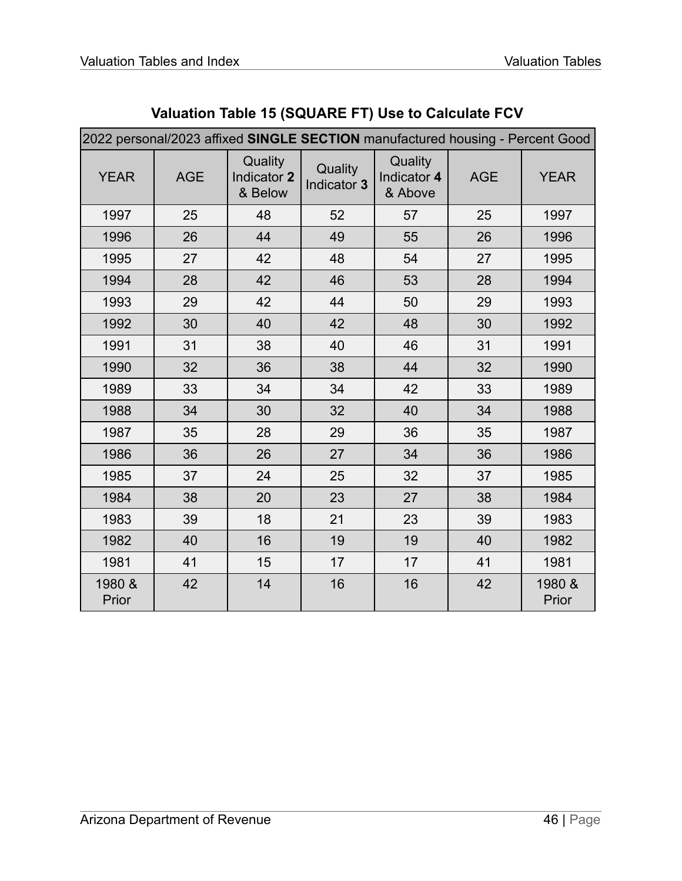## Valuation Table 15 (SQUARE FT) Use to Calculate FCV

| 2022 personal/2023 affixed **SINGLE SECTION** manufactured housing - Percent Good | | | | | | |
|---|---|---|---|---|---|---|
| YEAR | AGE | Quality Indicator **2** & Below | Quality Indicator **3** | Quality Indicator **4** & Above | AGE | YEAR |
| 1997 | 25 | 48 | 52 | 57 | 25 | 1997 |
| 1996 | 26 | 44 | 49 | 55 | 26 | 1996 |
| 1995 | 27 | 42 | 48 | 54 | 27 | 1995 |
| 1994 | 28 | 42 | 46 | 53 | 28 | 1994 |
| 1993 | 29 | 42 | 44 | 50 | 29 | 1993 |
| 1992 | 30 | 40 | 42 | 48 | 30 | 1992 |
| 1991 | 31 | 38 | 40 | 46 | 31 | 1991 |
| 1990 | 32 | 36 | 38 | 44 | 32 | 1990 |
| 1989 | 33 | 34 | 34 | 42 | 33 | 1989 |
| 1988 | 34 | 30 | 32 | 40 | 34 | 1988 |
| 1987 | 35 | 28 | 29 | 36 | 35 | 1987 |
| 1986 | 36 | 26 | 27 | 34 | 36 | 1986 |
| 1985 | 37 | 24 | 25 | 32 | 37 | 1985 |
| 1984 | 38 | 20 | 23 | 27 | 38 | 1984 |
| 1983 | 39 | 18 | 21 | 23 | 39 | 1983 |
| 1982 | 40 | 16 | 19 | 19 | 40 | 1982 |
| 1981 | 41 | 15 | 17 | 17 | 41 | 1981 |
| 1980 & Prior | 42 | 14 | 16 | 16 | 42 | 1980 & Prior |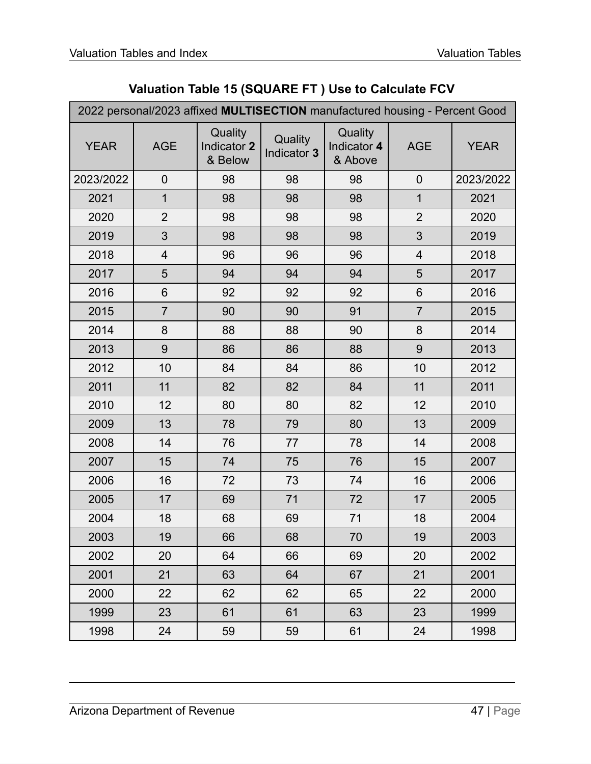## Valuation Table 15 (SQUARE FT ) Use to Calculate FCV

| 2022 personal/2023 affixed **MULTISECTION** manufactured housing - Percent Good | | | | | | |
|---|---|---|---|---|---|---|
| YEAR | AGE | Quality Indicator **2** & Below | Quality Indicator **3** | Quality Indicator **4** & Above | AGE | YEAR |
| 2023/2022 | 0 | 98 | 98 | 98 | 0 | 2023/2022 |
| 2021 | 1 | 98 | 98 | 98 | 1 | 2021 |
| 2020 | 2 | 98 | 98 | 98 | 2 | 2020 |
| 2019 | 3 | 98 | 98 | 98 | 3 | 2019 |
| 2018 | 4 | 96 | 96 | 96 | 4 | 2018 |
| 2017 | 5 | 94 | 94 | 94 | 5 | 2017 |
| 2016 | 6 | 92 | 92 | 92 | 6 | 2016 |
| 2015 | 7 | 90 | 90 | 91 | 7 | 2015 |
| 2014 | 8 | 88 | 88 | 90 | 8 | 2014 |
| 2013 | 9 | 86 | 86 | 88 | 9 | 2013 |
| 2012 | 10 | 84 | 84 | 86 | 10 | 2012 |
| 2011 | 11 | 82 | 82 | 84 | 11 | 2011 |
| 2010 | 12 | 80 | 80 | 82 | 12 | 2010 |
| 2009 | 13 | 78 | 79 | 80 | 13 | 2009 |
| 2008 | 14 | 76 | 77 | 78 | 14 | 2008 |
| 2007 | 15 | 74 | 75 | 76 | 15 | 2007 |
| 2006 | 16 | 72 | 73 | 74 | 16 | 2006 |
| 2005 | 17 | 69 | 71 | 72 | 17 | 2005 |
| 2004 | 18 | 68 | 69 | 71 | 18 | 2004 |
| 2003 | 19 | 66 | 68 | 70 | 19 | 2003 |
| 2002 | 20 | 64 | 66 | 69 | 20 | 2002 |
| 2001 | 21 | 63 | 64 | 67 | 21 | 2001 |
| 2000 | 22 | 62 | 62 | 65 | 22 | 2000 |
| 1999 | 23 | 61 | 61 | 63 | 23 | 1999 |
| 1998 | 24 | 59 | 59 | 61 | 24 | 1998 |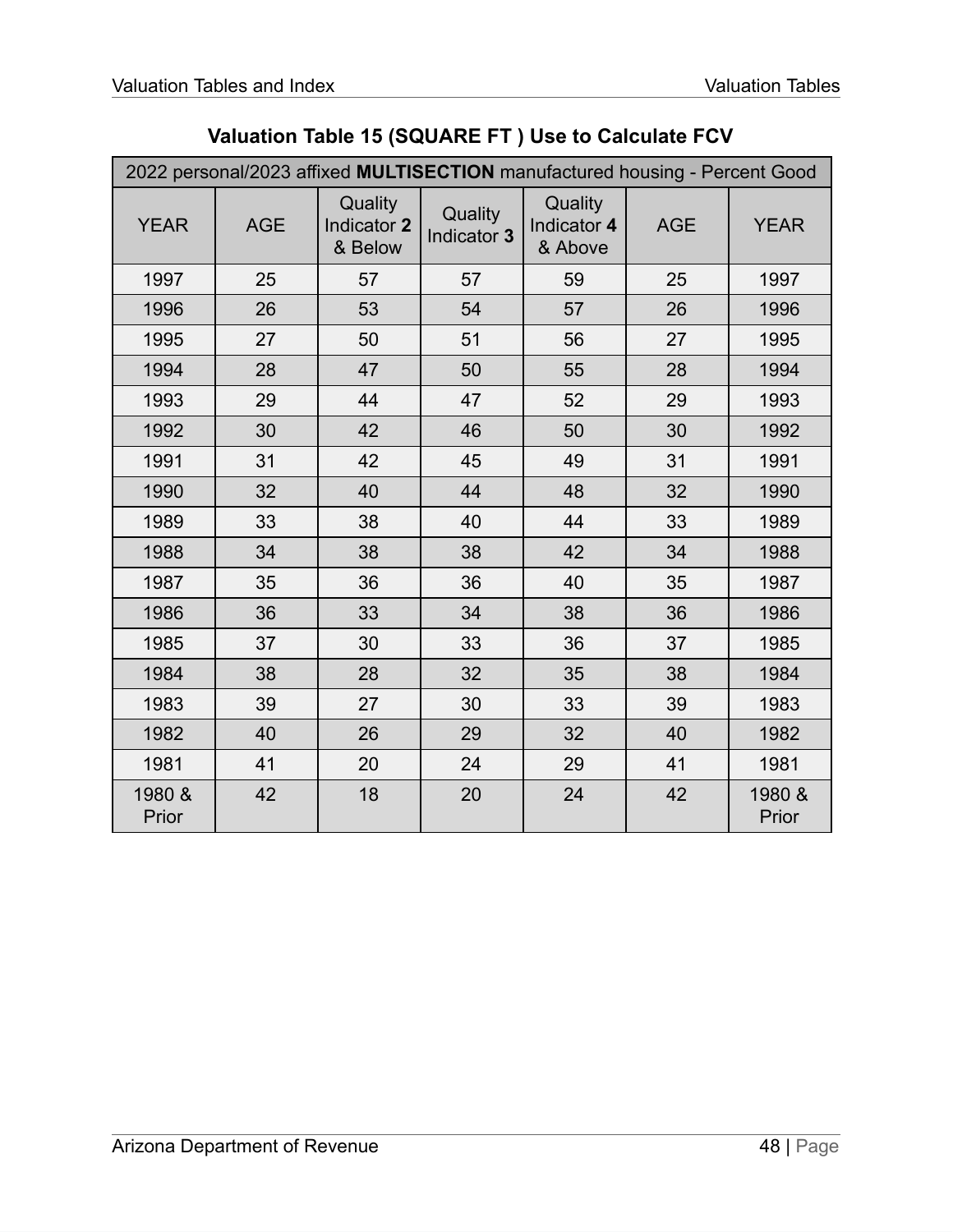## Valuation Table 15 (SQUARE FT ) Use to Calculate FCV

| 2022 personal/2023 affixed **MULTISECTION** manufactured housing - Percent Good | | | | | | |
|---|---|---|---|---|---|---|
| YEAR | AGE | Quality Indicator **2** & Below | Quality Indicator **3** | Quality Indicator **4** & Above | AGE | YEAR |
| 1997 | 25 | 57 | 57 | 59 | 25 | 1997 |
| 1996 | 26 | 53 | 54 | 57 | 26 | 1996 |
| 1995 | 27 | 50 | 51 | 56 | 27 | 1995 |
| 1994 | 28 | 47 | 50 | 55 | 28 | 1994 |
| 1993 | 29 | 44 | 47 | 52 | 29 | 1993 |
| 1992 | 30 | 42 | 46 | 50 | 30 | 1992 |
| 1991 | 31 | 42 | 45 | 49 | 31 | 1991 |
| 1990 | 32 | 40 | 44 | 48 | 32 | 1990 |
| 1989 | 33 | 38 | 40 | 44 | 33 | 1989 |
| 1988 | 34 | 38 | 38 | 42 | 34 | 1988 |
| 1987 | 35 | 36 | 36 | 40 | 35 | 1987 |
| 1986 | 36 | 33 | 34 | 38 | 36 | 1986 |
| 1985 | 37 | 30 | 33 | 36 | 37 | 1985 |
| 1984 | 38 | 28 | 32 | 35 | 38 | 1984 |
| 1983 | 39 | 27 | 30 | 33 | 39 | 1983 |
| 1982 | 40 | 26 | 29 | 32 | 40 | 1982 |
| 1981 | 41 | 20 | 24 | 29 | 41 | 1981 |
| 1980 & Prior | 42 | 18 | 20 | 24 | 42 | 1980 & Prior |